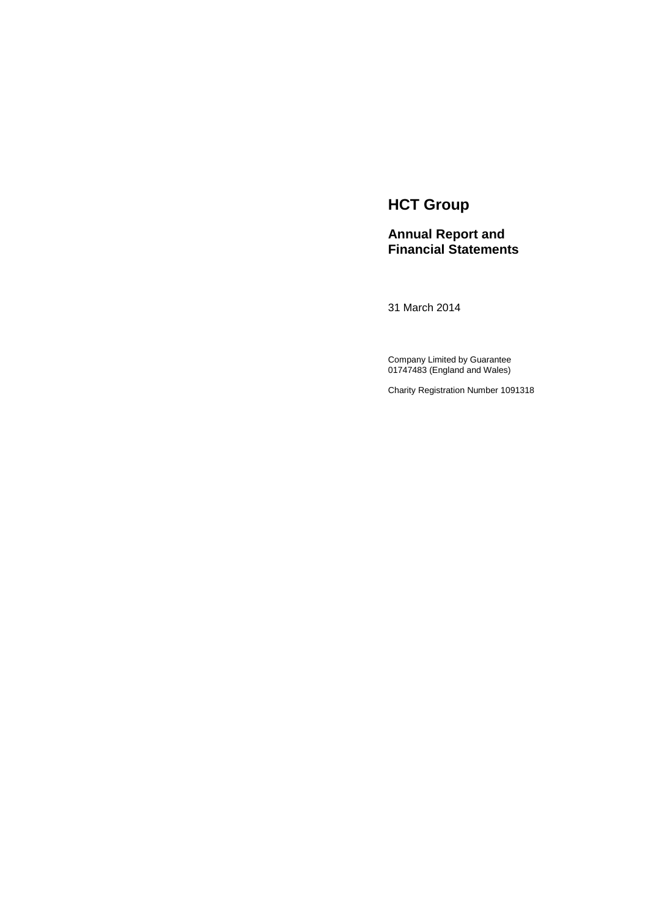# HCT Group

## Annual Report and Financial Statements

31 March 2014

Company Limited by Guarantee
01747483 (England and Wales)

Charity Registration Number 1091318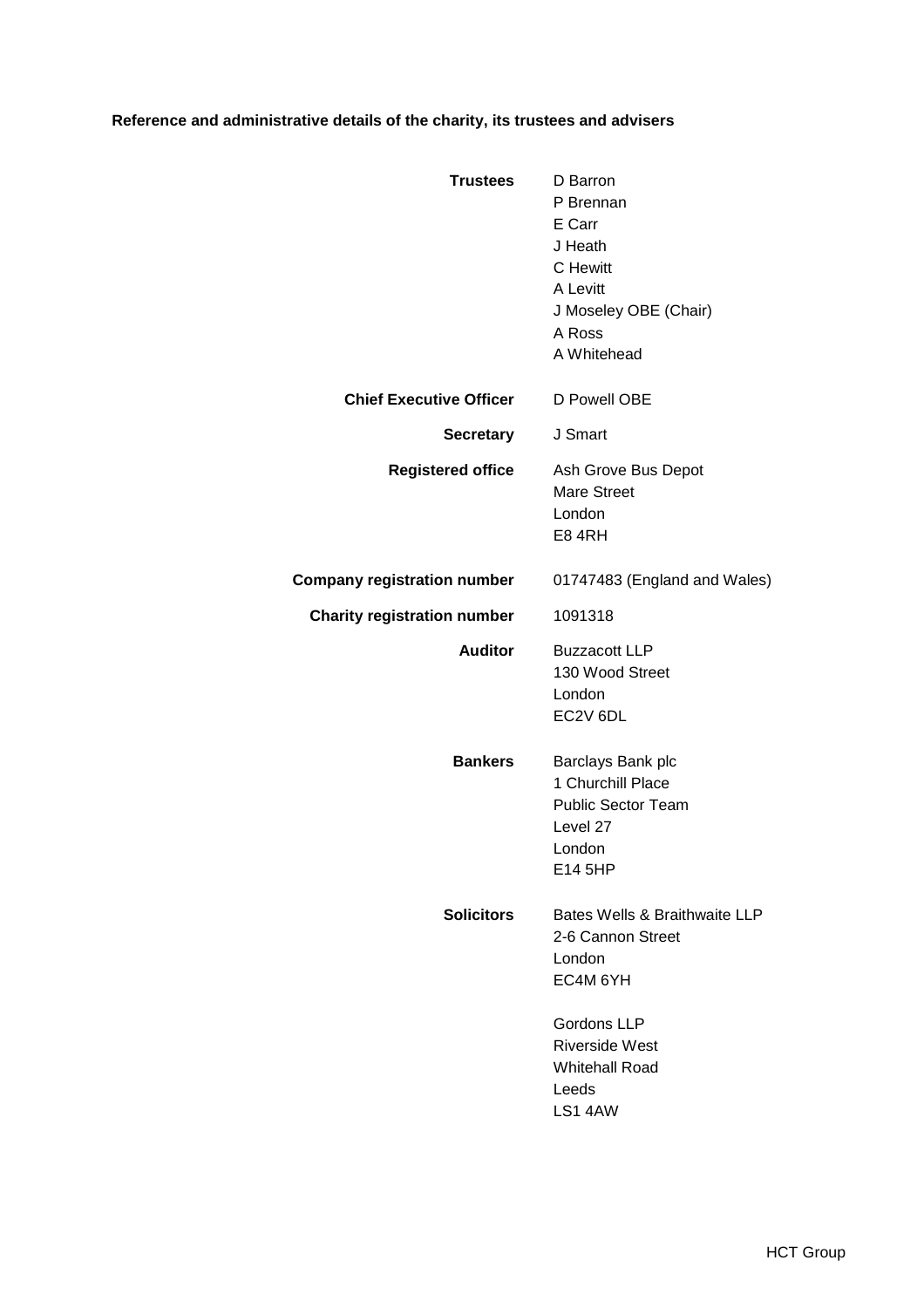**Reference and administrative details of the charity, its trustees and advisers**

| | |
|---|---|
| **Trustees** | D Barron<br>P Brennan<br>E Carr<br>J Heath<br>C Hewitt<br>A Levitt<br>J Moseley OBE (Chair)<br>A Ross<br>A Whitehead |
| **Chief Executive Officer** | D Powell OBE |
| **Secretary** | J Smart |
| **Registered office** | Ash Grove Bus Depot<br>Mare Street<br>London<br>E8 4RH |
| **Company registration number** | 01747483 (England and Wales) |
| **Charity registration number** | 1091318 |
| **Auditor** | Buzzacott LLP<br>130 Wood Street<br>London<br>EC2V 6DL |
| **Bankers** | Barclays Bank plc<br>1 Churchill Place<br>Public Sector Team<br>Level 27<br>London<br>E14 5HP |
| **Solicitors** | Bates Wells & Braithwaite LLP<br>2-6 Cannon Street<br>London<br>EC4M 6YH<br><br>Gordons LLP<br>Riverside West<br>Whitehall Road<br>Leeds<br>LS1 4AW |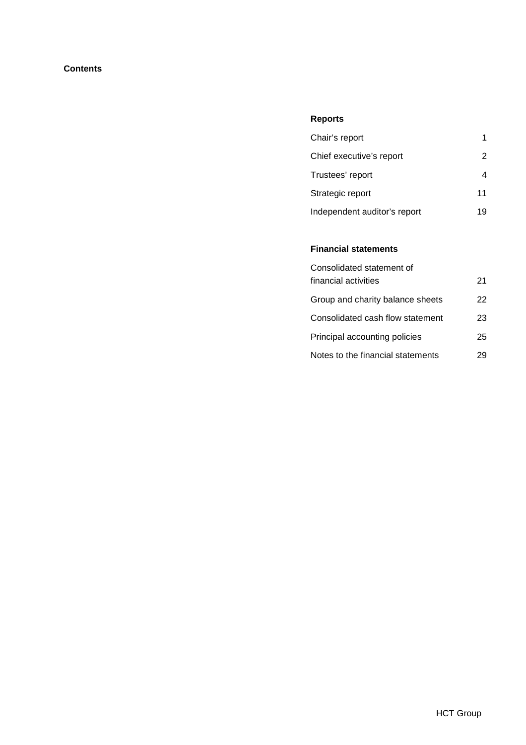# Contents

## Reports

| | |
|---|---|
| Chair's report | 1 |
| Chief executive's report | 2 |
| Trustees' report | 4 |
| Strategic report | 11 |
| Independent auditor's report | 19 |

## Financial statements

| | |
|---|---|
| Consolidated statement of financial activities | 21 |
| Group and charity balance sheets | 22 |
| Consolidated cash flow statement | 23 |
| Principal accounting policies | 25 |
| Notes to the financial statements | 29 |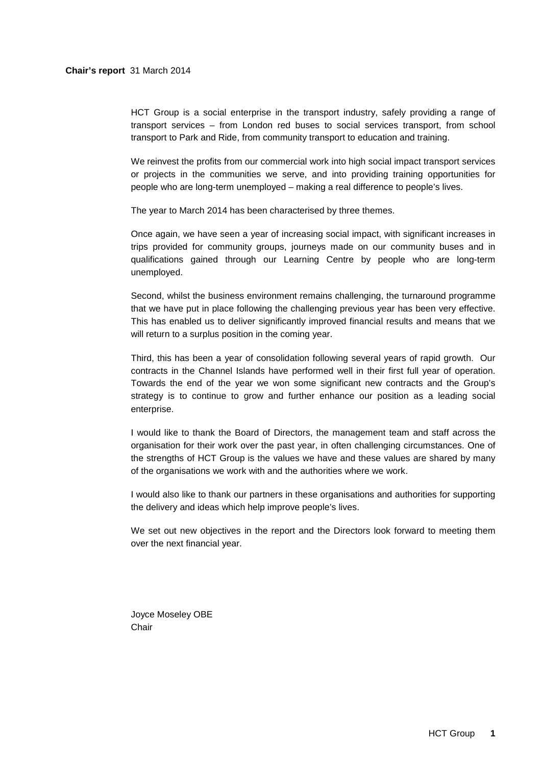**Chair's report** 31 March 2014

HCT Group is a social enterprise in the transport industry, safely providing a range of transport services – from London red buses to social services transport, from school transport to Park and Ride, from community transport to education and training.

We reinvest the profits from our commercial work into high social impact transport services or projects in the communities we serve, and into providing training opportunities for people who are long-term unemployed – making a real difference to people's lives.

The year to March 2014 has been characterised by three themes.

Once again, we have seen a year of increasing social impact, with significant increases in trips provided for community groups, journeys made on our community buses and in qualifications gained through our Learning Centre by people who are long-term unemployed.

Second, whilst the business environment remains challenging, the turnaround programme that we have put in place following the challenging previous year has been very effective. This has enabled us to deliver significantly improved financial results and means that we will return to a surplus position in the coming year.

Third, this has been a year of consolidation following several years of rapid growth. Our contracts in the Channel Islands have performed well in their first full year of operation. Towards the end of the year we won some significant new contracts and the Group's strategy is to continue to grow and further enhance our position as a leading social enterprise.

I would like to thank the Board of Directors, the management team and staff across the organisation for their work over the past year, in often challenging circumstances. One of the strengths of HCT Group is the values we have and these values are shared by many of the organisations we work with and the authorities where we work.

I would also like to thank our partners in these organisations and authorities for supporting the delivery and ideas which help improve people's lives.

We set out new objectives in the report and the Directors look forward to meeting them over the next financial year.

Joyce Moseley OBE
Chair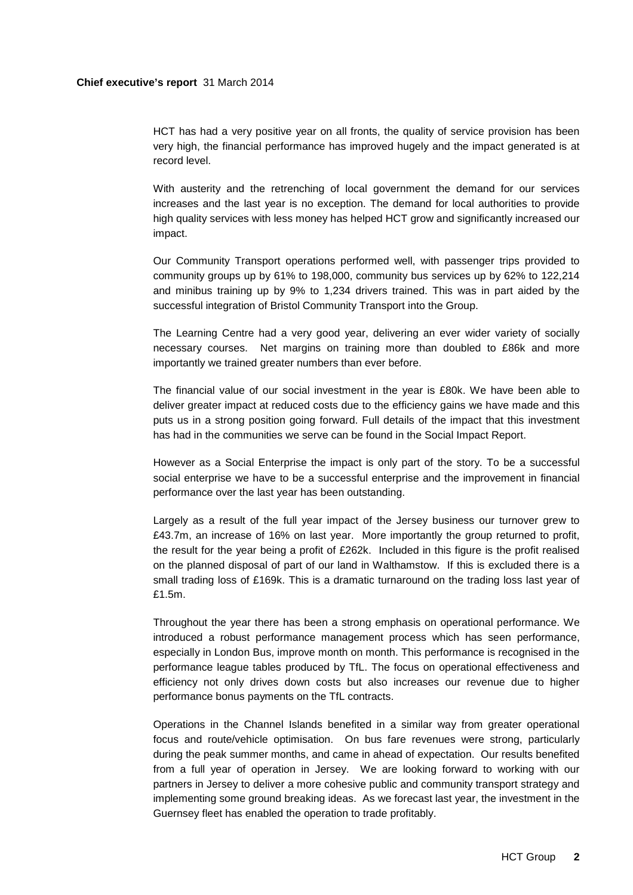**Chief executive's report** 31 March 2014

HCT has had a very positive year on all fronts, the quality of service provision has been very high, the financial performance has improved hugely and the impact generated is at record level.

With austerity and the retrenching of local government the demand for our services increases and the last year is no exception. The demand for local authorities to provide high quality services with less money has helped HCT grow and significantly increased our impact.

Our Community Transport operations performed well, with passenger trips provided to community groups up by 61% to 198,000, community bus services up by 62% to 122,214 and minibus training up by 9% to 1,234 drivers trained. This was in part aided by the successful integration of Bristol Community Transport into the Group.

The Learning Centre had a very good year, delivering an ever wider variety of socially necessary courses. Net margins on training more than doubled to £86k and more importantly we trained greater numbers than ever before.

The financial value of our social investment in the year is £80k. We have been able to deliver greater impact at reduced costs due to the efficiency gains we have made and this puts us in a strong position going forward. Full details of the impact that this investment has had in the communities we serve can be found in the Social Impact Report.

However as a Social Enterprise the impact is only part of the story. To be a successful social enterprise we have to be a successful enterprise and the improvement in financial performance over the last year has been outstanding.

Largely as a result of the full year impact of the Jersey business our turnover grew to £43.7m, an increase of 16% on last year. More importantly the group returned to profit, the result for the year being a profit of £262k. Included in this figure is the profit realised on the planned disposal of part of our land in Walthamstow. If this is excluded there is a small trading loss of £169k. This is a dramatic turnaround on the trading loss last year of £1.5m.

Throughout the year there has been a strong emphasis on operational performance. We introduced a robust performance management process which has seen performance, especially in London Bus, improve month on month. This performance is recognised in the performance league tables produced by TfL. The focus on operational effectiveness and efficiency not only drives down costs but also increases our revenue due to higher performance bonus payments on the TfL contracts.

Operations in the Channel Islands benefited in a similar way from greater operational focus and route/vehicle optimisation. On bus fare revenues were strong, particularly during the peak summer months, and came in ahead of expectation. Our results benefited from a full year of operation in Jersey. We are looking forward to working with our partners in Jersey to deliver a more cohesive public and community transport strategy and implementing some ground breaking ideas. As we forecast last year, the investment in the Guernsey fleet has enabled the operation to trade profitably.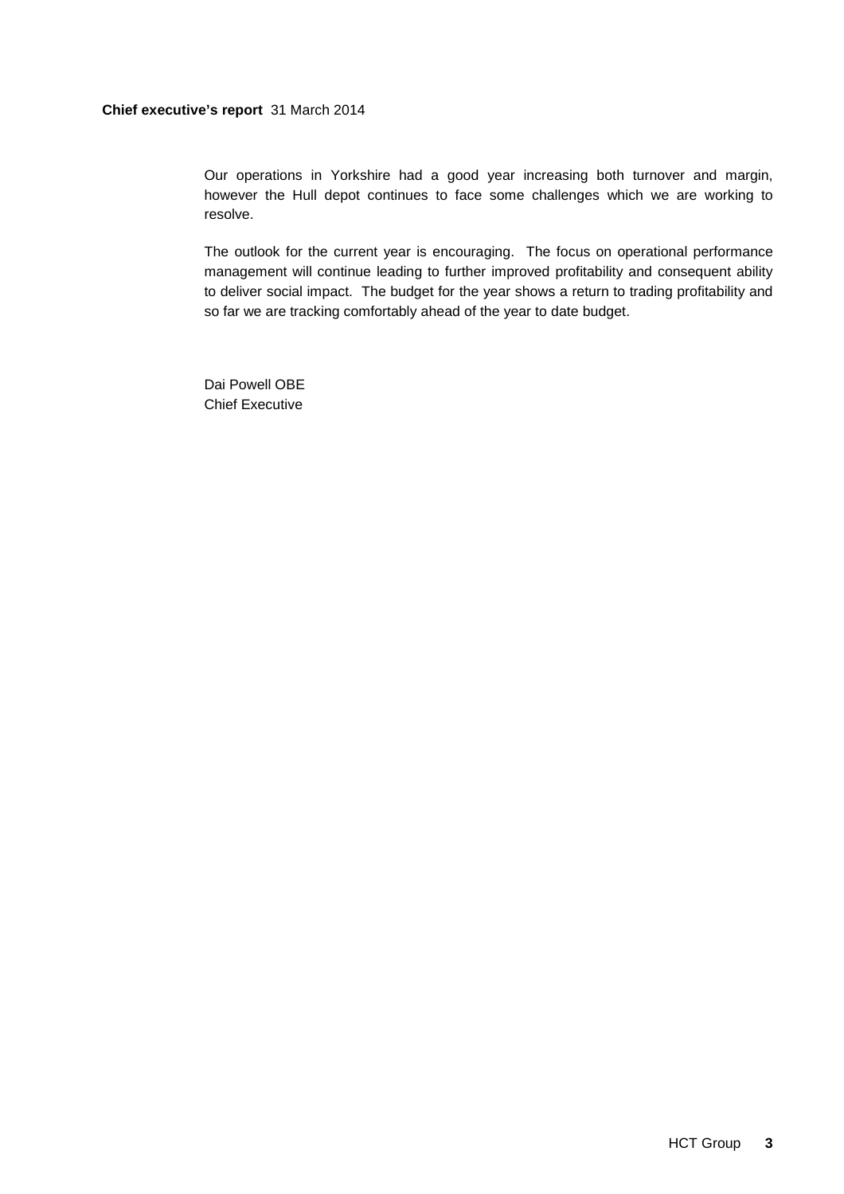**Chief executive's report** 31 March 2014

Our operations in Yorkshire had a good year increasing both turnover and margin, however the Hull depot continues to face some challenges which we are working to resolve.

The outlook for the current year is encouraging. The focus on operational performance management will continue leading to further improved profitability and consequent ability to deliver social impact. The budget for the year shows a return to trading profitability and so far we are tracking comfortably ahead of the year to date budget.

Dai Powell OBE
Chief Executive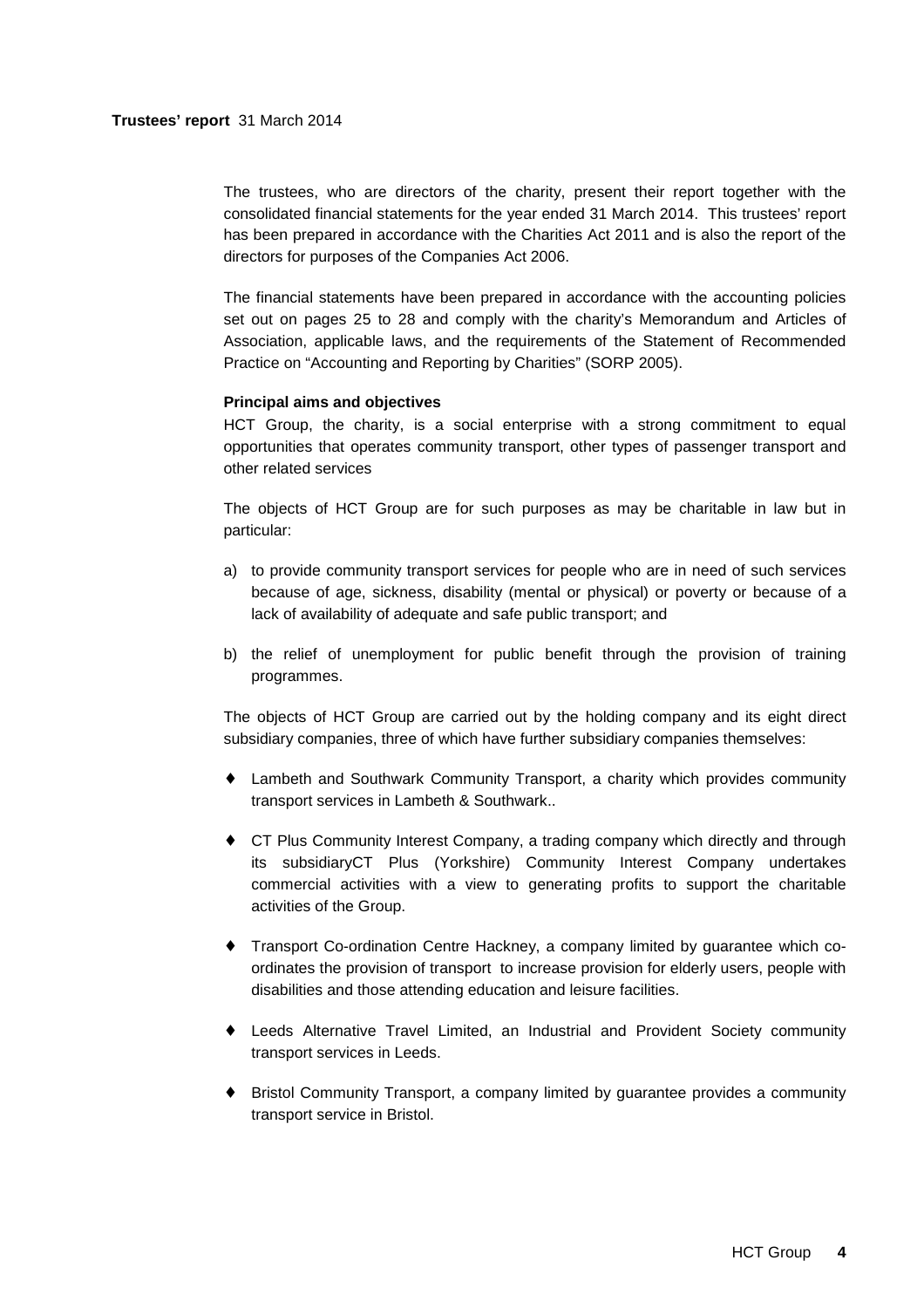**Trustees' report** 31 March 2014

The trustees, who are directors of the charity, present their report together with the consolidated financial statements for the year ended 31 March 2014. This trustees' report has been prepared in accordance with the Charities Act 2011 and is also the report of the directors for purposes of the Companies Act 2006.

The financial statements have been prepared in accordance with the accounting policies set out on pages 25 to 28 and comply with the charity's Memorandum and Articles of Association, applicable laws, and the requirements of the Statement of Recommended Practice on "Accounting and Reporting by Charities" (SORP 2005).

**Principal aims and objectives**

HCT Group, the charity, is a social enterprise with a strong commitment to equal opportunities that operates community transport, other types of passenger transport and other related services

The objects of HCT Group are for such purposes as may be charitable in law but in particular:

a) to provide community transport services for people who are in need of such services because of age, sickness, disability (mental or physical) or poverty or because of a lack of availability of adequate and safe public transport; and

b) the relief of unemployment for public benefit through the provision of training programmes.

The objects of HCT Group are carried out by the holding company and its eight direct subsidiary companies, three of which have further subsidiary companies themselves:

- Lambeth and Southwark Community Transport, a charity which provides community transport services in Lambeth & Southwark..
- CT Plus Community Interest Company, a trading company which directly and through its subsidiaryCT Plus (Yorkshire) Community Interest Company undertakes commercial activities with a view to generating profits to support the charitable activities of the Group.
- Transport Co-ordination Centre Hackney, a company limited by guarantee which co-ordinates the provision of transport to increase provision for elderly users, people with disabilities and those attending education and leisure facilities.
- Leeds Alternative Travel Limited, an Industrial and Provident Society community transport services in Leeds.
- Bristol Community Transport, a company limited by guarantee provides a community transport service in Bristol.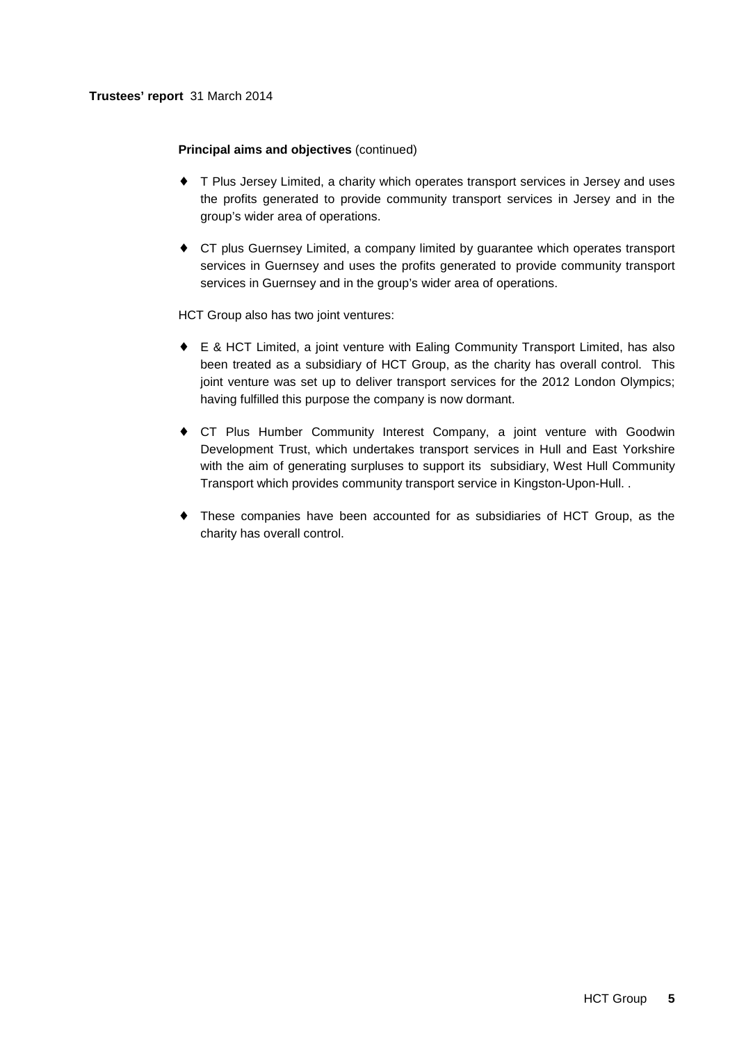**Principal aims and objectives** (continued)

- T Plus Jersey Limited, a charity which operates transport services in Jersey and uses the profits generated to provide community transport services in Jersey and in the group's wider area of operations.

- CT plus Guernsey Limited, a company limited by guarantee which operates transport services in Guernsey and uses the profits generated to provide community transport services in Guernsey and in the group's wider area of operations.

HCT Group also has two joint ventures:

- E & HCT Limited, a joint venture with Ealing Community Transport Limited, has also been treated as a subsidiary of HCT Group, as the charity has overall control. This joint venture was set up to deliver transport services for the 2012 London Olympics; having fulfilled this purpose the company is now dormant.

- CT Plus Humber Community Interest Company, a joint venture with Goodwin Development Trust, which undertakes transport services in Hull and East Yorkshire with the aim of generating surpluses to support its subsidiary, West Hull Community Transport which provides community transport service in Kingston-Upon-Hull. .

- These companies have been accounted for as subsidiaries of HCT Group, as the charity has overall control.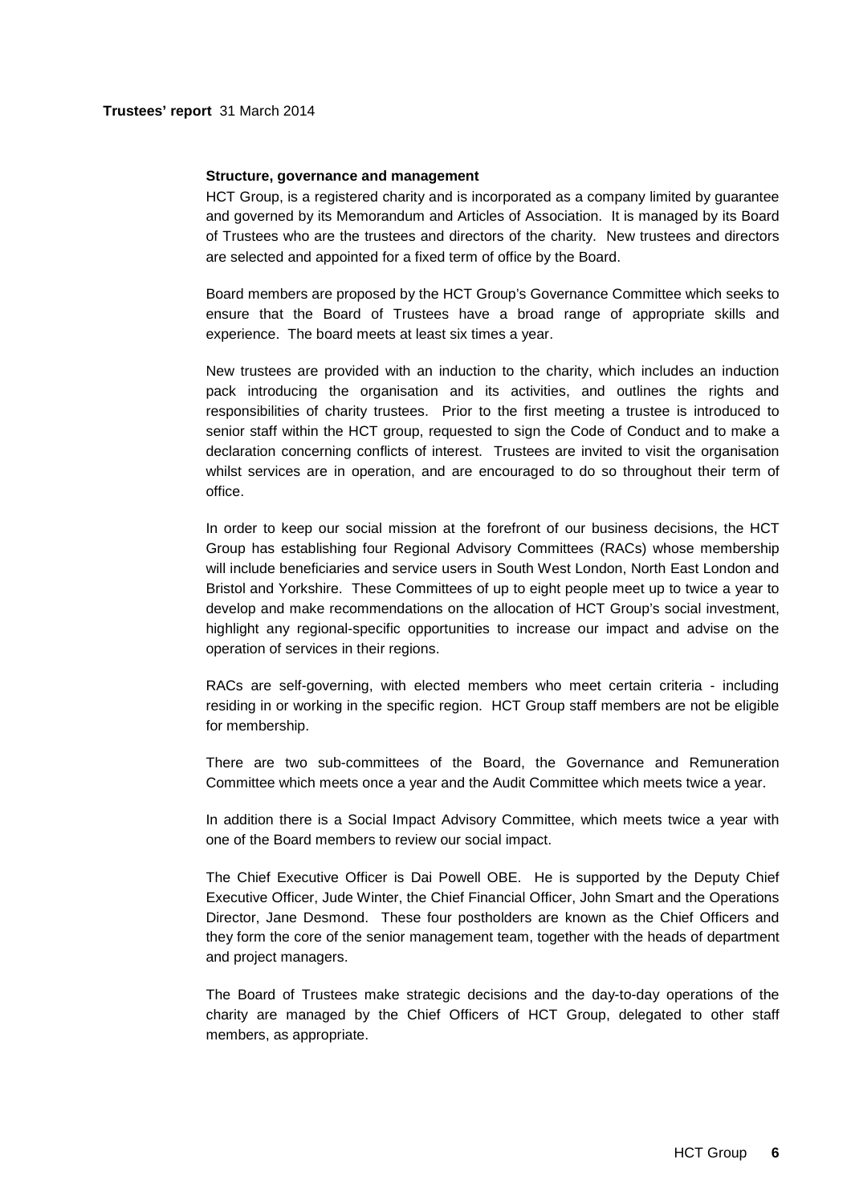## Structure, governance and management

HCT Group, is a registered charity and is incorporated as a company limited by guarantee and governed by its Memorandum and Articles of Association. It is managed by its Board of Trustees who are the trustees and directors of the charity. New trustees and directors are selected and appointed for a fixed term of office by the Board.

Board members are proposed by the HCT Group's Governance Committee which seeks to ensure that the Board of Trustees have a broad range of appropriate skills and experience. The board meets at least six times a year.

New trustees are provided with an induction to the charity, which includes an induction pack introducing the organisation and its activities, and outlines the rights and responsibilities of charity trustees. Prior to the first meeting a trustee is introduced to senior staff within the HCT group, requested to sign the Code of Conduct and to make a declaration concerning conflicts of interest. Trustees are invited to visit the organisation whilst services are in operation, and are encouraged to do so throughout their term of office.

In order to keep our social mission at the forefront of our business decisions, the HCT Group has establishing four Regional Advisory Committees (RACs) whose membership will include beneficiaries and service users in South West London, North East London and Bristol and Yorkshire. These Committees of up to eight people meet up to twice a year to develop and make recommendations on the allocation of HCT Group's social investment, highlight any regional-specific opportunities to increase our impact and advise on the operation of services in their regions.

RACs are self-governing, with elected members who meet certain criteria - including residing in or working in the specific region. HCT Group staff members are not be eligible for membership.

There are two sub-committees of the Board, the Governance and Remuneration Committee which meets once a year and the Audit Committee which meets twice a year.

In addition there is a Social Impact Advisory Committee, which meets twice a year with one of the Board members to review our social impact.

The Chief Executive Officer is Dai Powell OBE. He is supported by the Deputy Chief Executive Officer, Jude Winter, the Chief Financial Officer, John Smart and the Operations Director, Jane Desmond. These four postholders are known as the Chief Officers and they form the core of the senior management team, together with the heads of department and project managers.

The Board of Trustees make strategic decisions and the day-to-day operations of the charity are managed by the Chief Officers of HCT Group, delegated to other staff members, as appropriate.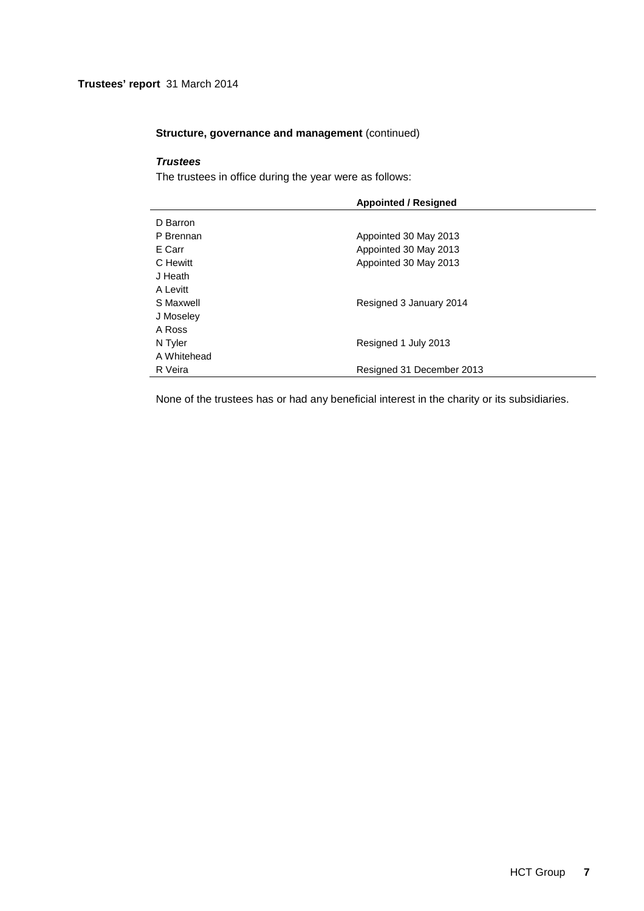## Structure, governance and management (continued)

### *Trustees*

The trustees in office during the year were as follows:

| | Appointed / Resigned |
|---|---|
| D Barron | |
| P Brennan | Appointed 30 May 2013 |
| E Carr | Appointed 30 May 2013 |
| C Hewitt | Appointed 30 May 2013 |
| J Heath | |
| A Levitt | |
| S Maxwell | Resigned 3 January 2014 |
| J Moseley | |
| A Ross | |
| N Tyler | Resigned 1 July 2013 |
| A Whitehead | |
| R Veira | Resigned 31 December 2013 |

None of the trustees has or had any beneficial interest in the charity or its subsidiaries.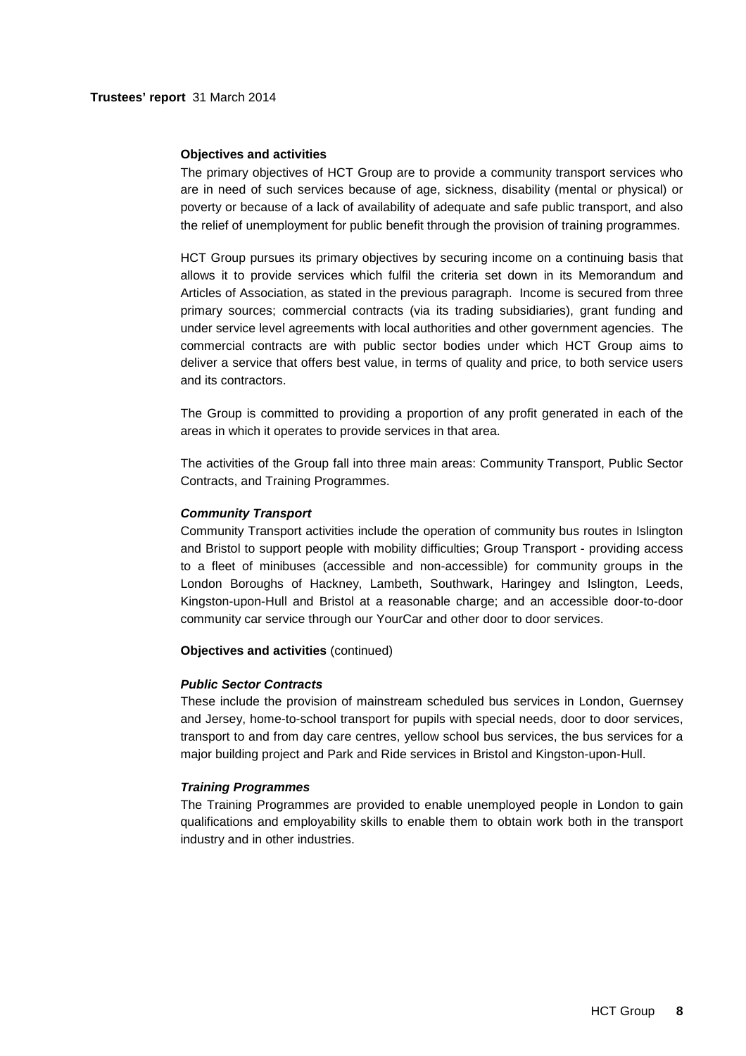## Objectives and activities

The primary objectives of HCT Group are to provide a community transport services who are in need of such services because of age, sickness, disability (mental or physical) or poverty or because of a lack of availability of adequate and safe public transport, and also the relief of unemployment for public benefit through the provision of training programmes.

HCT Group pursues its primary objectives by securing income on a continuing basis that allows it to provide services which fulfil the criteria set down in its Memorandum and Articles of Association, as stated in the previous paragraph. Income is secured from three primary sources; commercial contracts (via its trading subsidiaries), grant funding and under service level agreements with local authorities and other government agencies. The commercial contracts are with public sector bodies under which HCT Group aims to deliver a service that offers best value, in terms of quality and price, to both service users and its contractors.

The Group is committed to providing a proportion of any profit generated in each of the areas in which it operates to provide services in that area.

The activities of the Group fall into three main areas: Community Transport, Public Sector Contracts, and Training Programmes.

### *Community Transport*

Community Transport activities include the operation of community bus routes in Islington and Bristol to support people with mobility difficulties; Group Transport - providing access to a fleet of minibuses (accessible and non-accessible) for community groups in the London Boroughs of Hackney, Lambeth, Southwark, Haringey and Islington, Leeds, Kingston-upon-Hull and Bristol at a reasonable charge; and an accessible door-to-door community car service through our YourCar and other door to door services.

## Objectives and activities (continued)

### *Public Sector Contracts*

These include the provision of mainstream scheduled bus services in London, Guernsey and Jersey, home-to-school transport for pupils with special needs, door to door services, transport to and from day care centres, yellow school bus services, the bus services for a major building project and Park and Ride services in Bristol and Kingston-upon-Hull.

### *Training Programmes*

The Training Programmes are provided to enable unemployed people in London to gain qualifications and employability skills to enable them to obtain work both in the transport industry and in other industries.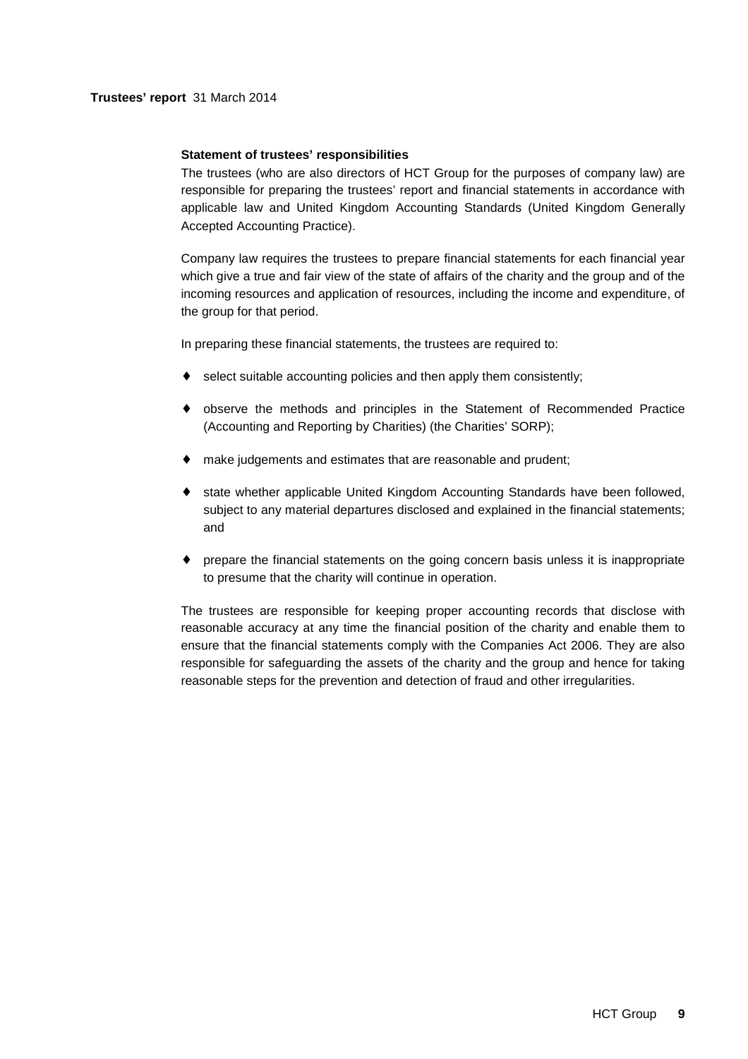**Statement of trustees' responsibilities**

The trustees (who are also directors of HCT Group for the purposes of company law) are responsible for preparing the trustees' report and financial statements in accordance with applicable law and United Kingdom Accounting Standards (United Kingdom Generally Accepted Accounting Practice).

Company law requires the trustees to prepare financial statements for each financial year which give a true and fair view of the state of affairs of the charity and the group and of the incoming resources and application of resources, including the income and expenditure, of the group for that period.

In preparing these financial statements, the trustees are required to:

- select suitable accounting policies and then apply them consistently;
- observe the methods and principles in the Statement of Recommended Practice (Accounting and Reporting by Charities) (the Charities' SORP);
- make judgements and estimates that are reasonable and prudent;
- state whether applicable United Kingdom Accounting Standards have been followed, subject to any material departures disclosed and explained in the financial statements; and
- prepare the financial statements on the going concern basis unless it is inappropriate to presume that the charity will continue in operation.

The trustees are responsible for keeping proper accounting records that disclose with reasonable accuracy at any time the financial position of the charity and enable them to ensure that the financial statements comply with the Companies Act 2006. They are also responsible for safeguarding the assets of the charity and the group and hence for taking reasonable steps for the prevention and detection of fraud and other irregularities.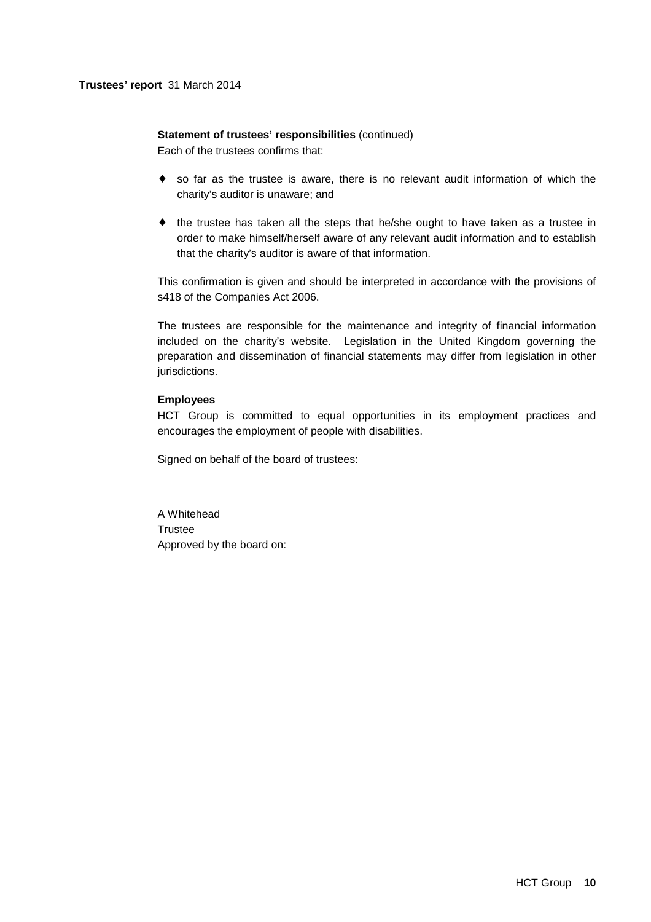**Statement of trustees' responsibilities** (continued)

Each of the trustees confirms that:

- so far as the trustee is aware, there is no relevant audit information of which the charity's auditor is unaware; and
- the trustee has taken all the steps that he/she ought to have taken as a trustee in order to make himself/herself aware of any relevant audit information and to establish that the charity's auditor is aware of that information.

This confirmation is given and should be interpreted in accordance with the provisions of s418 of the Companies Act 2006.

The trustees are responsible for the maintenance and integrity of financial information included on the charity's website. Legislation in the United Kingdom governing the preparation and dissemination of financial statements may differ from legislation in other jurisdictions.

**Employees**

HCT Group is committed to equal opportunities in its employment practices and encourages the employment of people with disabilities.

Signed on behalf of the board of trustees:

A Whitehead
Trustee
Approved by the board on: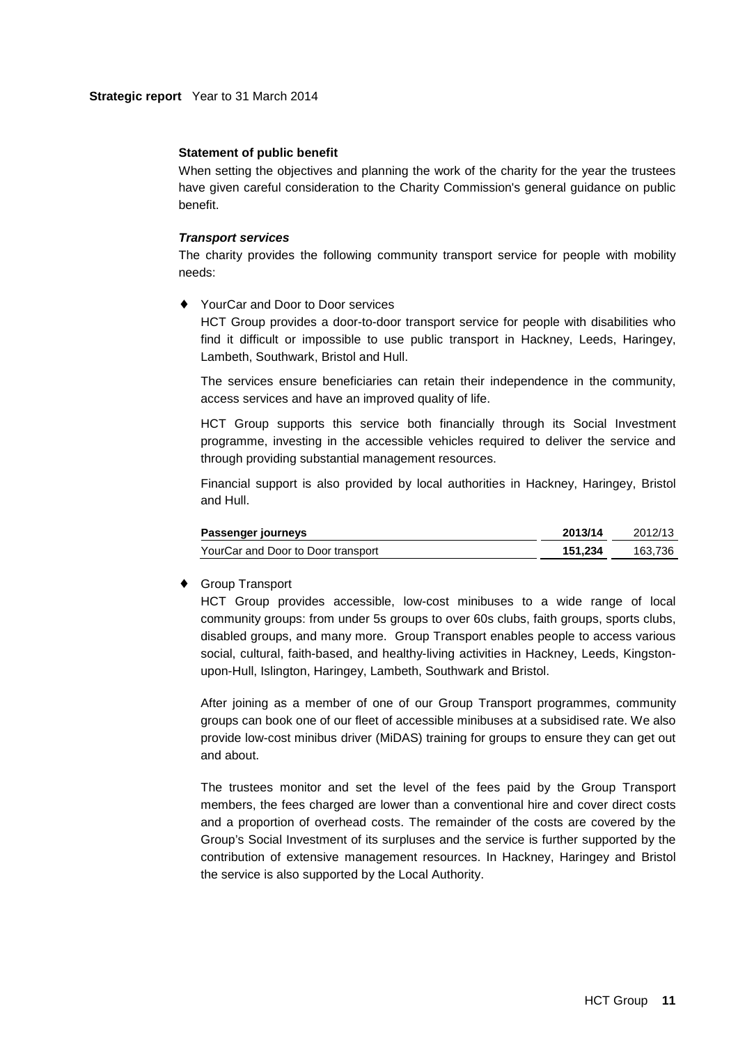**Statement of public benefit**

When setting the objectives and planning the work of the charity for the year the trustees have given careful consideration to the Charity Commission's general guidance on public benefit.

***Transport services***

The charity provides the following community transport service for people with mobility needs:

- YourCar and Door to Door services

  HCT Group provides a door-to-door transport service for people with disabilities who find it difficult or impossible to use public transport in Hackney, Leeds, Haringey, Lambeth, Southwark, Bristol and Hull.

  The services ensure beneficiaries can retain their independence in the community, access services and have an improved quality of life.

  HCT Group supports this service both financially through its Social Investment programme, investing in the accessible vehicles required to deliver the service and through providing substantial management resources.

  Financial support is also provided by local authorities in Hackney, Haringey, Bristol and Hull.

| Passenger journeys | 2013/14 | 2012/13 |
|---|---|---|
| YourCar and Door to Door transport | **151,234** | 163,736 |

- Group Transport

  HCT Group provides accessible, low-cost minibuses to a wide range of local community groups: from under 5s groups to over 60s clubs, faith groups, sports clubs, disabled groups, and many more. Group Transport enables people to access various social, cultural, faith-based, and healthy-living activities in Hackney, Leeds, Kingston-upon-Hull, Islington, Haringey, Lambeth, Southwark and Bristol.

  After joining as a member of one of our Group Transport programmes, community groups can book one of our fleet of accessible minibuses at a subsidised rate. We also provide low-cost minibus driver (MiDAS) training for groups to ensure they can get out and about.

  The trustees monitor and set the level of the fees paid by the Group Transport members, the fees charged are lower than a conventional hire and cover direct costs and a proportion of overhead costs. The remainder of the costs are covered by the Group's Social Investment of its surpluses and the service is further supported by the contribution of extensive management resources. In Hackney, Haringey and Bristol the service is also supported by the Local Authority.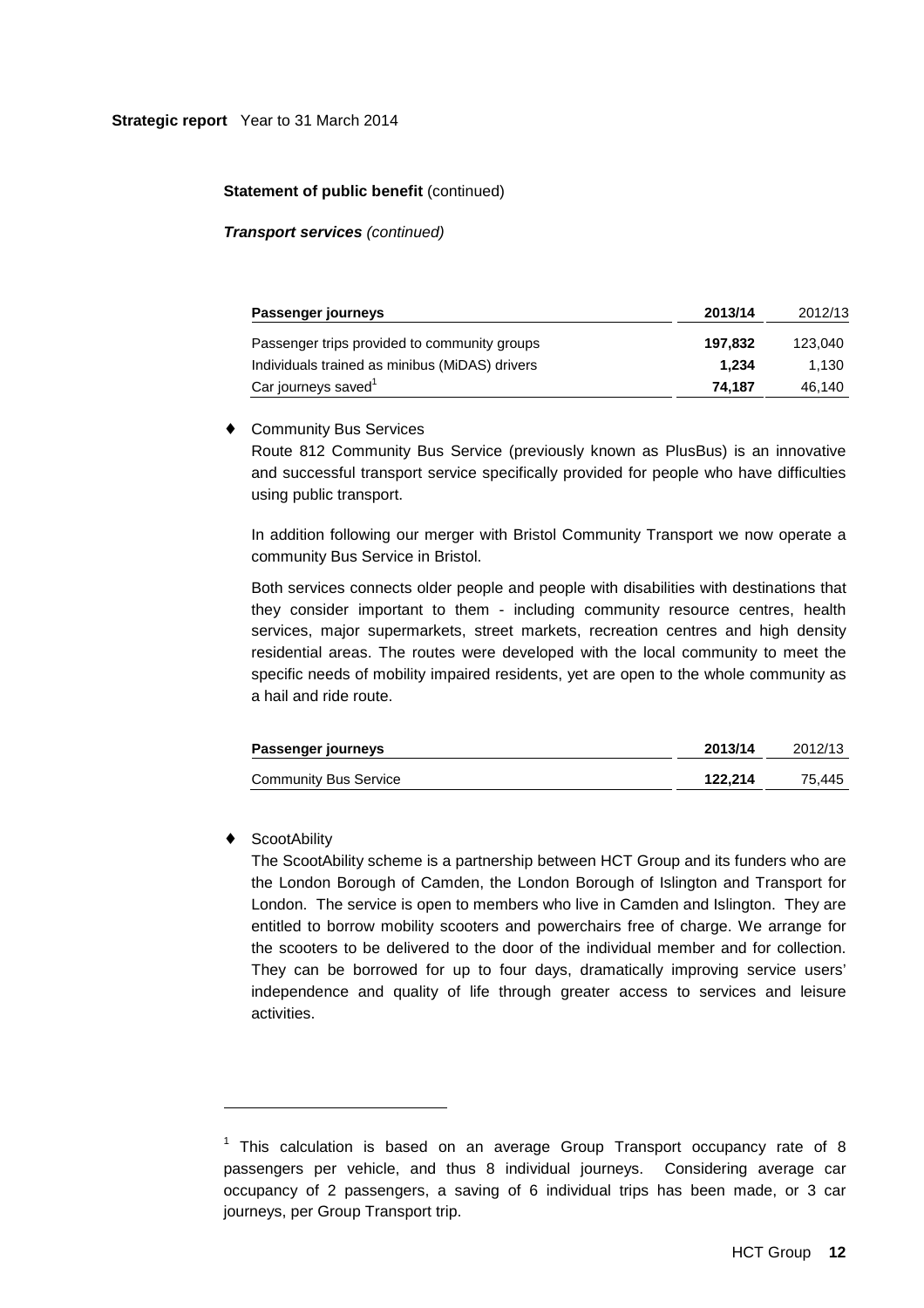**Statement of public benefit** (continued)

***Transport services*** *(continued)*

| **Passenger journeys** | **2013/14** | 2012/13 |
|---|---|---|
| Passenger trips provided to community groups | **197,832** | 123,040 |
| Individuals trained as minibus (MiDAS) drivers | **1,234** | 1,130 |
| Car journeys saved[1] | **74,187** | 46,140 |

- Community Bus Services

  Route 812 Community Bus Service (previously known as PlusBus) is an innovative and successful transport service specifically provided for people who have difficulties using public transport.

  In addition following our merger with Bristol Community Transport we now operate a community Bus Service in Bristol.

  Both services connects older people and people with disabilities with destinations that they consider important to them - including community resource centres, health services, major supermarkets, street markets, recreation centres and high density residential areas. The routes were developed with the local community to meet the specific needs of mobility impaired residents, yet are open to the whole community as a hail and ride route.

| **Passenger journeys** | **2013/14** | 2012/13 |
|---|---|---|
| Community Bus Service | **122,214** | 75,445 |

- ScootAbility

  The ScootAbility scheme is a partnership between HCT Group and its funders who are the London Borough of Camden, the London Borough of Islington and Transport for London. The service is open to members who live in Camden and Islington. They are entitled to borrow mobility scooters and powerchairs free of charge. We arrange for the scooters to be delivered to the door of the individual member and for collection. They can be borrowed for up to four days, dramatically improving service users' independence and quality of life through greater access to services and leisure activities.

---

[1] This calculation is based on an average Group Transport occupancy rate of 8 passengers per vehicle, and thus 8 individual journeys. Considering average car occupancy of 2 passengers, a saving of 6 individual trips has been made, or 3 car journeys, per Group Transport trip.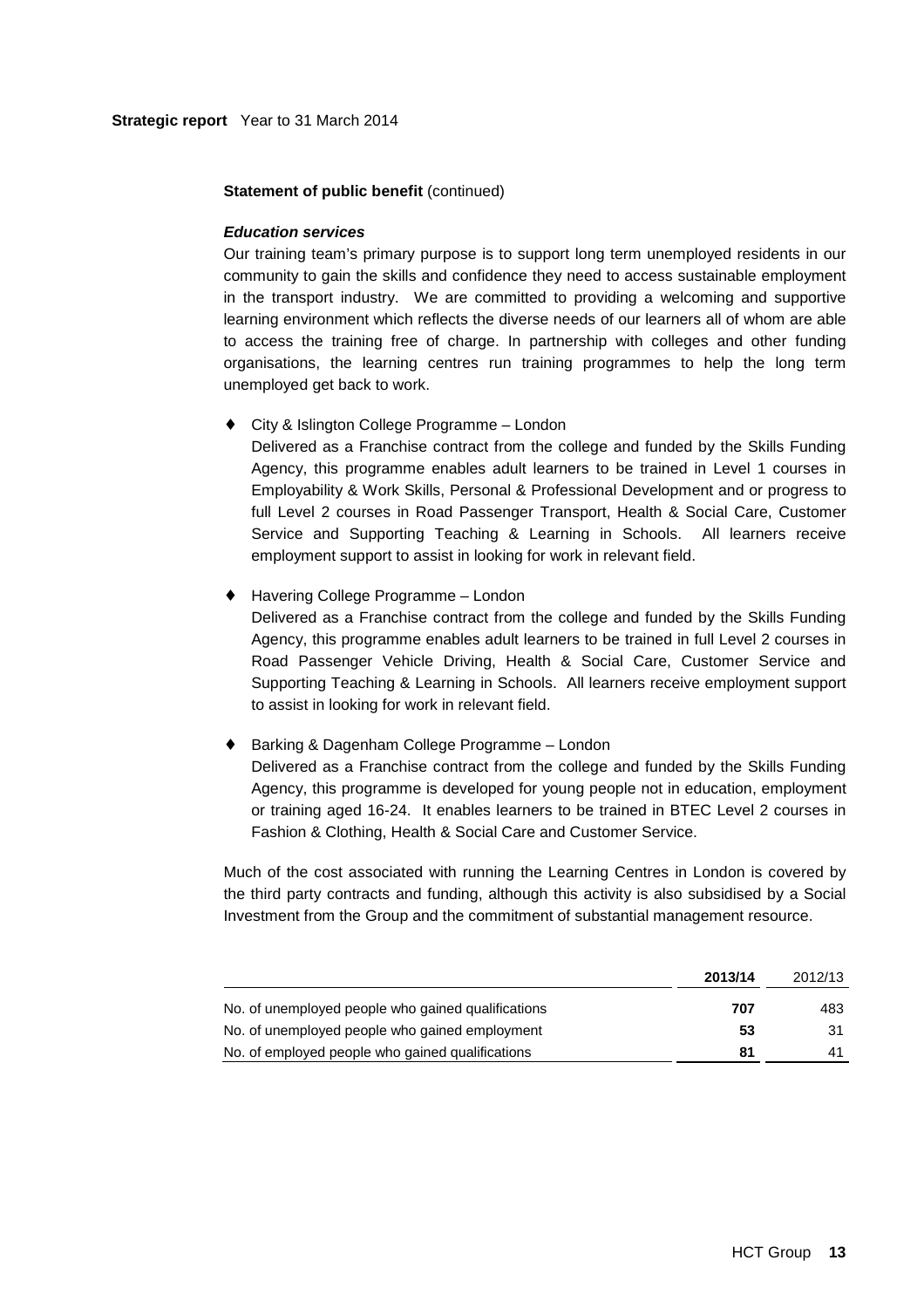**Statement of public benefit** (continued)

***Education services***

Our training team's primary purpose is to support long term unemployed residents in our community to gain the skills and confidence they need to access sustainable employment in the transport industry. We are committed to providing a welcoming and supportive learning environment which reflects the diverse needs of our learners all of whom are able to access the training free of charge. In partnership with colleges and other funding organisations, the learning centres run training programmes to help the long term unemployed get back to work.

- City & Islington College Programme – London
  Delivered as a Franchise contract from the college and funded by the Skills Funding Agency, this programme enables adult learners to be trained in Level 1 courses in Employability & Work Skills, Personal & Professional Development and or progress to full Level 2 courses in Road Passenger Transport, Health & Social Care, Customer Service and Supporting Teaching & Learning in Schools. All learners receive employment support to assist in looking for work in relevant field.

- Havering College Programme – London
  Delivered as a Franchise contract from the college and funded by the Skills Funding Agency, this programme enables adult learners to be trained in full Level 2 courses in Road Passenger Vehicle Driving, Health & Social Care, Customer Service and Supporting Teaching & Learning in Schools. All learners receive employment support to assist in looking for work in relevant field.

- Barking & Dagenham College Programme – London
  Delivered as a Franchise contract from the college and funded by the Skills Funding Agency, this programme is developed for young people not in education, employment or training aged 16-24. It enables learners to be trained in BTEC Level 2 courses in Fashion & Clothing, Health & Social Care and Customer Service.

Much of the cost associated with running the Learning Centres in London is covered by the third party contracts and funding, although this activity is also subsidised by a Social Investment from the Group and the commitment of substantial management resource.

| | **2013/14** | 2012/13 |
|---|---|---|
| No. of unemployed people who gained qualifications | **707** | 483 |
| No. of unemployed people who gained employment | **53** | 31 |
| No. of employed people who gained qualifications | **81** | 41 |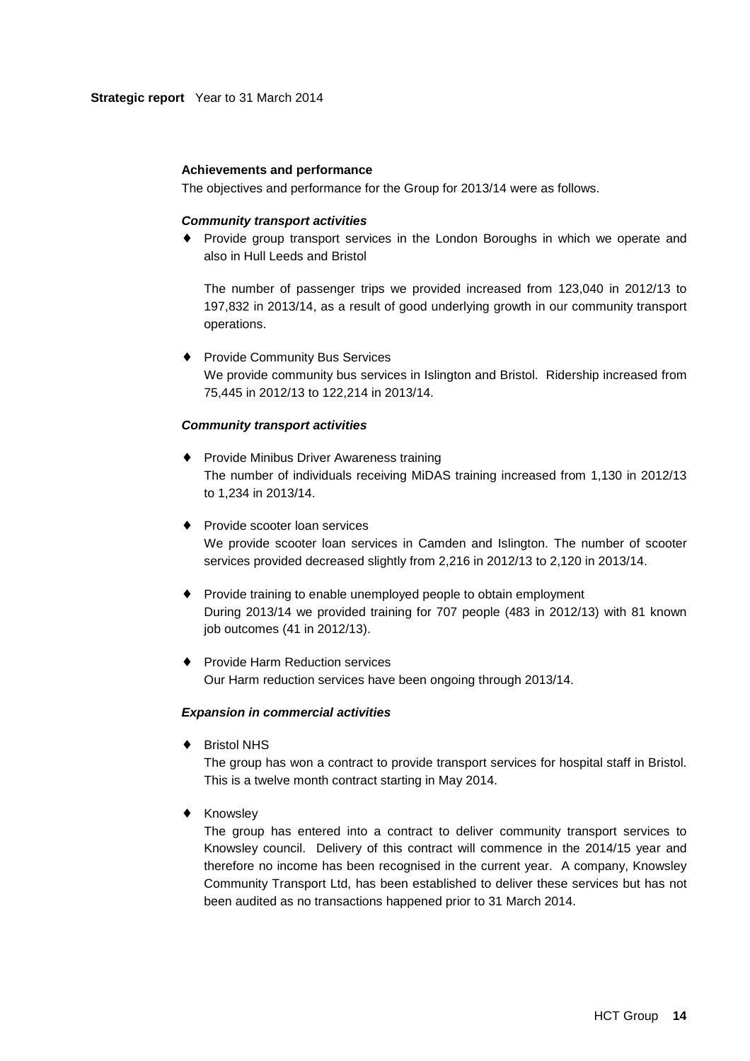**Strategic report** Year to 31 March 2014

**Achievements and performance**

The objectives and performance for the Group for 2013/14 were as follows.

***Community transport activities***

- Provide group transport services in the London Boroughs in which we operate and also in Hull Leeds and Bristol

  The number of passenger trips we provided increased from 123,040 in 2012/13 to 197,832 in 2013/14, as a result of good underlying growth in our community transport operations.

- Provide Community Bus Services
  We provide community bus services in Islington and Bristol. Ridership increased from 75,445 in 2012/13 to 122,214 in 2013/14.

***Community transport activities***

- Provide Minibus Driver Awareness training
  The number of individuals receiving MiDAS training increased from 1,130 in 2012/13 to 1,234 in 2013/14.

- Provide scooter loan services
  We provide scooter loan services in Camden and Islington. The number of scooter services provided decreased slightly from 2,216 in 2012/13 to 2,120 in 2013/14.

- Provide training to enable unemployed people to obtain employment
  During 2013/14 we provided training for 707 people (483 in 2012/13) with 81 known job outcomes (41 in 2012/13).

- Provide Harm Reduction services
  Our Harm reduction services have been ongoing through 2013/14.

***Expansion in commercial activities***

- Bristol NHS
  The group has won a contract to provide transport services for hospital staff in Bristol. This is a twelve month contract starting in May 2014.

- Knowsley
  The group has entered into a contract to deliver community transport services to Knowsley council. Delivery of this contract will commence in the 2014/15 year and therefore no income has been recognised in the current year. A company, Knowsley Community Transport Ltd, has been established to deliver these services but has not been audited as no transactions happened prior to 31 March 2014.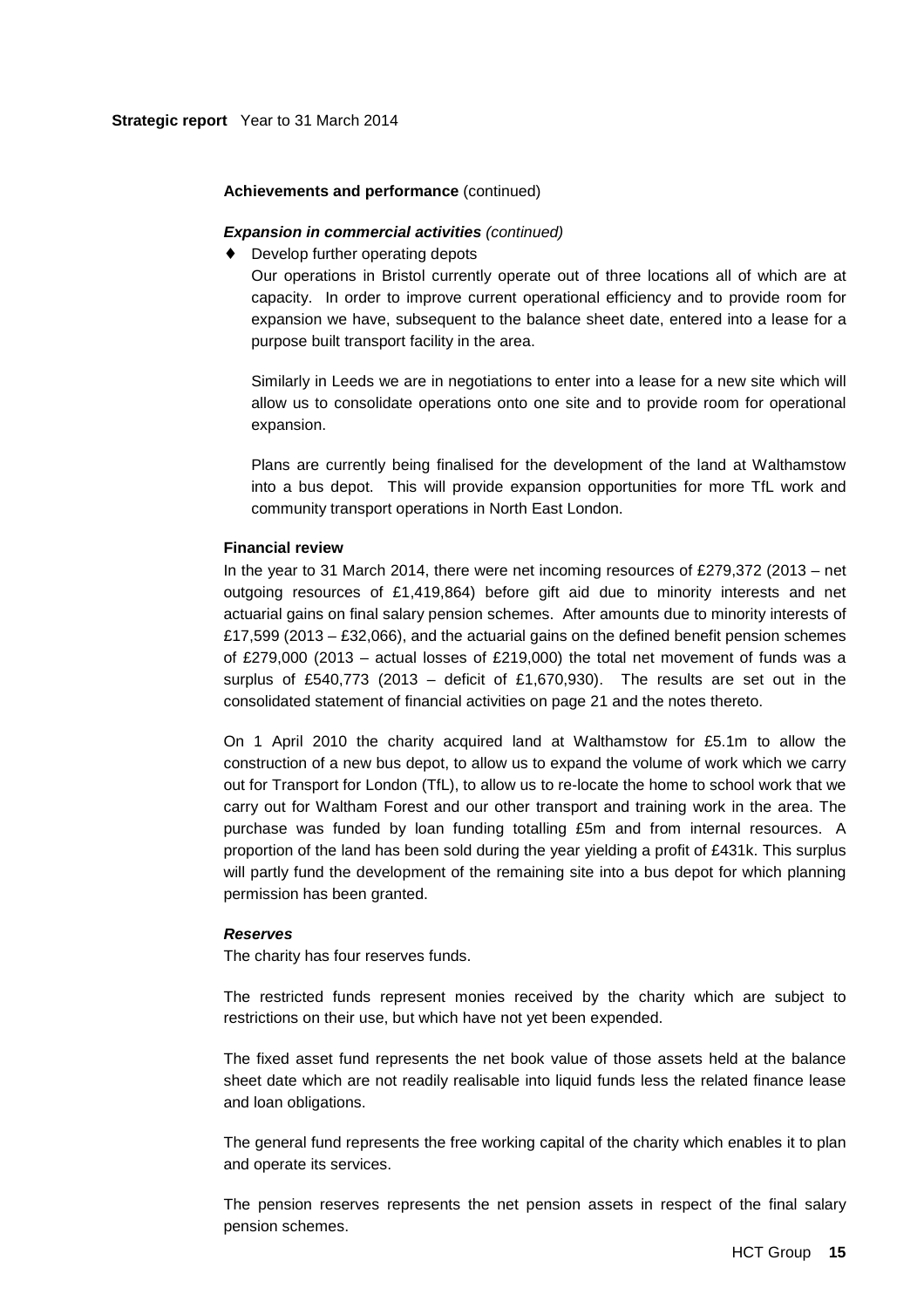**Strategic report** Year to 31 March 2014

**Achievements and performance** (continued)

***Expansion in commercial activities*** *(continued)*

- Develop further operating depots

  Our operations in Bristol currently operate out of three locations all of which are at capacity. In order to improve current operational efficiency and to provide room for expansion we have, subsequent to the balance sheet date, entered into a lease for a purpose built transport facility in the area.

  Similarly in Leeds we are in negotiations to enter into a lease for a new site which will allow us to consolidate operations onto one site and to provide room for operational expansion.

  Plans are currently being finalised for the development of the land at Walthamstow into a bus depot. This will provide expansion opportunities for more TfL work and community transport operations in North East London.

**Financial review**

In the year to 31 March 2014, there were net incoming resources of £279,372 (2013 – net outgoing resources of £1,419,864) before gift aid due to minority interests and net actuarial gains on final salary pension schemes. After amounts due to minority interests of £17,599 (2013 – £32,066), and the actuarial gains on the defined benefit pension schemes of £279,000 (2013 – actual losses of £219,000) the total net movement of funds was a surplus of £540,773 (2013 – deficit of £1,670,930). The results are set out in the consolidated statement of financial activities on page 21 and the notes thereto.

On 1 April 2010 the charity acquired land at Walthamstow for £5.1m to allow the construction of a new bus depot, to allow us to expand the volume of work which we carry out for Transport for London (TfL), to allow us to re-locate the home to school work that we carry out for Waltham Forest and our other transport and training work in the area. The purchase was funded by loan funding totalling £5m and from internal resources. A proportion of the land has been sold during the year yielding a profit of £431k. This surplus will partly fund the development of the remaining site into a bus depot for which planning permission has been granted.

***Reserves***

The charity has four reserves funds.

The restricted funds represent monies received by the charity which are subject to restrictions on their use, but which have not yet been expended.

The fixed asset fund represents the net book value of those assets held at the balance sheet date which are not readily realisable into liquid funds less the related finance lease and loan obligations.

The general fund represents the free working capital of the charity which enables it to plan and operate its services.

The pension reserves represents the net pension assets in respect of the final salary pension schemes.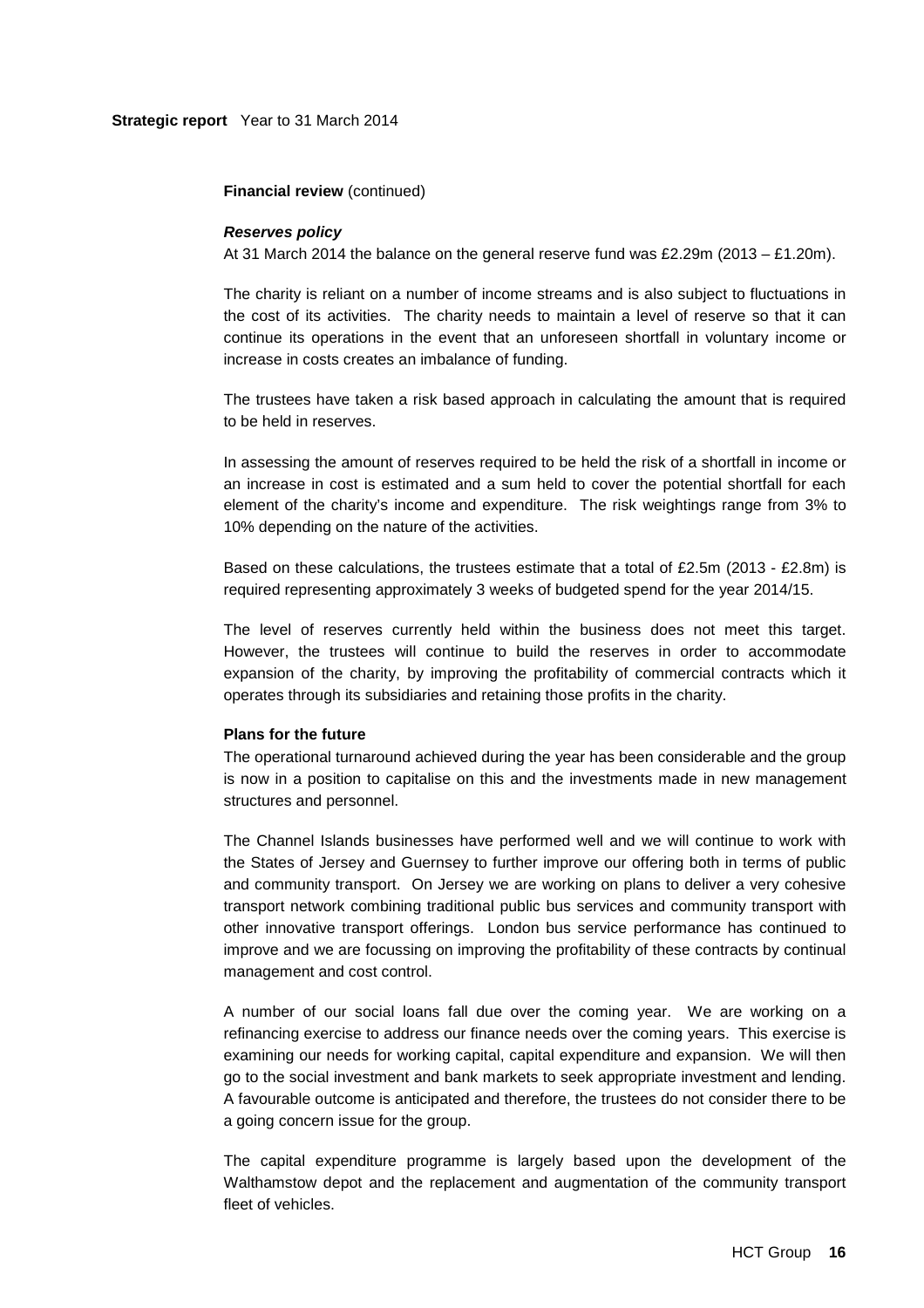**Strategic report** Year to 31 March 2014

**Financial review** (continued)

***Reserves policy***

At 31 March 2014 the balance on the general reserve fund was £2.29m (2013 – £1.20m).

The charity is reliant on a number of income streams and is also subject to fluctuations in the cost of its activities. The charity needs to maintain a level of reserve so that it can continue its operations in the event that an unforeseen shortfall in voluntary income or increase in costs creates an imbalance of funding.

The trustees have taken a risk based approach in calculating the amount that is required to be held in reserves.

In assessing the amount of reserves required to be held the risk of a shortfall in income or an increase in cost is estimated and a sum held to cover the potential shortfall for each element of the charity's income and expenditure. The risk weightings range from 3% to 10% depending on the nature of the activities.

Based on these calculations, the trustees estimate that a total of £2.5m (2013 - £2.8m) is required representing approximately 3 weeks of budgeted spend for the year 2014/15.

The level of reserves currently held within the business does not meet this target. However, the trustees will continue to build the reserves in order to accommodate expansion of the charity, by improving the profitability of commercial contracts which it operates through its subsidiaries and retaining those profits in the charity.

**Plans for the future**

The operational turnaround achieved during the year has been considerable and the group is now in a position to capitalise on this and the investments made in new management structures and personnel.

The Channel Islands businesses have performed well and we will continue to work with the States of Jersey and Guernsey to further improve our offering both in terms of public and community transport. On Jersey we are working on plans to deliver a very cohesive transport network combining traditional public bus services and community transport with other innovative transport offerings. London bus service performance has continued to improve and we are focussing on improving the profitability of these contracts by continual management and cost control.

A number of our social loans fall due over the coming year. We are working on a refinancing exercise to address our finance needs over the coming years. This exercise is examining our needs for working capital, capital expenditure and expansion. We will then go to the social investment and bank markets to seek appropriate investment and lending. A favourable outcome is anticipated and therefore, the trustees do not consider there to be a going concern issue for the group.

The capital expenditure programme is largely based upon the development of the Walthamstow depot and the replacement and augmentation of the community transport fleet of vehicles.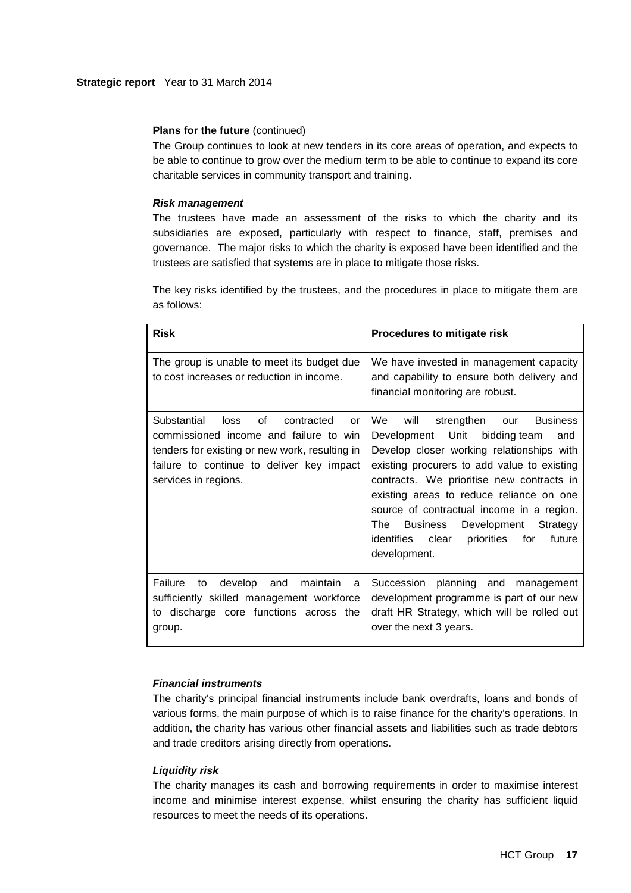**Plans for the future** (continued)

The Group continues to look at new tenders in its core areas of operation, and expects to be able to continue to grow over the medium term to be able to continue to expand its core charitable services in community transport and training.

***Risk management***

The trustees have made an assessment of the risks to which the charity and its subsidiaries are exposed, particularly with respect to finance, staff, premises and governance. The major risks to which the charity is exposed have been identified and the trustees are satisfied that systems are in place to mitigate those risks.

The key risks identified by the trustees, and the procedures in place to mitigate them are as follows:

| Risk | Procedures to mitigate risk |
|---|---|
| The group is unable to meet its budget due to cost increases or reduction in income. | We have invested in management capacity and capability to ensure both delivery and financial monitoring are robust. |
| Substantial loss of contracted or commissioned income and failure to win tenders for existing or new work, resulting in failure to continue to deliver key impact services in regions. | We will strengthen our Business Development Unit bidding team and Develop closer working relationships with existing procurers to add value to existing contracts. We prioritise new contracts in existing areas to reduce reliance on one source of contractual income in a region. The Business Development Strategy identifies clear priorities for future development. |
| Failure to develop and maintain a sufficiently skilled management workforce to discharge core functions across the group. | Succession planning and management development programme is part of our new draft HR Strategy, which will be rolled out over the next 3 years. |

***Financial instruments***

The charity's principal financial instruments include bank overdrafts, loans and bonds of various forms, the main purpose of which is to raise finance for the charity's operations. In addition, the charity has various other financial assets and liabilities such as trade debtors and trade creditors arising directly from operations.

***Liquidity risk***

The charity manages its cash and borrowing requirements in order to maximise interest income and minimise interest expense, whilst ensuring the charity has sufficient liquid resources to meet the needs of its operations.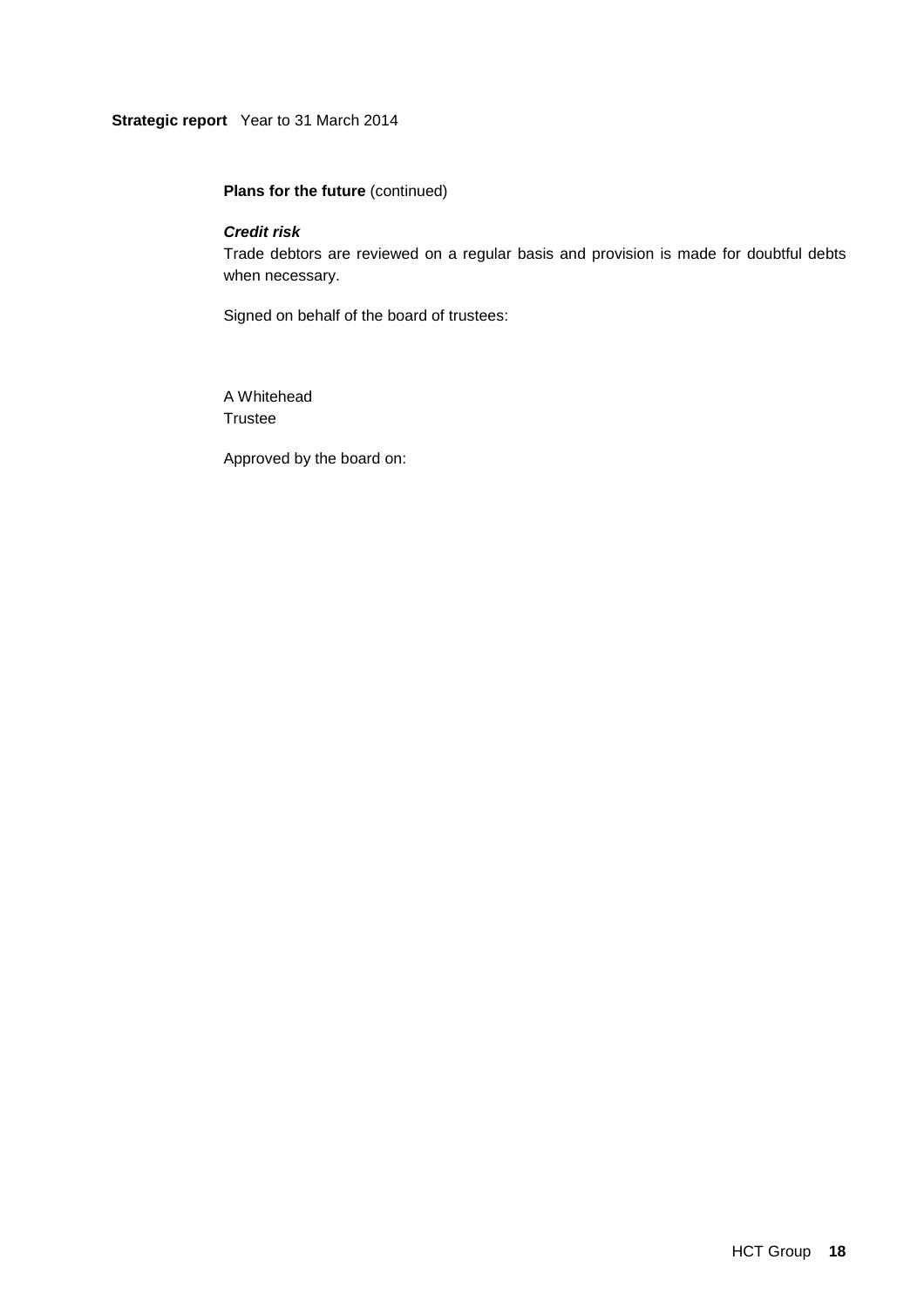**Plans for the future** (continued)

***Credit risk***

Trade debtors are reviewed on a regular basis and provision is made for doubtful debts when necessary.

Signed on behalf of the board of trustees:

A Whitehead
Trustee

Approved by the board on: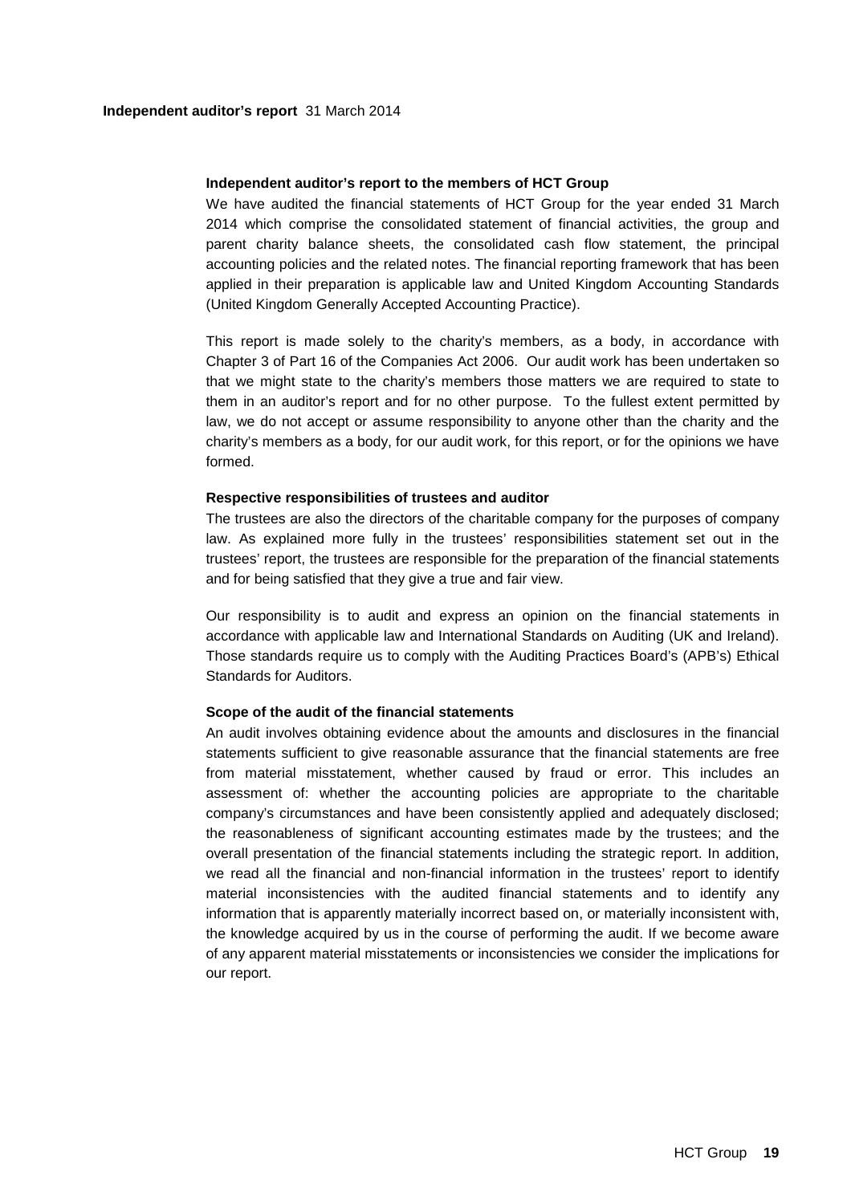**Independent auditor's report** 31 March 2014

### Independent auditor's report to the members of HCT Group

We have audited the financial statements of HCT Group for the year ended 31 March 2014 which comprise the consolidated statement of financial activities, the group and parent charity balance sheets, the consolidated cash flow statement, the principal accounting policies and the related notes. The financial reporting framework that has been applied in their preparation is applicable law and United Kingdom Accounting Standards (United Kingdom Generally Accepted Accounting Practice).

This report is made solely to the charity's members, as a body, in accordance with Chapter 3 of Part 16 of the Companies Act 2006. Our audit work has been undertaken so that we might state to the charity's members those matters we are required to state to them in an auditor's report and for no other purpose. To the fullest extent permitted by law, we do not accept or assume responsibility to anyone other than the charity and the charity's members as a body, for our audit work, for this report, or for the opinions we have formed.

### Respective responsibilities of trustees and auditor

The trustees are also the directors of the charitable company for the purposes of company law. As explained more fully in the trustees' responsibilities statement set out in the trustees' report, the trustees are responsible for the preparation of the financial statements and for being satisfied that they give a true and fair view.

Our responsibility is to audit and express an opinion on the financial statements in accordance with applicable law and International Standards on Auditing (UK and Ireland). Those standards require us to comply with the Auditing Practices Board's (APB's) Ethical Standards for Auditors.

### Scope of the audit of the financial statements

An audit involves obtaining evidence about the amounts and disclosures in the financial statements sufficient to give reasonable assurance that the financial statements are free from material misstatement, whether caused by fraud or error. This includes an assessment of: whether the accounting policies are appropriate to the charitable company's circumstances and have been consistently applied and adequately disclosed; the reasonableness of significant accounting estimates made by the trustees; and the overall presentation of the financial statements including the strategic report. In addition, we read all the financial and non-financial information in the trustees' report to identify material inconsistencies with the audited financial statements and to identify any information that is apparently materially incorrect based on, or materially inconsistent with, the knowledge acquired by us in the course of performing the audit. If we become aware of any apparent material misstatements or inconsistencies we consider the implications for our report.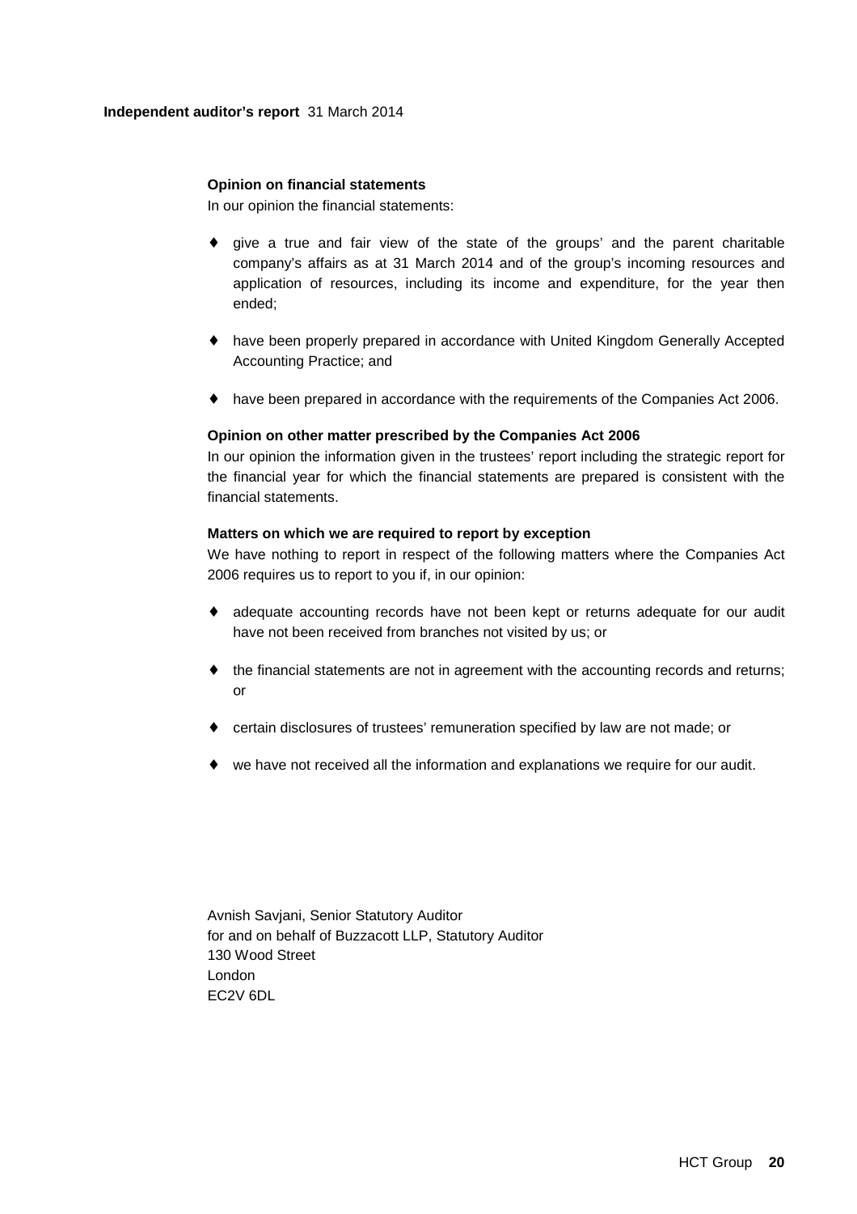**Independent auditor's report** 31 March 2014

### Opinion on financial statements

In our opinion the financial statements:

- give a true and fair view of the state of the groups' and the parent charitable company's affairs as at 31 March 2014 and of the group's incoming resources and application of resources, including its income and expenditure, for the year then ended;
- have been properly prepared in accordance with United Kingdom Generally Accepted Accounting Practice; and
- have been prepared in accordance with the requirements of the Companies Act 2006.

### Opinion on other matter prescribed by the Companies Act 2006

In our opinion the information given in the trustees' report including the strategic report for the financial year for which the financial statements are prepared is consistent with the financial statements.

### Matters on which we are required to report by exception

We have nothing to report in respect of the following matters where the Companies Act 2006 requires us to report to you if, in our opinion:

- adequate accounting records have not been kept or returns adequate for our audit have not been received from branches not visited by us; or
- the financial statements are not in agreement with the accounting records and returns; or
- certain disclosures of trustees' remuneration specified by law are not made; or
- we have not received all the information and explanations we require for our audit.

Avnish Savjani, Senior Statutory Auditor  
for and on behalf of Buzzacott LLP, Statutory Auditor  
130 Wood Street  
London  
EC2V 6DL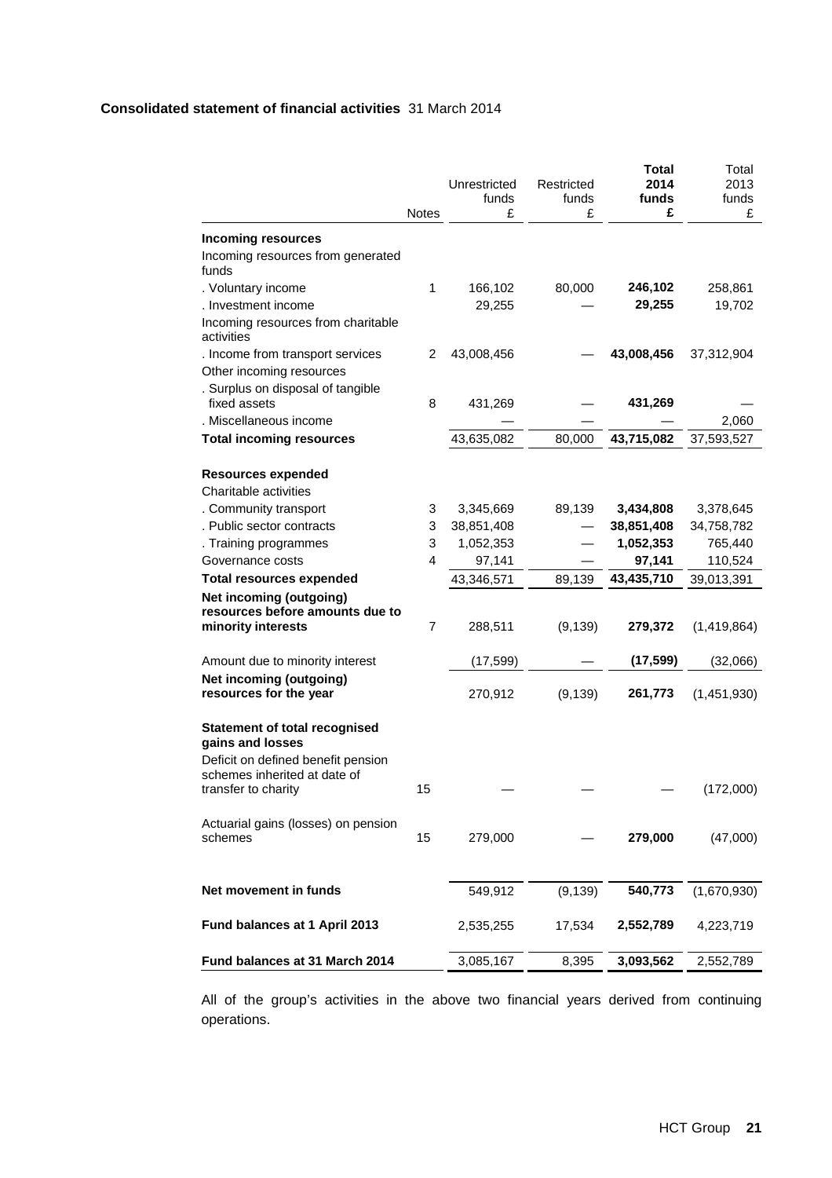**Consolidated statement of financial activities** 31 March 2014

| | Notes | Unrestricted funds £ | Restricted funds £ | **Total 2014 funds £** | Total 2013 funds £ |
|---|---|---|---|---|---|
| **Incoming resources** | | | | | |
| Incoming resources from generated funds | | | | | |
| . Voluntary income | 1 | 166,102 | 80,000 | **246,102** | 258,861 |
| . Investment income | | 29,255 | — | **29,255** | 19,702 |
| Incoming resources from charitable activities | | | | | |
| . Income from transport services | 2 | 43,008,456 | — | **43,008,456** | 37,312,904 |
| Other incoming resources | | | | | |
| . Surplus on disposal of tangible fixed assets | 8 | 431,269 | — | **431,269** | — |
| . Miscellaneous income | | — | — | — | 2,060 |
| **Total incoming resources** | | 43,635,082 | 80,000 | **43,715,082** | 37,593,527 |
| **Resources expended** | | | | | |
| Charitable activities | | | | | |
| . Community transport | 3 | 3,345,669 | 89,139 | **3,434,808** | 3,378,645 |
| . Public sector contracts | 3 | 38,851,408 | — | **38,851,408** | 34,758,782 |
| . Training programmes | 3 | 1,052,353 | — | **1,052,353** | 765,440 |
| Governance costs | 4 | 97,141 | — | **97,141** | 110,524 |
| **Total resources expended** | | 43,346,571 | 89,139 | **43,435,710** | 39,013,391 |
| **Net incoming (outgoing) resources before amounts due to minority interests** | 7 | 288,511 | (9,139) | **279,372** | (1,419,864) |
| Amount due to minority interest | | (17,599) | — | **(17,599)** | (32,066) |
| **Net incoming (outgoing) resources for the year** | | 270,912 | (9,139) | **261,773** | (1,451,930) |
| **Statement of total recognised gains and losses** | | | | | |
| Deficit on defined benefit pension schemes inherited at date of transfer to charity | 15 | — | — | — | (172,000) |
| Actuarial gains (losses) on pension schemes | 15 | 279,000 | — | **279,000** | (47,000) |
| **Net movement in funds** | | 549,912 | (9,139) | **540,773** | (1,670,930) |
| **Fund balances at 1 April 2013** | | 2,535,255 | 17,534 | **2,552,789** | 4,223,719 |
| **Fund balances at 31 March 2014** | | 3,085,167 | 8,395 | **3,093,562** | 2,552,789 |

All of the group's activities in the above two financial years derived from continuing operations.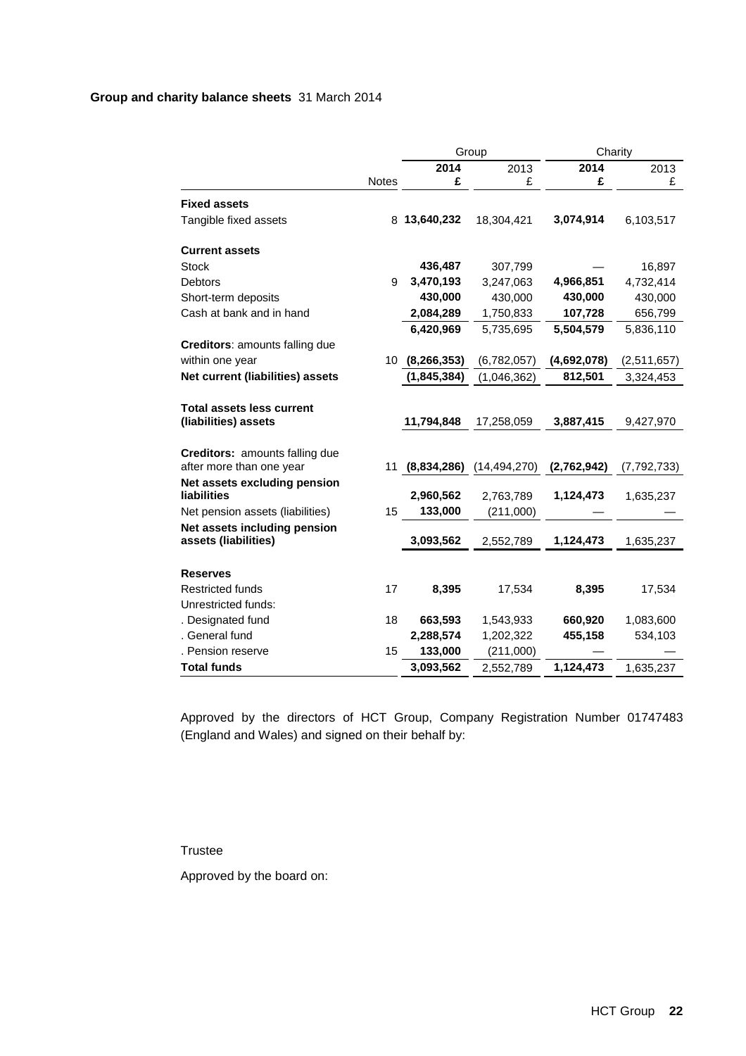## Group and charity balance sheets 31 March 2014

| | | Group | | Charity | |
|---|---|---|---|---|---|
| | Notes | **2014 £** | 2013 £ | **2014 £** | 2013 £ |
| **Fixed assets** | | | | | |
| Tangible fixed assets | 8 | **13,640,232** | 18,304,421 | **3,074,914** | 6,103,517 |
| **Current assets** | | | | | |
| Stock | | **436,487** | 307,799 | **—** | 16,897 |
| Debtors | 9 | **3,470,193** | 3,247,063 | **4,966,851** | 4,732,414 |
| Short-term deposits | | **430,000** | 430,000 | **430,000** | 430,000 |
| Cash at bank and in hand | | **2,084,289** | 1,750,833 | **107,728** | 656,799 |
| | | **6,420,969** | 5,735,695 | **5,504,579** | 5,836,110 |
| **Creditors**: amounts falling due within one year | 10 | **(8,266,353)** | (6,782,057) | **(4,692,078)** | (2,511,657) |
| **Net current (liabilities) assets** | | **(1,845,384)** | (1,046,362) | **812,501** | 3,324,453 |
| **Total assets less current (liabilities) assets** | | **11,794,848** | 17,258,059 | **3,887,415** | 9,427,970 |
| **Creditors:** amounts falling due after more than one year | 11 | **(8,834,286)** | (14,494,270) | **(2,762,942)** | (7,792,733) |
| **Net assets excluding pension liabilities** | | **2,960,562** | 2,763,789 | **1,124,473** | 1,635,237 |
| Net pension assets (liabilities) | 15 | **133,000** | (211,000) | **—** | — |
| **Net assets including pension assets (liabilities)** | | **3,093,562** | 2,552,789 | **1,124,473** | 1,635,237 |
| **Reserves** | | | | | |
| Restricted funds | 17 | **8,395** | 17,534 | **8,395** | 17,534 |
| Unrestricted funds: | | | | | |
| . Designated fund | 18 | **663,593** | 1,543,933 | **660,920** | 1,083,600 |
| . General fund | | **2,288,574** | 1,202,322 | **455,158** | 534,103 |
| . Pension reserve | 15 | **133,000** | (211,000) | **—** | — |
| **Total funds** | | **3,093,562** | 2,552,789 | **1,124,473** | 1,635,237 |

Approved by the directors of HCT Group, Company Registration Number 01747483 (England and Wales) and signed on their behalf by:

Trustee

Approved by the board on: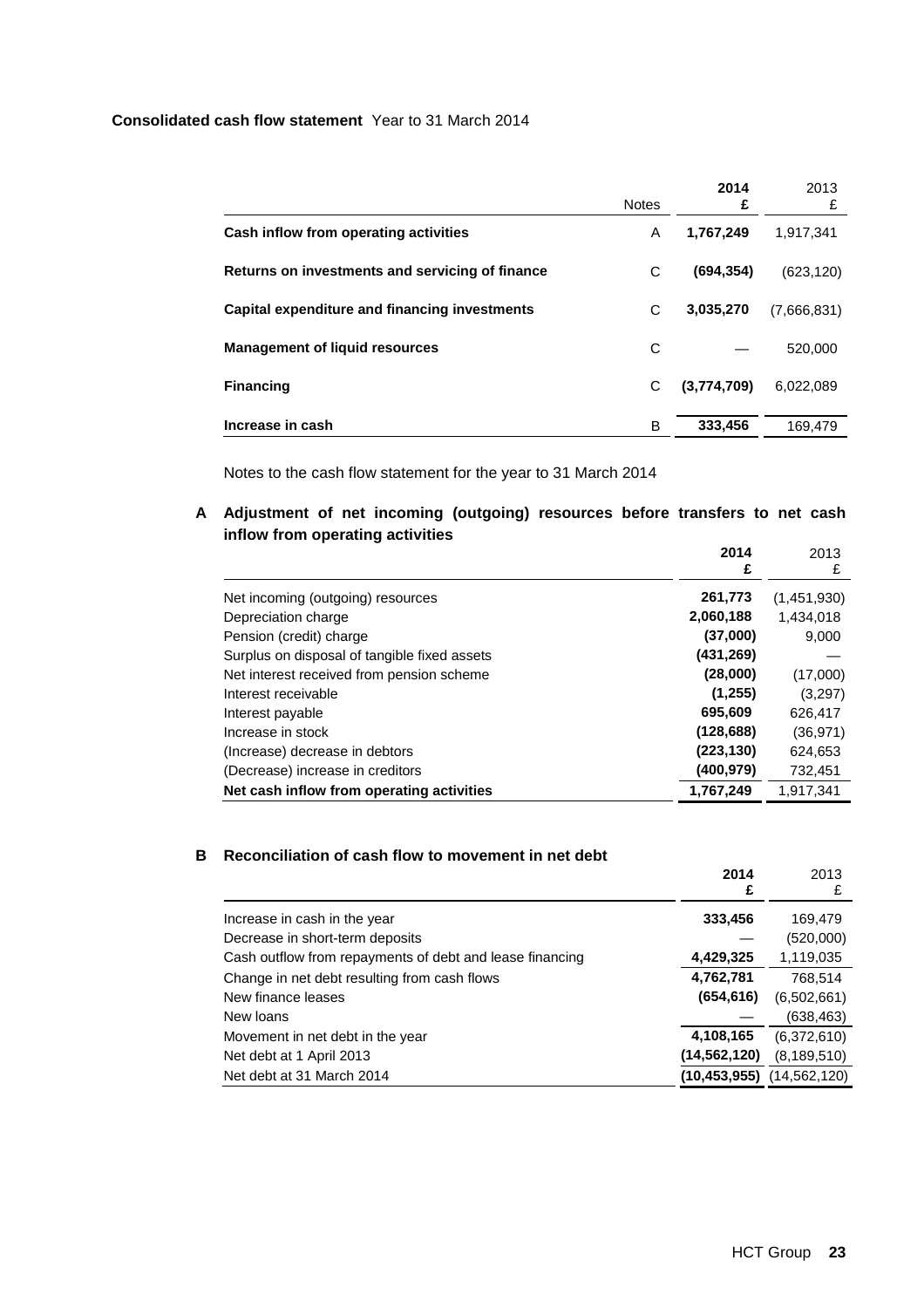**Consolidated cash flow statement** Year to 31 March 2014

| | Notes | 2014 £ | 2013 £ |
|---|---|---|---|
| **Cash inflow from operating activities** | A | **1,767,249** | 1,917,341 |
| **Returns on investments and servicing of finance** | C | **(694,354)** | (623,120) |
| **Capital expenditure and financing investments** | C | **3,035,270** | (7,666,831) |
| **Management of liquid resources** | C | **—** | 520,000 |
| **Financing** | C | **(3,774,709)** | 6,022,089 |
| **Increase in cash** | B | **333,456** | 169,479 |

Notes to the cash flow statement for the year to 31 March 2014

**A Adjustment of net incoming (outgoing) resources before transfers to net cash inflow from operating activities**

| | 2014 £ | 2013 £ |
|---|---|---|
| Net incoming (outgoing) resources | **261,773** | (1,451,930) |
| Depreciation charge | **2,060,188** | 1,434,018 |
| Pension (credit) charge | **(37,000)** | 9,000 |
| Surplus on disposal of tangible fixed assets | **(431,269)** | — |
| Net interest received from pension scheme | **(28,000)** | (17,000) |
| Interest receivable | **(1,255)** | (3,297) |
| Interest payable | **695,609** | 626,417 |
| Increase in stock | **(128,688)** | (36,971) |
| (Increase) decrease in debtors | **(223,130)** | 624,653 |
| (Decrease) increase in creditors | **(400,979)** | 732,451 |
| **Net cash inflow from operating activities** | **1,767,249** | 1,917,341 |

**B Reconciliation of cash flow to movement in net debt**

| | 2014 £ | 2013 £ |
|---|---|---|
| Increase in cash in the year | **333,456** | 169,479 |
| Decrease in short-term deposits | **—** | (520,000) |
| Cash outflow from repayments of debt and lease financing | **4,429,325** | 1,119,035 |
| Change in net debt resulting from cash flows | **4,762,781** | 768,514 |
| New finance leases | **(654,616)** | (6,502,661) |
| New loans | **—** | (638,463) |
| Movement in net debt in the year | **4,108,165** | (6,372,610) |
| Net debt at 1 April 2013 | **(14,562,120)** | (8,189,510) |
| Net debt at 31 March 2014 | **(10,453,955)** | (14,562,120) |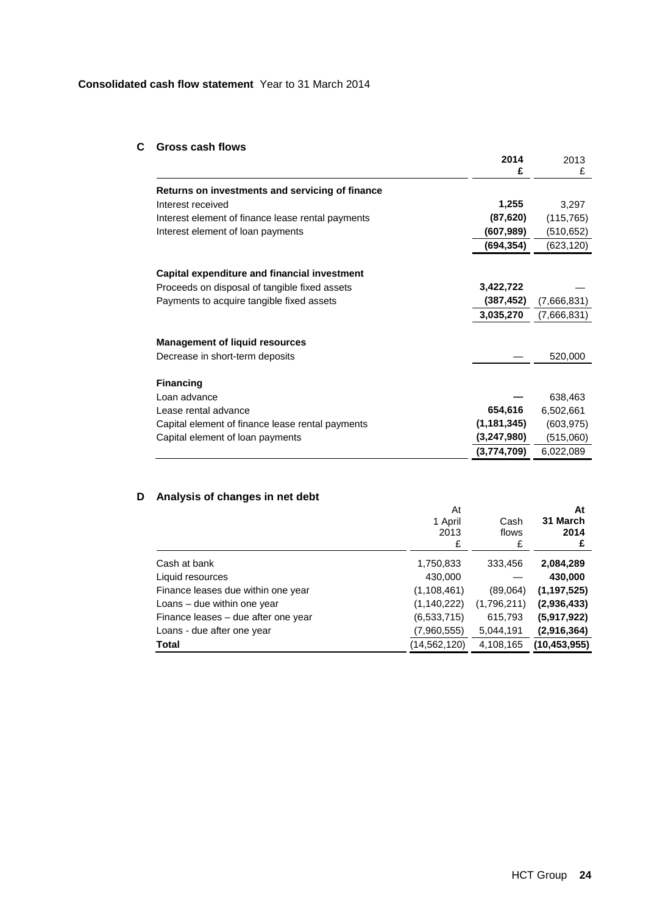**Consolidated cash flow statement** Year to 31 March 2014

## C Gross cash flows

| | 2014 £ | 2013 £ |
|---|---|---|
| **Returns on investments and servicing of finance** | | |
| Interest received | **1,255** | 3,297 |
| Interest element of finance lease rental payments | **(87,620)** | (115,765) |
| Interest element of loan payments | **(607,989)** | (510,652) |
| | **(694,354)** | (623,120) |
| **Capital expenditure and financial investment** | | |
| Proceeds on disposal of tangible fixed assets | **3,422,722** | — |
| Payments to acquire tangible fixed assets | **(387,452)** | (7,666,831) |
| | **3,035,270** | (7,666,831) |
| **Management of liquid resources** | | |
| Decrease in short-term deposits | **—** | 520,000 |
| **Financing** | | |
| Loan advance | **—** | 638,463 |
| Lease rental advance | **654,616** | 6,502,661 |
| Capital element of finance lease rental payments | **(1,181,345)** | (603,975) |
| Capital element of loan payments | **(3,247,980)** | (515,060) |
| | **(3,774,709)** | 6,022,089 |

## D Analysis of changes in net debt

| | At 1 April 2013 £ | Cash flows £ | At 31 March 2014 £ |
|---|---|---|---|
| Cash at bank | 1,750,833 | 333,456 | **2,084,289** |
| Liquid resources | 430,000 | — | **430,000** |
| Finance leases due within one year | (1,108,461) | (89,064) | **(1,197,525)** |
| Loans – due within one year | (1,140,222) | (1,796,211) | **(2,936,433)** |
| Finance leases – due after one year | (6,533,715) | 615,793 | **(5,917,922)** |
| Loans - due after one year | (7,960,555) | 5,044,191 | **(2,916,364)** |
| **Total** | (14,562,120) | 4,108,165 | **(10,453,955)** |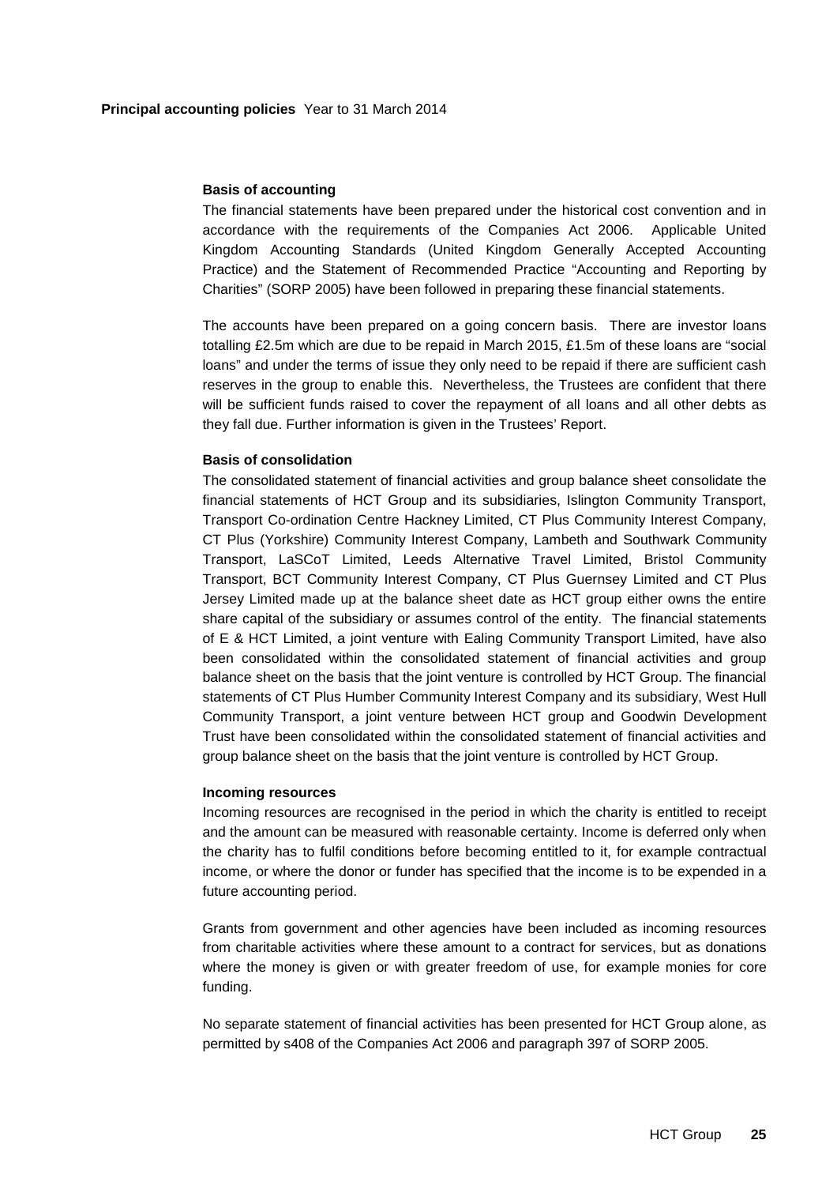**Principal accounting policies** Year to 31 March 2014

**Basis of accounting**

The financial statements have been prepared under the historical cost convention and in accordance with the requirements of the Companies Act 2006. Applicable United Kingdom Accounting Standards (United Kingdom Generally Accepted Accounting Practice) and the Statement of Recommended Practice "Accounting and Reporting by Charities" (SORP 2005) have been followed in preparing these financial statements.

The accounts have been prepared on a going concern basis. There are investor loans totalling £2.5m which are due to be repaid in March 2015, £1.5m of these loans are "social loans" and under the terms of issue they only need to be repaid if there are sufficient cash reserves in the group to enable this. Nevertheless, the Trustees are confident that there will be sufficient funds raised to cover the repayment of all loans and all other debts as they fall due. Further information is given in the Trustees' Report.

**Basis of consolidation**

The consolidated statement of financial activities and group balance sheet consolidate the financial statements of HCT Group and its subsidiaries, Islington Community Transport, Transport Co-ordination Centre Hackney Limited, CT Plus Community Interest Company, CT Plus (Yorkshire) Community Interest Company, Lambeth and Southwark Community Transport, LaSCoT Limited, Leeds Alternative Travel Limited, Bristol Community Transport, BCT Community Interest Company, CT Plus Guernsey Limited and CT Plus Jersey Limited made up at the balance sheet date as HCT group either owns the entire share capital of the subsidiary or assumes control of the entity. The financial statements of E & HCT Limited, a joint venture with Ealing Community Transport Limited, have also been consolidated within the consolidated statement of financial activities and group balance sheet on the basis that the joint venture is controlled by HCT Group. The financial statements of CT Plus Humber Community Interest Company and its subsidiary, West Hull Community Transport, a joint venture between HCT group and Goodwin Development Trust have been consolidated within the consolidated statement of financial activities and group balance sheet on the basis that the joint venture is controlled by HCT Group.

**Incoming resources**

Incoming resources are recognised in the period in which the charity is entitled to receipt and the amount can be measured with reasonable certainty. Income is deferred only when the charity has to fulfil conditions before becoming entitled to it, for example contractual income, or where the donor or funder has specified that the income is to be expended in a future accounting period.

Grants from government and other agencies have been included as incoming resources from charitable activities where these amount to a contract for services, but as donations where the money is given or with greater freedom of use, for example monies for core funding.

No separate statement of financial activities has been presented for HCT Group alone, as permitted by s408 of the Companies Act 2006 and paragraph 397 of SORP 2005.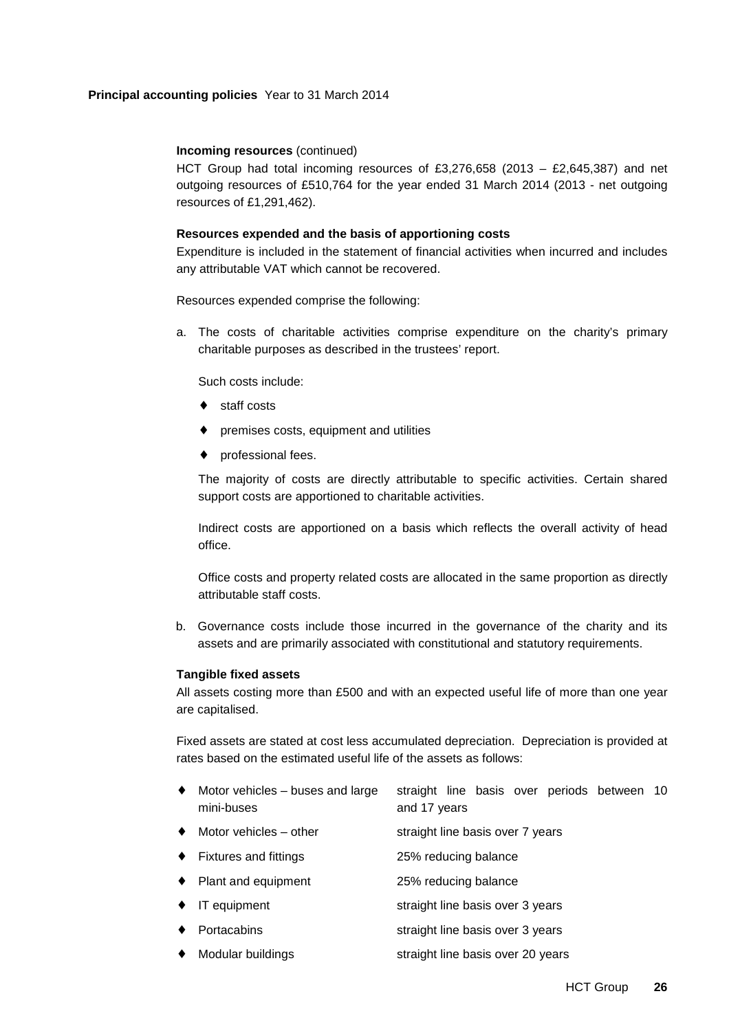**Principal accounting policies** Year to 31 March 2014

**Incoming resources** (continued)

HCT Group had total incoming resources of £3,276,658 (2013 – £2,645,387) and net outgoing resources of £510,764 for the year ended 31 March 2014 (2013 - net outgoing resources of £1,291,462).

**Resources expended and the basis of apportioning costs**

Expenditure is included in the statement of financial activities when incurred and includes any attributable VAT which cannot be recovered.

Resources expended comprise the following:

a. The costs of charitable activities comprise expenditure on the charity's primary charitable purposes as described in the trustees' report.

   Such costs include:

   - staff costs
   - premises costs, equipment and utilities
   - professional fees.

   The majority of costs are directly attributable to specific activities. Certain shared support costs are apportioned to charitable activities.

   Indirect costs are apportioned on a basis which reflects the overall activity of head office.

   Office costs and property related costs are allocated in the same proportion as directly attributable staff costs.

b. Governance costs include those incurred in the governance of the charity and its assets and are primarily associated with constitutional and statutory requirements.

**Tangible fixed assets**

All assets costing more than £500 and with an expected useful life of more than one year are capitalised.

Fixed assets are stated at cost less accumulated depreciation. Depreciation is provided at rates based on the estimated useful life of the assets as follows:

| Asset | Depreciation |
|---|---|
| ♦ Motor vehicles – buses and large mini-buses | straight line basis over periods between 10 and 17 years |
| ♦ Motor vehicles – other | straight line basis over 7 years |
| ♦ Fixtures and fittings | 25% reducing balance |
| ♦ Plant and equipment | 25% reducing balance |
| ♦ IT equipment | straight line basis over 3 years |
| ♦ Portacabins | straight line basis over 3 years |
| ♦ Modular buildings | straight line basis over 20 years |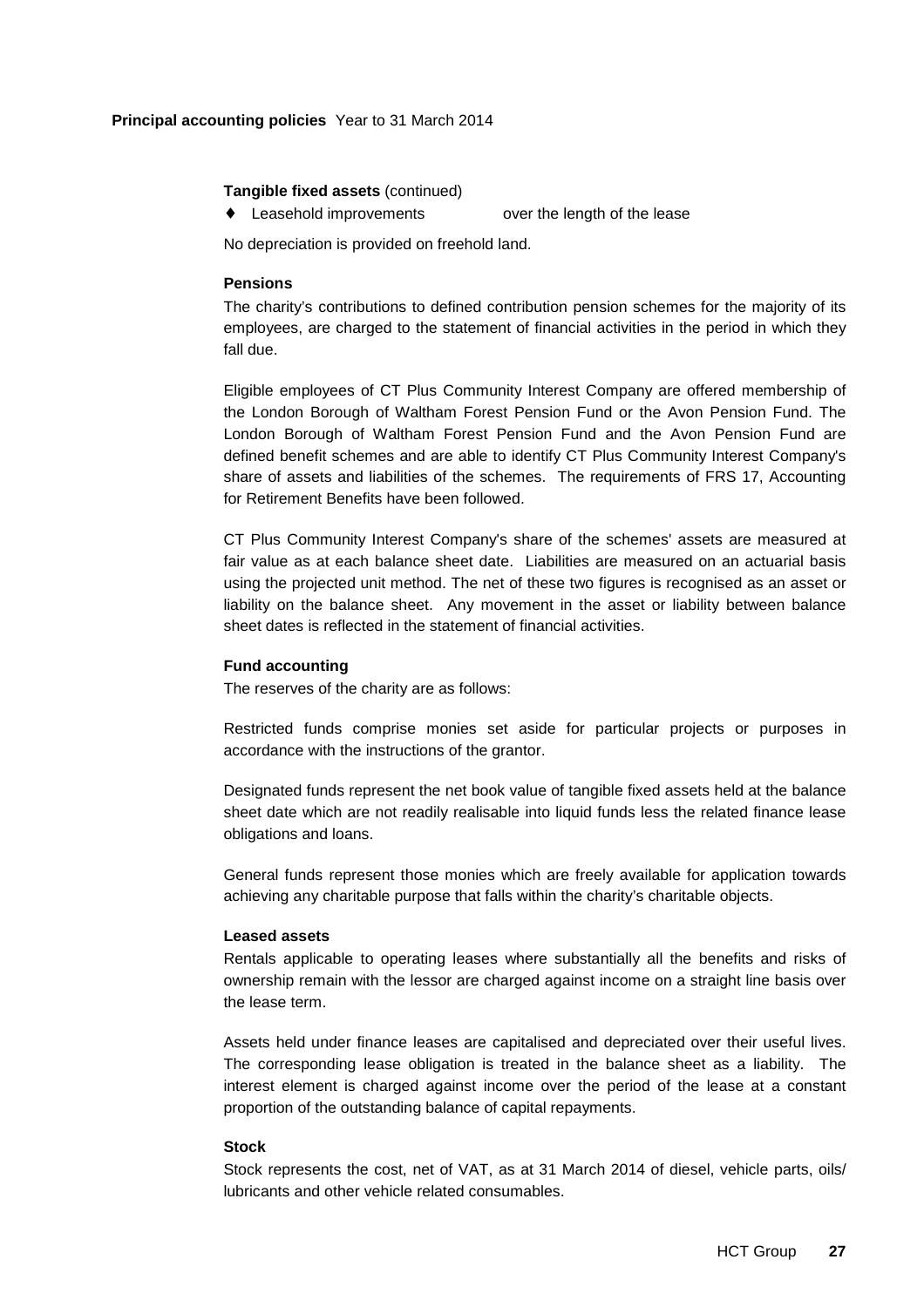**Principal accounting policies** Year to 31 March 2014

**Tangible fixed assets** (continued)

- Leasehold improvements over the length of the lease

No depreciation is provided on freehold land.

**Pensions**

The charity's contributions to defined contribution pension schemes for the majority of its employees, are charged to the statement of financial activities in the period in which they fall due.

Eligible employees of CT Plus Community Interest Company are offered membership of the London Borough of Waltham Forest Pension Fund or the Avon Pension Fund. The London Borough of Waltham Forest Pension Fund and the Avon Pension Fund are defined benefit schemes and are able to identify CT Plus Community Interest Company's share of assets and liabilities of the schemes. The requirements of FRS 17, Accounting for Retirement Benefits have been followed.

CT Plus Community Interest Company's share of the schemes' assets are measured at fair value as at each balance sheet date. Liabilities are measured on an actuarial basis using the projected unit method. The net of these two figures is recognised as an asset or liability on the balance sheet. Any movement in the asset or liability between balance sheet dates is reflected in the statement of financial activities.

**Fund accounting**

The reserves of the charity are as follows:

Restricted funds comprise monies set aside for particular projects or purposes in accordance with the instructions of the grantor.

Designated funds represent the net book value of tangible fixed assets held at the balance sheet date which are not readily realisable into liquid funds less the related finance lease obligations and loans.

General funds represent those monies which are freely available for application towards achieving any charitable purpose that falls within the charity's charitable objects.

**Leased assets**

Rentals applicable to operating leases where substantially all the benefits and risks of ownership remain with the lessor are charged against income on a straight line basis over the lease term.

Assets held under finance leases are capitalised and depreciated over their useful lives. The corresponding lease obligation is treated in the balance sheet as a liability. The interest element is charged against income over the period of the lease at a constant proportion of the outstanding balance of capital repayments.

**Stock**

Stock represents the cost, net of VAT, as at 31 March 2014 of diesel, vehicle parts, oils/ lubricants and other vehicle related consumables.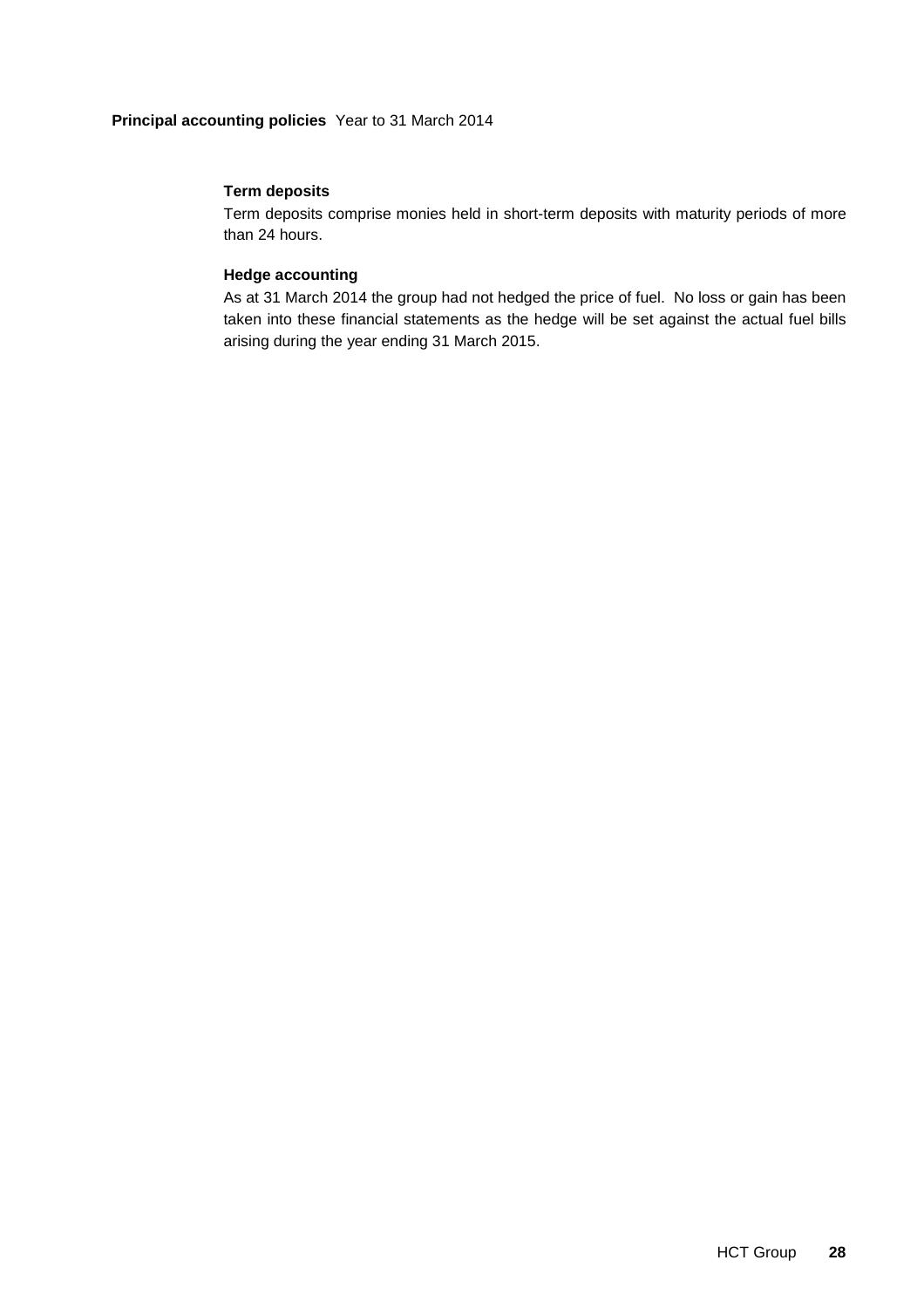**Principal accounting policies** Year to 31 March 2014

### Term deposits

Term deposits comprise monies held in short-term deposits with maturity periods of more than 24 hours.

### Hedge accounting

As at 31 March 2014 the group had not hedged the price of fuel. No loss or gain has been taken into these financial statements as the hedge will be set against the actual fuel bills arising during the year ending 31 March 2015.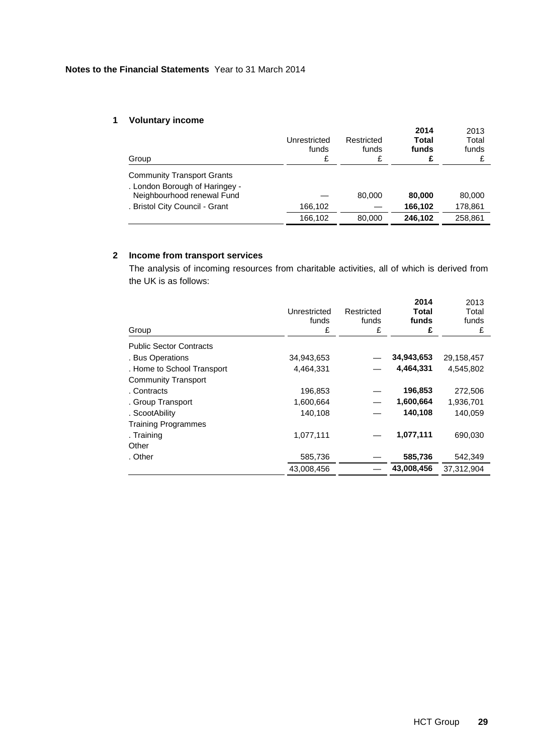**Notes to the Financial Statements** Year to 31 March 2014

## 1 Voluntary income

| Group | Unrestricted funds £ | Restricted funds £ | **2014 Total funds £** | 2013 Total funds £ |
|---|---|---|---|---|
| Community Transport Grants | | | | |
| . London Borough of Haringey - Neighbourhood renewal Fund | — | 80,000 | **80,000** | 80,000 |
| . Bristol City Council - Grant | 166,102 | — | **166,102** | 178,861 |
| | 166,102 | 80,000 | **246,102** | 258,861 |

## 2 Income from transport services

The analysis of incoming resources from charitable activities, all of which is derived from the UK is as follows:

| Group | Unrestricted funds £ | Restricted funds £ | **2014 Total funds £** | 2013 Total funds £ |
|---|---|---|---|---|
| Public Sector Contracts | | | | |
| . Bus Operations | 34,943,653 | — | **34,943,653** | 29,158,457 |
| . Home to School Transport | 4,464,331 | — | **4,464,331** | 4,545,802 |
| Community Transport | | | | |
| . Contracts | 196,853 | — | **196,853** | 272,506 |
| . Group Transport | 1,600,664 | — | **1,600,664** | 1,936,701 |
| . ScootAbility | 140,108 | — | **140,108** | 140,059 |
| Training Programmes | | | | |
| . Training | 1,077,111 | — | **1,077,111** | 690,030 |
| Other | | | | |
| . Other | 585,736 | — | **585,736** | 542,349 |
| | 43,008,456 | — | **43,008,456** | 37,312,904 |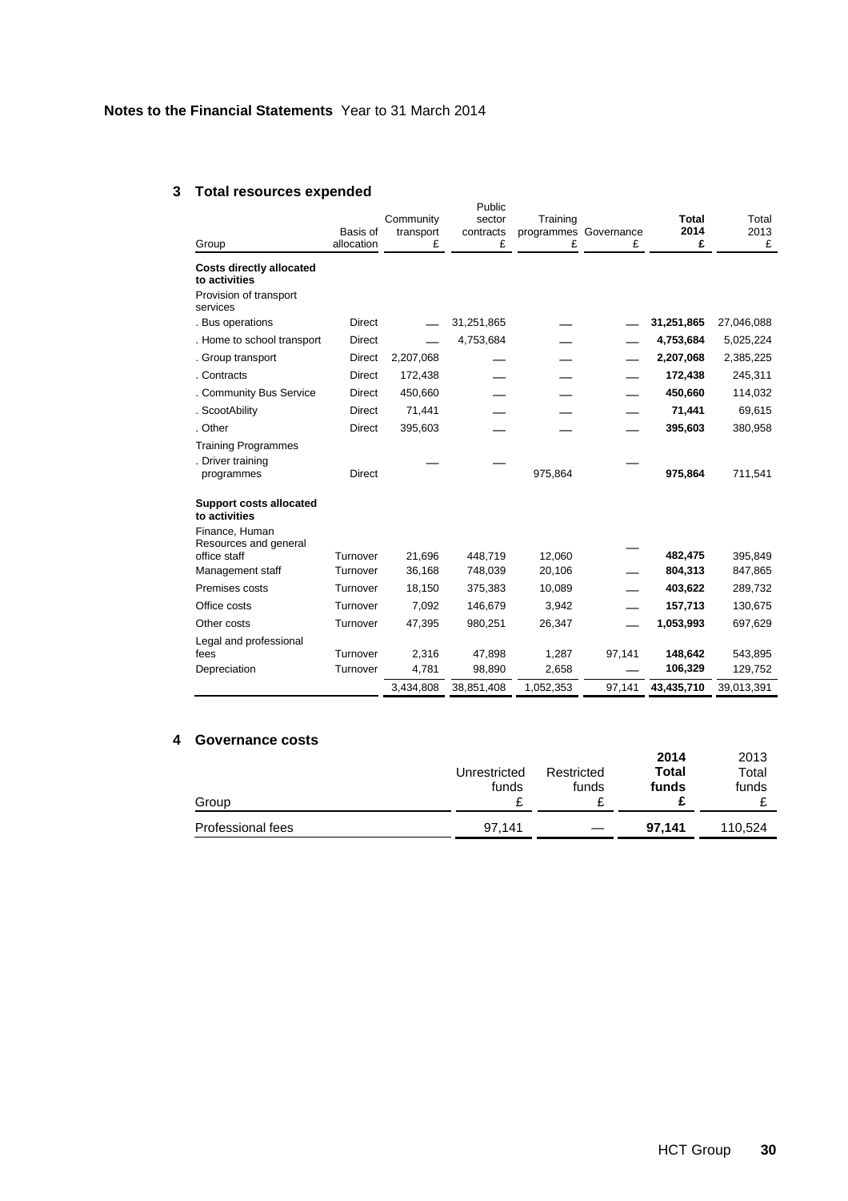**Notes to the Financial Statements** Year to 31 March 2014

## 3 Total resources expended

| Group | Basis of allocation | Community transport £ | Public sector contracts £ | Training programmes £ | Governance £ | **Total 2014 £** | Total 2013 £ |
|---|---|---|---|---|---|---|---|
| **Costs directly allocated to activities** | | | | | | | |
| Provision of transport services | | | | | | | |
| . Bus operations | Direct | — | 31,251,865 | — | — | **31,251,865** | 27,046,088 |
| . Home to school transport | Direct | — | 4,753,684 | — | — | **4,753,684** | 5,025,224 |
| . Group transport | Direct | 2,207,068 | — | — | — | **2,207,068** | 2,385,225 |
| . Contracts | Direct | 172,438 | — | — | — | **172,438** | 245,311 |
| . Community Bus Service | Direct | 450,660 | — | — | — | **450,660** | 114,032 |
| . ScootAbility | Direct | 71,441 | — | — | — | **71,441** | 69,615 |
| . Other | Direct | 395,603 | — | — | — | **395,603** | 380,958 |
| Training Programmes | | | | | | | |
| . Driver training programmes | Direct | — | — | 975,864 | — | **975,864** | 711,541 |
| **Support costs allocated to activities** | | | | | | | |
| Finance, Human Resources and general office staff | Turnover | 21,696 | 448,719 | 12,060 | — | **482,475** | 395,849 |
| Management staff | Turnover | 36,168 | 748,039 | 20,106 | — | **804,313** | 847,865 |
| Premises costs | Turnover | 18,150 | 375,383 | 10,089 | — | **403,622** | 289,732 |
| Office costs | Turnover | 7,092 | 146,679 | 3,942 | — | **157,713** | 130,675 |
| Other costs | Turnover | 47,395 | 980,251 | 26,347 | — | **1,053,993** | 697,629 |
| Legal and professional fees | Turnover | 2,316 | 47,898 | 1,287 | 97,141 | **148,642** | 543,895 |
| Depreciation | Turnover | 4,781 | 98,890 | 2,658 | — | **106,329** | 129,752 |
| | | 3,434,808 | 38,851,408 | 1,052,353 | 97,141 | **43,435,710** | 39,013,391 |

## 4 Governance costs

| Group | Unrestricted funds £ | Restricted funds £ | **2014 Total funds £** | 2013 Total funds £ |
|---|---|---|---|---|
| Professional fees | 97,141 | — | **97,141** | 110,524 |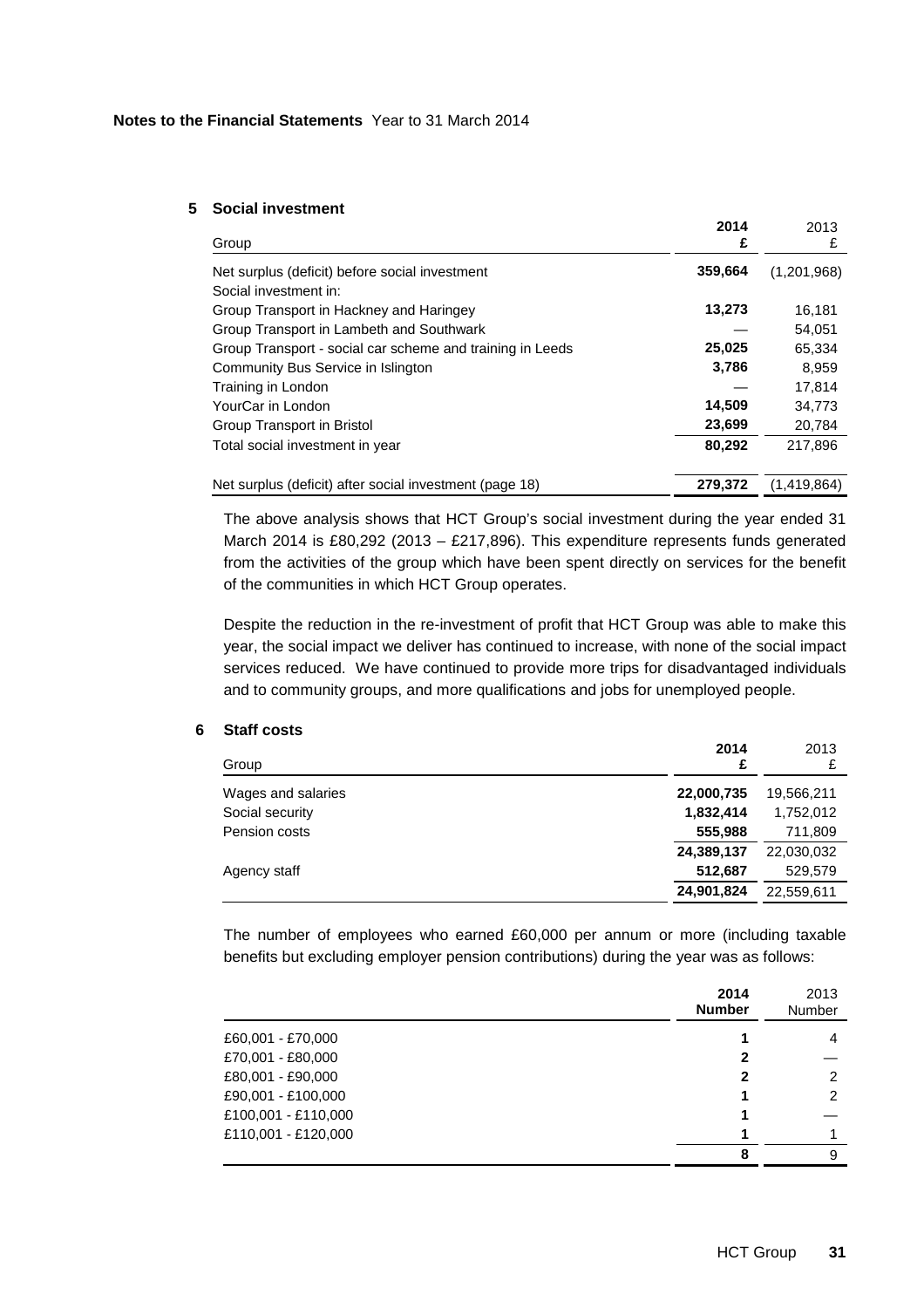**Notes to the Financial Statements** Year to 31 March 2014

## 5 Social investment

| Group | 2014 £ | 2013 £ |
|---|---|---|
| Net surplus (deficit) before social investment | **359,664** | (1,201,968) |
| Social investment in: | | |
| Group Transport in Hackney and Haringey | **13,273** | 16,181 |
| Group Transport in Lambeth and Southwark | — | 54,051 |
| Group Transport - social car scheme and training in Leeds | **25,025** | 65,334 |
| Community Bus Service in Islington | **3,786** | 8,959 |
| Training in London | — | 17,814 |
| YourCar in London | **14,509** | 34,773 |
| Group Transport in Bristol | **23,699** | 20,784 |
| Total social investment in year | **80,292** | 217,896 |
| Net surplus (deficit) after social investment (page 18) | **279,372** | (1,419,864) |

The above analysis shows that HCT Group's social investment during the year ended 31 March 2014 is £80,292 (2013 – £217,896). This expenditure represents funds generated from the activities of the group which have been spent directly on services for the benefit of the communities in which HCT Group operates.

Despite the reduction in the re-investment of profit that HCT Group was able to make this year, the social impact we deliver has continued to increase, with none of the social impact services reduced. We have continued to provide more trips for disadvantaged individuals and to community groups, and more qualifications and jobs for unemployed people.

## 6 Staff costs

| Group | 2014 £ | 2013 £ |
|---|---|---|
| Wages and salaries | **22,000,735** | 19,566,211 |
| Social security | **1,832,414** | 1,752,012 |
| Pension costs | **555,988** | 711,809 |
| | **24,389,137** | 22,030,032 |
| Agency staff | **512,687** | 529,579 |
| | **24,901,824** | 22,559,611 |

The number of employees who earned £60,000 per annum or more (including taxable benefits but excluding employer pension contributions) during the year was as follows:

| | 2014 Number | 2013 Number |
|---|---|---|
| £60,001 - £70,000 | **1** | 4 |
| £70,001 - £80,000 | **2** | — |
| £80,001 - £90,000 | **2** | 2 |
| £90,001 - £100,000 | **1** | 2 |
| £100,001 - £110,000 | **1** | — |
| £110,001 - £120,000 | **1** | 1 |
| | **8** | 9 |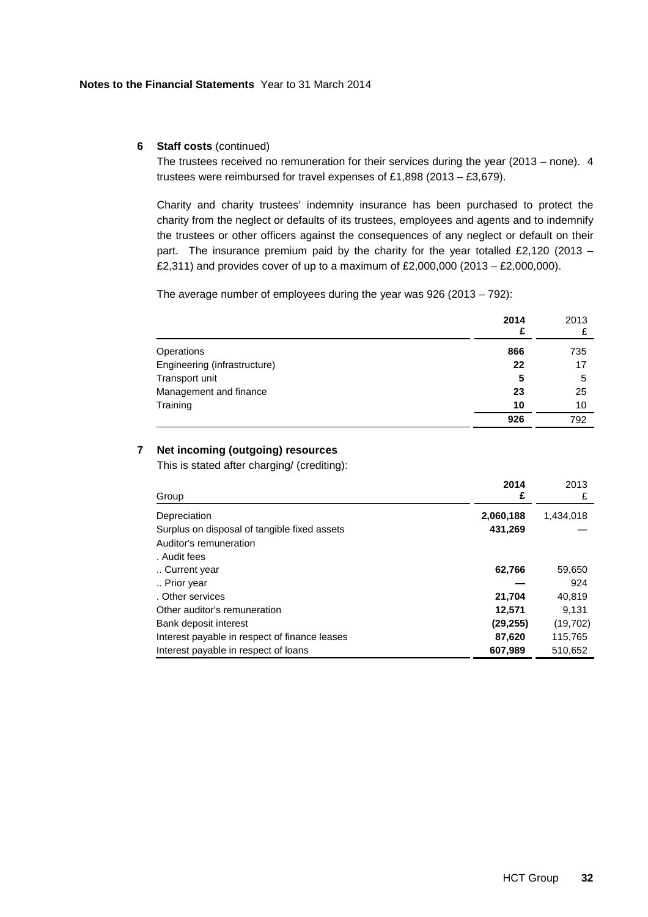**Notes to the Financial Statements** Year to 31 March 2014

## 6 Staff costs (continued)

The trustees received no remuneration for their services during the year (2013 – none). 4 trustees were reimbursed for travel expenses of £1,898 (2013 – £3,679).

Charity and charity trustees' indemnity insurance has been purchased to protect the charity from the neglect or defaults of its trustees, employees and agents and to indemnify the trustees or other officers against the consequences of any neglect or default on their part. The insurance premium paid by the charity for the year totalled £2,120 (2013 – £2,311) and provides cover of up to a maximum of £2,000,000 (2013 – £2,000,000).

The average number of employees during the year was 926 (2013 – 792):

| | **2014 £** | 2013 £ |
|---|---|---|
| Operations | **866** | 735 |
| Engineering (infrastructure) | **22** | 17 |
| Transport unit | **5** | 5 |
| Management and finance | **23** | 25 |
| Training | **10** | 10 |
| | **926** | 792 |

## 7 Net incoming (outgoing) resources

This is stated after charging/ (crediting):

| Group | **2014 £** | 2013 £ |
|---|---|---|
| Depreciation | **2,060,188** | 1,434,018 |
| Surplus on disposal of tangible fixed assets | **431,269** | — |
| Auditor's remuneration | | |
| . Audit fees | | |
| .. Current year | **62,766** | 59,650 |
| .. Prior year | **—** | 924 |
| . Other services | **21,704** | 40,819 |
| Other auditor's remuneration | **12,571** | 9,131 |
| Bank deposit interest | **(29,255)** | (19,702) |
| Interest payable in respect of finance leases | **87,620** | 115,765 |
| Interest payable in respect of loans | **607,989** | 510,652 |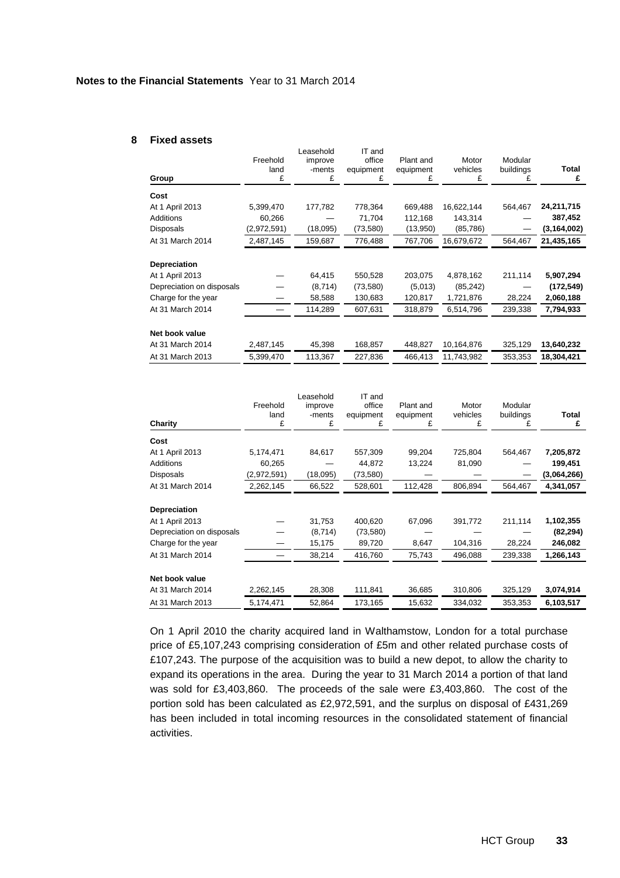Notes to the Financial Statements Year to 31 March 2014

## 8 Fixed assets

| Group | Freehold land £ | Leasehold improve -ments £ | IT and office equipment £ | Plant and equipment £ | Motor vehicles £ | Modular buildings £ | **Total £** |
|---|---|---|---|---|---|---|---|
| **Cost** | | | | | | | |
| At 1 April 2013 | 5,399,470 | 177,782 | 778,364 | 669,488 | 16,622,144 | 564,467 | **24,211,715** |
| Additions | 60,266 | — | 71,704 | 112,168 | 143,314 | — | **387,452** |
| Disposals | (2,972,591) | (18,095) | (73,580) | (13,950) | (85,786) | — | **(3,164,002)** |
| At 31 March 2014 | 2,487,145 | 159,687 | 776,488 | 767,706 | 16,679,672 | 564,467 | **21,435,165** |
| **Depreciation** | | | | | | | |
| At 1 April 2013 | — | 64,415 | 550,528 | 203,075 | 4,878,162 | 211,114 | **5,907,294** |
| Depreciation on disposals | — | (8,714) | (73,580) | (5,013) | (85,242) | — | **(172,549)** |
| Charge for the year | — | 58,588 | 130,683 | 120,817 | 1,721,876 | 28,224 | **2,060,188** |
| At 31 March 2014 | — | 114,289 | 607,631 | 318,879 | 6,514,796 | 239,338 | **7,794,933** |
| **Net book value** | | | | | | | |
| At 31 March 2014 | 2,487,145 | 45,398 | 168,857 | 448,827 | 10,164,876 | 325,129 | **13,640,232** |
| At 31 March 2013 | 5,399,470 | 113,367 | 227,836 | 466,413 | 11,743,982 | 353,353 | **18,304,421** |

| Charity | Freehold land £ | Leasehold improve -ments £ | IT and office equipment £ | Plant and equipment £ | Motor vehicles £ | Modular buildings £ | **Total £** |
|---|---|---|---|---|---|---|---|
| **Cost** | | | | | | | |
| At 1 April 2013 | 5,174,471 | 84,617 | 557,309 | 99,204 | 725,804 | 564,467 | **7,205,872** |
| Additions | 60,265 | — | 44,872 | 13,224 | 81,090 | — | **199,451** |
| Disposals | (2,972,591) | (18,095) | (73,580) | — | — | — | **(3,064,266)** |
| At 31 March 2014 | 2,262,145 | 66,522 | 528,601 | 112,428 | 806,894 | 564,467 | **4,341,057** |
| **Depreciation** | | | | | | | |
| At 1 April 2013 | — | 31,753 | 400,620 | 67,096 | 391,772 | 211,114 | **1,102,355** |
| Depreciation on disposals | — | (8,714) | (73,580) | — | — | — | **(82,294)** |
| Charge for the year | — | 15,175 | 89,720 | 8,647 | 104,316 | 28,224 | **246,082** |
| At 31 March 2014 | — | 38,214 | 416,760 | 75,743 | 496,088 | 239,338 | **1,266,143** |
| **Net book value** | | | | | | | |
| At 31 March 2014 | 2,262,145 | 28,308 | 111,841 | 36,685 | 310,806 | 325,129 | **3,074,914** |
| At 31 March 2013 | 5,174,471 | 52,864 | 173,165 | 15,632 | 334,032 | 353,353 | **6,103,517** |

On 1 April 2010 the charity acquired land in Walthamstow, London for a total purchase price of £5,107,243 comprising consideration of £5m and other related purchase costs of £107,243. The purpose of the acquisition was to build a new depot, to allow the charity to expand its operations in the area. During the year to 31 March 2014 a portion of that land was sold for £3,403,860. The proceeds of the sale were £3,403,860. The cost of the portion sold has been calculated as £2,972,591, and the surplus on disposal of £431,269 has been included in total incoming resources in the consolidated statement of financial activities.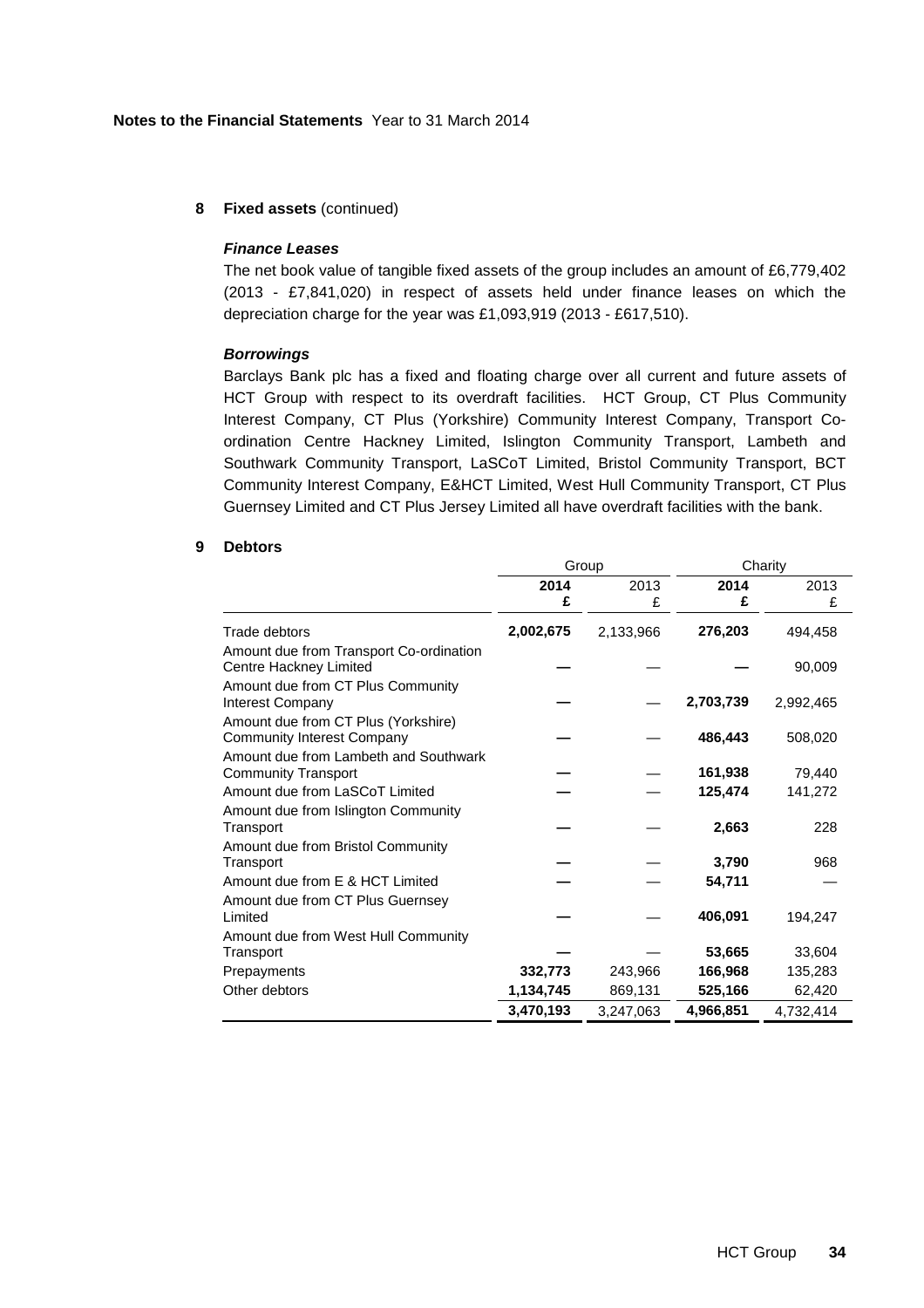**Notes to the Financial Statements** Year to 31 March 2014

## 8 Fixed assets (continued)

### *Finance Leases*

The net book value of tangible fixed assets of the group includes an amount of £6,779,402 (2013 - £7,841,020) in respect of assets held under finance leases on which the depreciation charge for the year was £1,093,919 (2013 - £617,510).

### *Borrowings*

Barclays Bank plc has a fixed and floating charge over all current and future assets of HCT Group with respect to its overdraft facilities. HCT Group, CT Plus Community Interest Company, CT Plus (Yorkshire) Community Interest Company, Transport Co-ordination Centre Hackney Limited, Islington Community Transport, Lambeth and Southwark Community Transport, LaSCoT Limited, Bristol Community Transport, BCT Community Interest Company, E&HCT Limited, West Hull Community Transport, CT Plus Guernsey Limited and CT Plus Jersey Limited all have overdraft facilities with the bank.

## 9 Debtors

| | Group | | Charity | |
|---|---|---|---|---|
| | **2014 £** | 2013 £ | **2014 £** | 2013 £ |
| Trade debtors | **2,002,675** | 2,133,966 | **276,203** | 494,458 |
| Amount due from Transport Co-ordination Centre Hackney Limited | **—** | — | **—** | 90,009 |
| Amount due from CT Plus Community Interest Company | **—** | — | **2,703,739** | 2,992,465 |
| Amount due from CT Plus (Yorkshire) Community Interest Company | **—** | — | **486,443** | 508,020 |
| Amount due from Lambeth and Southwark Community Transport | **—** | — | **161,938** | 79,440 |
| Amount due from LaSCoT Limited | **—** | — | **125,474** | 141,272 |
| Amount due from Islington Community Transport | **—** | — | **2,663** | 228 |
| Amount due from Bristol Community Transport | **—** | — | **3,790** | 968 |
| Amount due from E & HCT Limited | **—** | — | **54,711** | — |
| Amount due from CT Plus Guernsey Limited | **—** | — | **406,091** | 194,247 |
| Amount due from West Hull Community Transport | **—** | — | **53,665** | 33,604 |
| Prepayments | **332,773** | 243,966 | **166,968** | 135,283 |
| Other debtors | **1,134,745** | 869,131 | **525,166** | 62,420 |
| | **3,470,193** | 3,247,063 | **4,966,851** | 4,732,414 |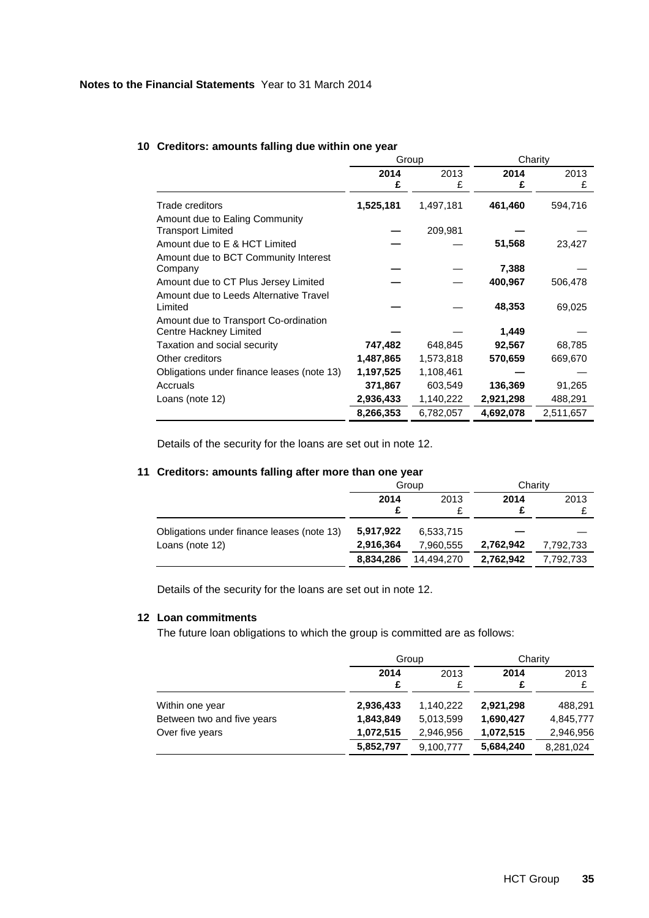**Notes to the Financial Statements** Year to 31 March 2014

## 10 Creditors: amounts falling due within one year

| | Group | | Charity | |
|---|---|---|---|---|
| | **2014 £** | 2013 £ | **2014 £** | 2013 £ |
| Trade creditors | **1,525,181** | 1,497,181 | **461,460** | 594,716 |
| Amount due to Ealing Community Transport Limited | **—** | 209,981 | **—** | — |
| Amount due to E & HCT Limited | **—** | — | **51,568** | 23,427 |
| Amount due to BCT Community Interest Company | **—** | — | **7,388** | — |
| Amount due to CT Plus Jersey Limited | **—** | — | **400,967** | 506,478 |
| Amount due to Leeds Alternative Travel Limited | **—** | — | **48,353** | 69,025 |
| Amount due to Transport Co-ordination Centre Hackney Limited | **—** | — | **1,449** | — |
| Taxation and social security | **747,482** | 648,845 | **92,567** | 68,785 |
| Other creditors | **1,487,865** | 1,573,818 | **570,659** | 669,670 |
| Obligations under finance leases (note 13) | **1,197,525** | 1,108,461 | **—** | — |
| Accruals | **371,867** | 603,549 | **136,369** | 91,265 |
| Loans (note 12) | **2,936,433** | 1,140,222 | **2,921,298** | 488,291 |
| | **8,266,353** | 6,782,057 | **4,692,078** | 2,511,657 |

Details of the security for the loans are set out in note 12.

## 11 Creditors: amounts falling after more than one year

| | Group | | Charity | |
|---|---|---|---|---|
| | **2014 £** | 2013 £ | **2014 £** | 2013 £ |
| Obligations under finance leases (note 13) | **5,917,922** | 6,533,715 | **—** | — |
| Loans (note 12) | **2,916,364** | 7,960,555 | **2,762,942** | 7,792,733 |
| | **8,834,286** | 14,494,270 | **2,762,942** | 7,792,733 |

Details of the security for the loans are set out in note 12.

## 12 Loan commitments

The future loan obligations to which the group is committed are as follows:

| | Group | | Charity | |
|---|---|---|---|---|
| | **2014 £** | 2013 £ | **2014 £** | 2013 £ |
| Within one year | **2,936,433** | 1,140,222 | **2,921,298** | 488,291 |
| Between two and five years | **1,843,849** | 5,013,599 | **1,690,427** | 4,845,777 |
| Over five years | **1,072,515** | 2,946,956 | **1,072,515** | 2,946,956 |
| | **5,852,797** | 9,100,777 | **5,684,240** | 8,281,024 |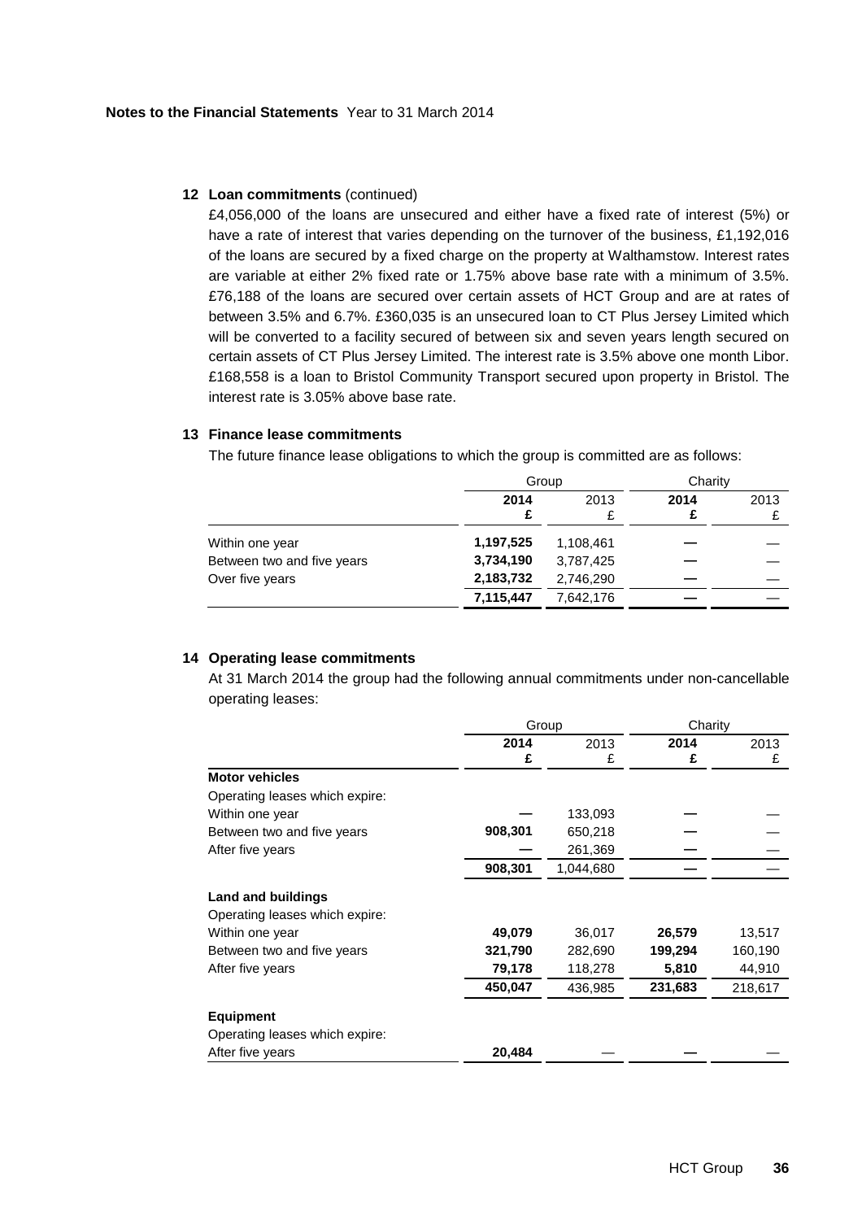**Notes to the Financial Statements** Year to 31 March 2014

## 12 Loan commitments (continued)

£4,056,000 of the loans are unsecured and either have a fixed rate of interest (5%) or have a rate of interest that varies depending on the turnover of the business, £1,192,016 of the loans are secured by a fixed charge on the property at Walthamstow. Interest rates are variable at either 2% fixed rate or 1.75% above base rate with a minimum of 3.5%. £76,188 of the loans are secured over certain assets of HCT Group and are at rates of between 3.5% and 6.7%. £360,035 is an unsecured loan to CT Plus Jersey Limited which will be converted to a facility secured of between six and seven years length secured on certain assets of CT Plus Jersey Limited. The interest rate is 3.5% above one month Libor. £168,558 is a loan to Bristol Community Transport secured upon property in Bristol. The interest rate is 3.05% above base rate.

## 13 Finance lease commitments

The future finance lease obligations to which the group is committed are as follows:

| | Group | | Charity | |
|---|---|---|---|---|
| | **2014 £** | 2013 £ | **2014 £** | 2013 £ |
| Within one year | **1,197,525** | 1,108,461 | **—** | — |
| Between two and five years | **3,734,190** | 3,787,425 | **—** | — |
| Over five years | **2,183,732** | 2,746,290 | **—** | — |
| | **7,115,447** | 7,642,176 | **—** | — |

## 14 Operating lease commitments

At 31 March 2014 the group had the following annual commitments under non-cancellable operating leases:

| | Group | | Charity | |
|---|---|---|---|---|
| | **2014 £** | 2013 £ | **2014 £** | 2013 £ |
| **Motor vehicles** | | | | |
| Operating leases which expire: | | | | |
| Within one year | **—** | 133,093 | **—** | — |
| Between two and five years | **908,301** | 650,218 | **—** | — |
| After five years | **—** | 261,369 | **—** | — |
| | **908,301** | 1,044,680 | **—** | — |
| **Land and buildings** | | | | |
| Operating leases which expire: | | | | |
| Within one year | **49,079** | 36,017 | **26,579** | 13,517 |
| Between two and five years | **321,790** | 282,690 | **199,294** | 160,190 |
| After five years | **79,178** | 118,278 | **5,810** | 44,910 |
| | **450,047** | 436,985 | **231,683** | 218,617 |
| **Equipment** | | | | |
| Operating leases which expire: | | | | |
| After five years | **20,484** | — | **—** | — |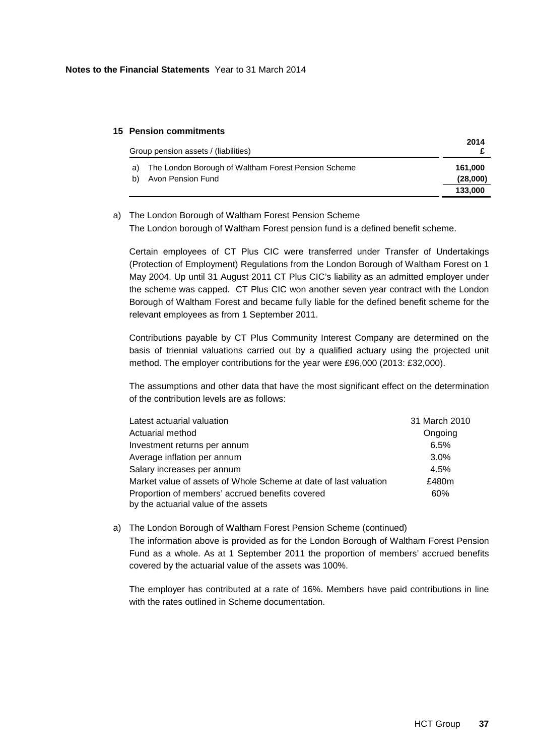**Notes to the Financial Statements** Year to 31 March 2014

## 15 Pension commitments

| Group pension assets / (liabilities) | 2014 £ |
|---|---|
| a) The London Borough of Waltham Forest Pension Scheme | **161,000** |
| b) Avon Pension Fund | **(28,000)** |
| | **133,000** |

a) The London Borough of Waltham Forest Pension Scheme

The London borough of Waltham Forest pension fund is a defined benefit scheme.

Certain employees of CT Plus CIC were transferred under Transfer of Undertakings (Protection of Employment) Regulations from the London Borough of Waltham Forest on 1 May 2004. Up until 31 August 2011 CT Plus CIC's liability as an admitted employer under the scheme was capped. CT Plus CIC won another seven year contract with the London Borough of Waltham Forest and became fully liable for the defined benefit scheme for the relevant employees as from 1 September 2011.

Contributions payable by CT Plus Community Interest Company are determined on the basis of triennial valuations carried out by a qualified actuary using the projected unit method. The employer contributions for the year were £96,000 (2013: £32,000).

The assumptions and other data that have the most significant effect on the determination of the contribution levels are as follows:

| | |
|---|---|
| Latest actuarial valuation | 31 March 2010 |
| Actuarial method | Ongoing |
| Investment returns per annum | 6.5% |
| Average inflation per annum | 3.0% |
| Salary increases per annum | 4.5% |
| Market value of assets of Whole Scheme at date of last valuation | £480m |
| Proportion of members' accrued benefits covered by the actuarial value of the assets | 60% |

a) The London Borough of Waltham Forest Pension Scheme (continued)

The information above is provided as for the London Borough of Waltham Forest Pension Fund as a whole. As at 1 September 2011 the proportion of members' accrued benefits covered by the actuarial value of the assets was 100%.

The employer has contributed at a rate of 16%. Members have paid contributions in line with the rates outlined in Scheme documentation.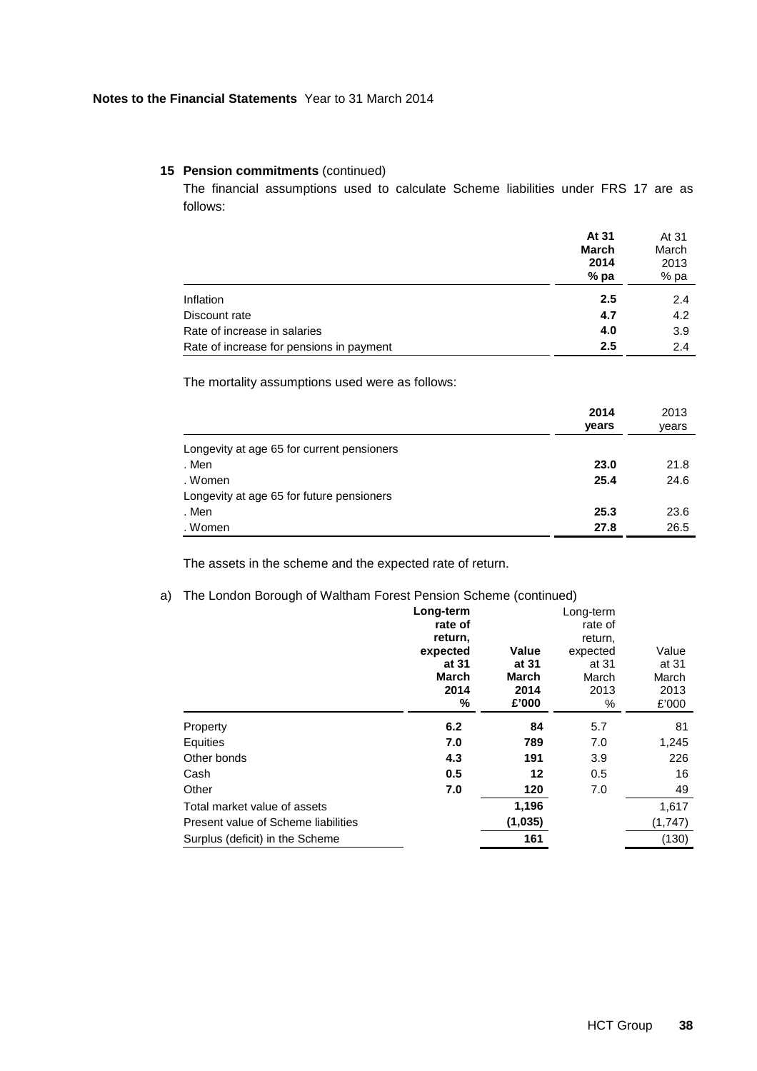**Notes to the Financial Statements** Year to 31 March 2014

**15 Pension commitments** (continued)

The financial assumptions used to calculate Scheme liabilities under FRS 17 are as follows:

| | **At 31 March 2014 % pa** | At 31 March 2013 % pa |
|---|---|---|
| Inflation | **2.5** | 2.4 |
| Discount rate | **4.7** | 4.2 |
| Rate of increase in salaries | **4.0** | 3.9 |
| Rate of increase for pensions in payment | **2.5** | 2.4 |

The mortality assumptions used were as follows:

| | **2014 years** | 2013 years |
|---|---|---|
| Longevity at age 65 for current pensioners | | |
| . Men | **23.0** | 21.8 |
| . Women | **25.4** | 24.6 |
| Longevity at age 65 for future pensioners | | |
| . Men | **25.3** | 23.6 |
| . Women | **27.8** | 26.5 |

The assets in the scheme and the expected rate of return.

a) The London Borough of Waltham Forest Pension Scheme (continued)

| | **Long-term rate of return, expected at 31 March 2014 %** | **Value at 31 March 2014 £'000** | Long-term rate of return, expected at 31 March 2013 % | Value at 31 March 2013 £'000 |
|---|---|---|---|---|
| Property | **6.2** | **84** | 5.7 | 81 |
| Equities | **7.0** | **789** | 7.0 | 1,245 |
| Other bonds | **4.3** | **191** | 3.9 | 226 |
| Cash | **0.5** | **12** | 0.5 | 16 |
| Other | **7.0** | **120** | 7.0 | 49 |
| Total market value of assets | | **1,196** | | 1,617 |
| Present value of Scheme liabilities | | **(1,035)** | | (1,747) |
| Surplus (deficit) in the Scheme | | **161** | | (130) |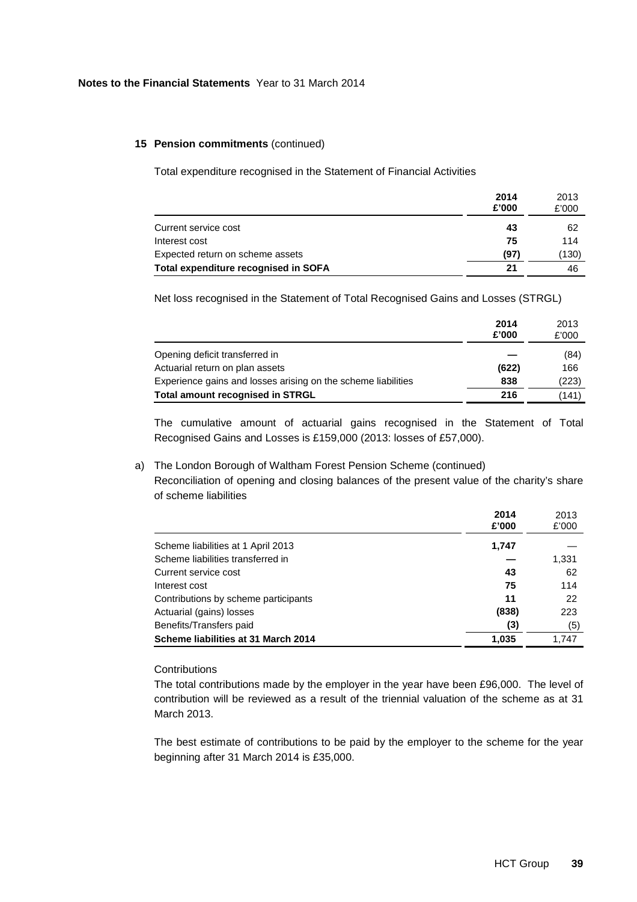**Notes to the Financial Statements** Year to 31 March 2014

## 15 Pension commitments (continued)

Total expenditure recognised in the Statement of Financial Activities

| | 2014 £'000 | 2013 £'000 |
|---|---|---|
| Current service cost | **43** | 62 |
| Interest cost | **75** | 114 |
| Expected return on scheme assets | **(97)** | (130) |
| **Total expenditure recognised in SOFA** | **21** | 46 |

Net loss recognised in the Statement of Total Recognised Gains and Losses (STRGL)

| | 2014 £'000 | 2013 £'000 |
|---|---|---|
| Opening deficit transferred in | **—** | (84) |
| Actuarial return on plan assets | **(622)** | 166 |
| Experience gains and losses arising on the scheme liabilities | **838** | (223) |
| **Total amount recognised in STRGL** | **216** | (141) |

The cumulative amount of actuarial gains recognised in the Statement of Total Recognised Gains and Losses is £159,000 (2013: losses of £57,000).

a) The London Borough of Waltham Forest Pension Scheme (continued)

Reconciliation of opening and closing balances of the present value of the charity's share of scheme liabilities

| | 2014 £'000 | 2013 £'000 |
|---|---|---|
| Scheme liabilities at 1 April 2013 | **1,747** | — |
| Scheme liabilities transferred in | **—** | 1,331 |
| Current service cost | **43** | 62 |
| Interest cost | **75** | 114 |
| Contributions by scheme participants | **11** | 22 |
| Actuarial (gains) losses | **(838)** | 223 |
| Benefits/Transfers paid | **(3)** | (5) |
| **Scheme liabilities at 31 March 2014** | **1,035** | 1,747 |

Contributions

The total contributions made by the employer in the year have been £96,000. The level of contribution will be reviewed as a result of the triennial valuation of the scheme as at 31 March 2013.

The best estimate of contributions to be paid by the employer to the scheme for the year beginning after 31 March 2014 is £35,000.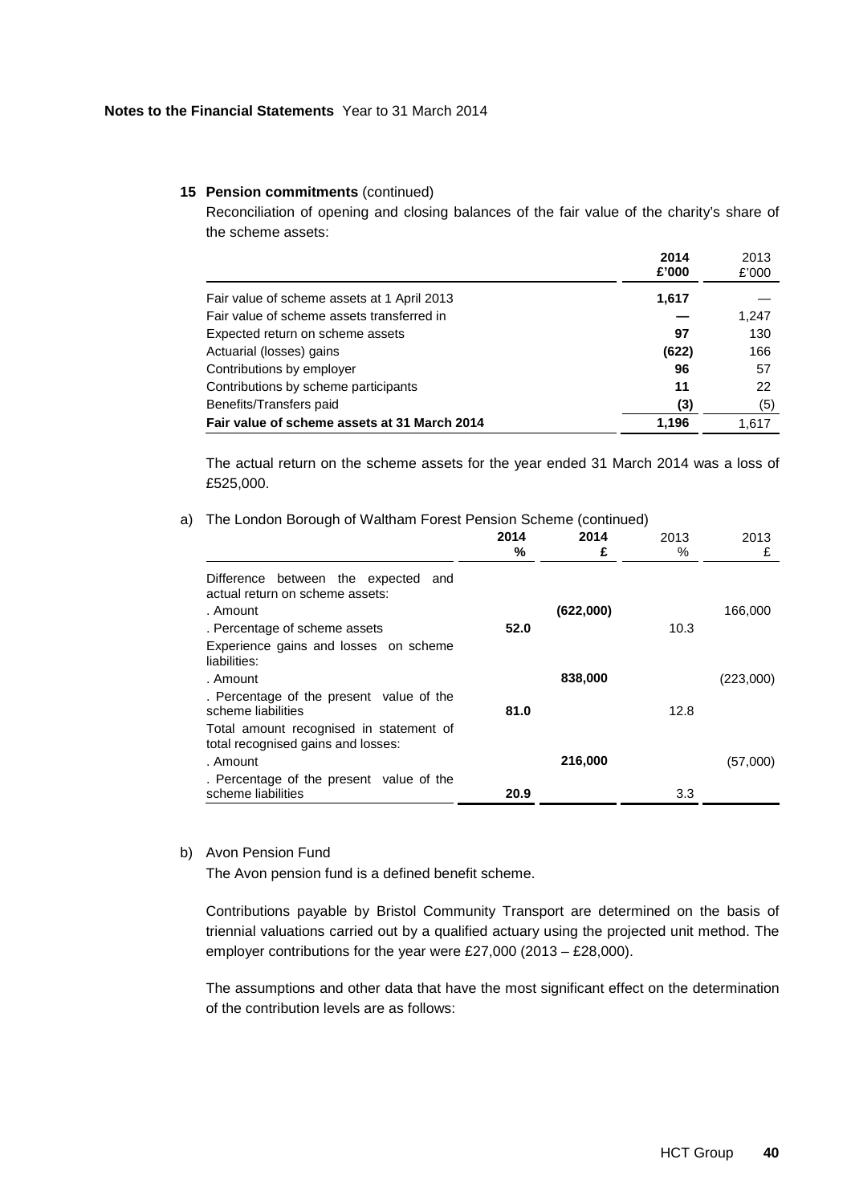**15 Pension commitments** (continued)

Reconciliation of opening and closing balances of the fair value of the charity's share of the scheme assets:

| | **2014 £'000** | 2013 £'000 |
|---|---|---|
| Fair value of scheme assets at 1 April 2013 | **1,617** | — |
| Fair value of scheme assets transferred in | **—** | 1,247 |
| Expected return on scheme assets | **97** | 130 |
| Actuarial (losses) gains | **(622)** | 166 |
| Contributions by employer | **96** | 57 |
| Contributions by scheme participants | **11** | 22 |
| Benefits/Transfers paid | **(3)** | (5) |
| **Fair value of scheme assets at 31 March 2014** | **1,196** | 1,617 |

The actual return on the scheme assets for the year ended 31 March 2014 was a loss of £525,000.

a) The London Borough of Waltham Forest Pension Scheme (continued)

| | **2014 %** | **2014 £** | 2013 % | 2013 £ |
|---|---|---|---|---|
| Difference between the expected and actual return on scheme assets: | | | | |
| . Amount | | **(622,000)** | | 166,000 |
| . Percentage of scheme assets | **52.0** | | 10.3 | |
| Experience gains and losses on scheme liabilities: | | | | |
| . Amount | | **838,000** | | (223,000) |
| . Percentage of the present value of the scheme liabilities | **81.0** | | 12.8 | |
| Total amount recognised in statement of total recognised gains and losses: | | | | |
| . Amount | | **216,000** | | (57,000) |
| . Percentage of the present value of the scheme liabilities | **20.9** | | 3.3 | |

b) Avon Pension Fund

The Avon pension fund is a defined benefit scheme.

Contributions payable by Bristol Community Transport are determined on the basis of triennial valuations carried out by a qualified actuary using the projected unit method. The employer contributions for the year were £27,000 (2013 – £28,000).

The assumptions and other data that have the most significant effect on the determination of the contribution levels are as follows: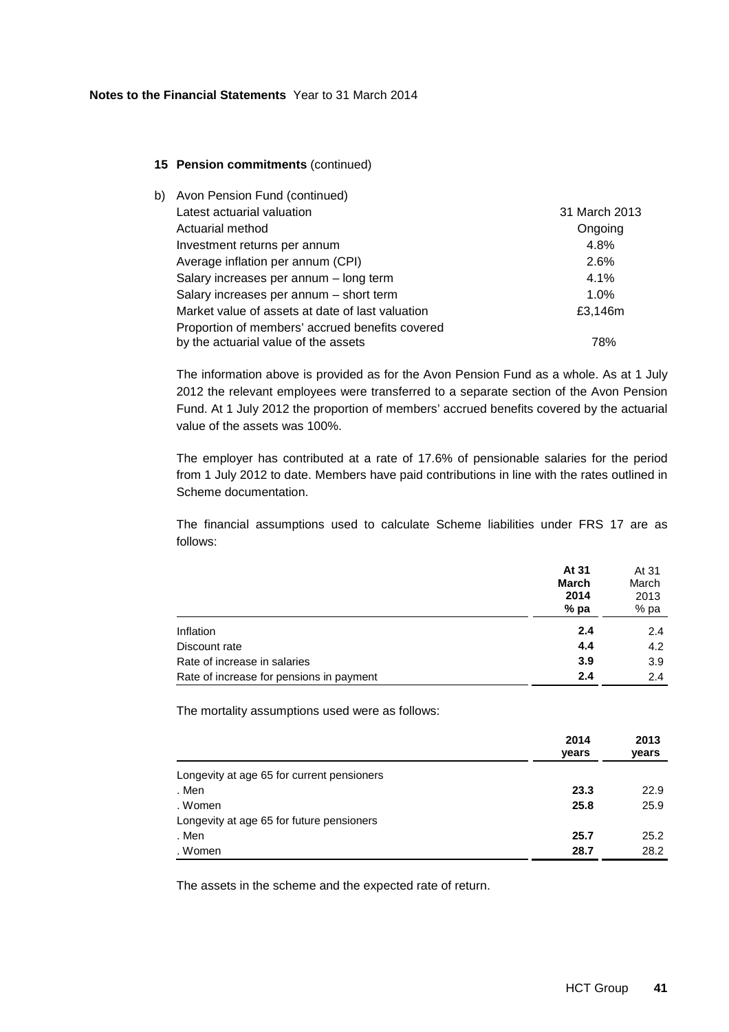**Notes to the Financial Statements** Year to 31 March 2014

## 15 Pension commitments (continued)

b) Avon Pension Fund (continued)

| | |
|---|---|
| Latest actuarial valuation | 31 March 2013 |
| Actuarial method | Ongoing |
| Investment returns per annum | 4.8% |
| Average inflation per annum (CPI) | 2.6% |
| Salary increases per annum – long term | 4.1% |
| Salary increases per annum – short term | 1.0% |
| Market value of assets at date of last valuation | £3,146m |
| Proportion of members' accrued benefits covered by the actuarial value of the assets | 78% |

The information above is provided as for the Avon Pension Fund as a whole. As at 1 July 2012 the relevant employees were transferred to a separate section of the Avon Pension Fund. At 1 July 2012 the proportion of members' accrued benefits covered by the actuarial value of the assets was 100%.

The employer has contributed at a rate of 17.6% of pensionable salaries for the period from 1 July 2012 to date. Members have paid contributions in line with the rates outlined in Scheme documentation.

The financial assumptions used to calculate Scheme liabilities under FRS 17 are as follows:

| | **At 31 March 2014 % pa** | At 31 March 2013 % pa |
|---|---|---|
| Inflation | **2.4** | 2.4 |
| Discount rate | **4.4** | 4.2 |
| Rate of increase in salaries | **3.9** | 3.9 |
| Rate of increase for pensions in payment | **2.4** | 2.4 |

The mortality assumptions used were as follows:

| | **2014 years** | **2013 years** |
|---|---|---|
| Longevity at age 65 for current pensioners | | |
| . Men | **23.3** | 22.9 |
| . Women | **25.8** | 25.9 |
| Longevity at age 65 for future pensioners | | |
| . Men | **25.7** | 25.2 |
| . Women | **28.7** | 28.2 |

The assets in the scheme and the expected rate of return.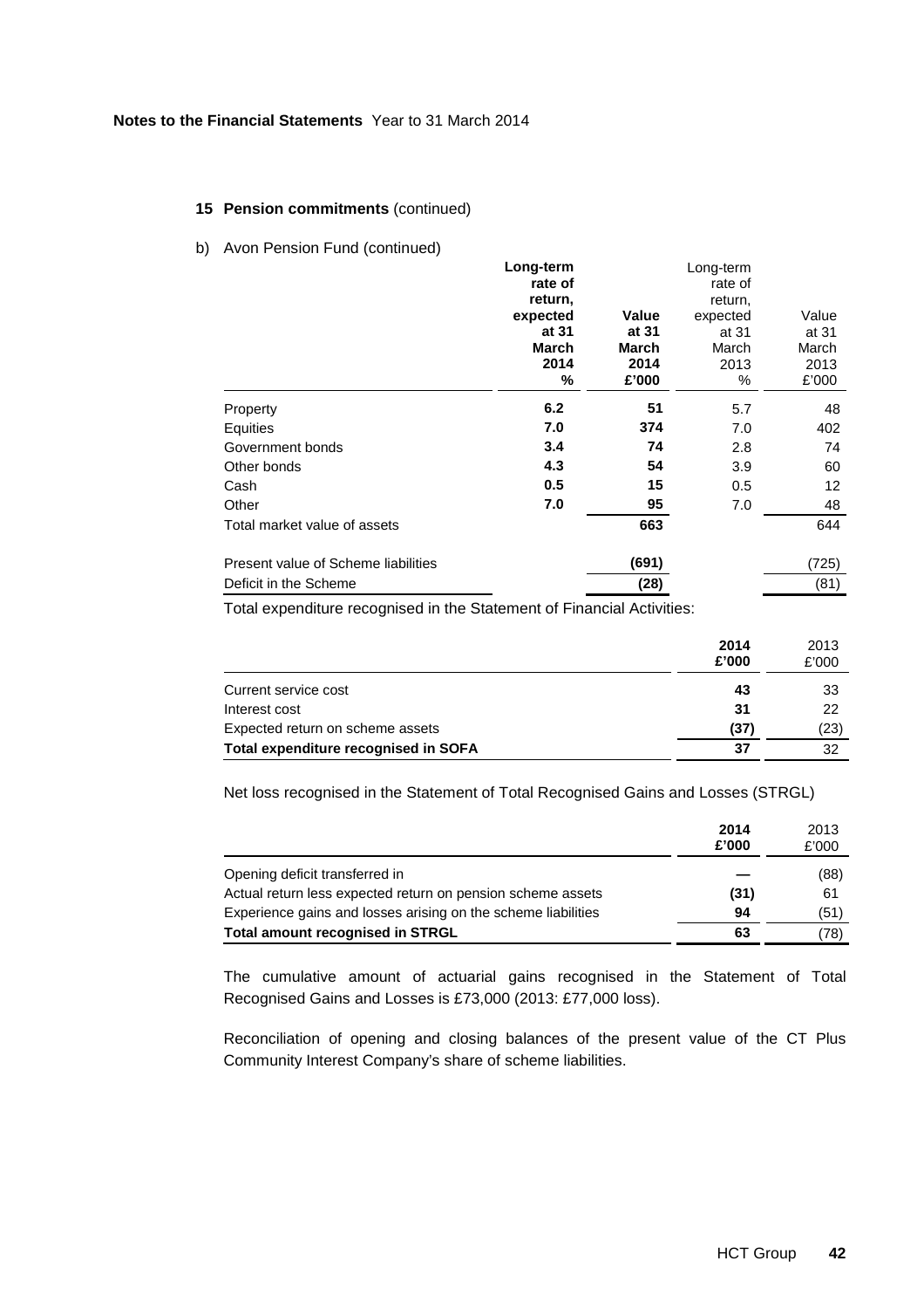**Notes to the Financial Statements** Year to 31 March 2014

**15 Pension commitments** (continued)

b) Avon Pension Fund (continued)

| | **Long-term rate of return, expected at 31 March 2014 %** | **Value at 31 March 2014 £'000** | Long-term rate of return, expected at 31 March 2013 % | Value at 31 March 2013 £'000 |
|---|---|---|---|---|
| Property | **6.2** | **51** | 5.7 | 48 |
| Equities | **7.0** | **374** | 7.0 | 402 |
| Government bonds | **3.4** | **74** | 2.8 | 74 |
| Other bonds | **4.3** | **54** | 3.9 | 60 |
| Cash | **0.5** | **15** | 0.5 | 12 |
| Other | **7.0** | **95** | 7.0 | 48 |
| Total market value of assets | | **663** | | 644 |
| Present value of Scheme liabilities | | **(691)** | | (725) |
| Deficit in the Scheme | | **(28)** | | (81) |

Total expenditure recognised in the Statement of Financial Activities:

| | **2014 £'000** | 2013 £'000 |
|---|---|---|
| Current service cost | **43** | 33 |
| Interest cost | **31** | 22 |
| Expected return on scheme assets | **(37)** | (23) |
| **Total expenditure recognised in SOFA** | **37** | 32 |

Net loss recognised in the Statement of Total Recognised Gains and Losses (STRGL)

| | **2014 £'000** | 2013 £'000 |
|---|---|---|
| Opening deficit transferred in | **—** | (88) |
| Actual return less expected return on pension scheme assets | **(31)** | 61 |
| Experience gains and losses arising on the scheme liabilities | **94** | (51) |
| **Total amount recognised in STRGL** | **63** | (78) |

The cumulative amount of actuarial gains recognised in the Statement of Total Recognised Gains and Losses is £73,000 (2013: £77,000 loss).

Reconciliation of opening and closing balances of the present value of the CT Plus Community Interest Company's share of scheme liabilities.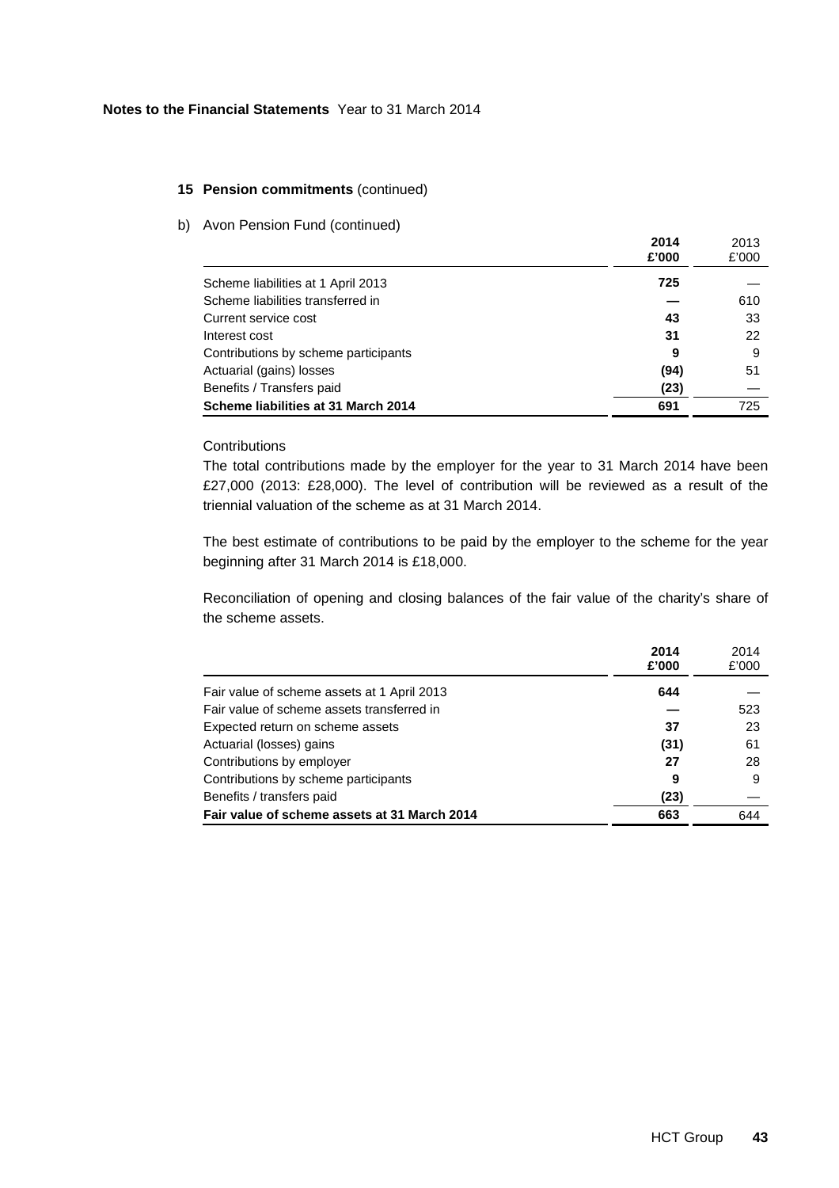**Notes to the Financial Statements** Year to 31 March 2014

## 15 Pension commitments (continued)

b) Avon Pension Fund (continued)

| | **2014 £'000** | 2013 £'000 |
|---|---|---|
| Scheme liabilities at 1 April 2013 | **725** | — |
| Scheme liabilities transferred in | **—** | 610 |
| Current service cost | **43** | 33 |
| Interest cost | **31** | 22 |
| Contributions by scheme participants | **9** | 9 |
| Actuarial (gains) losses | **(94)** | 51 |
| Benefits / Transfers paid | **(23)** | — |
| **Scheme liabilities at 31 March 2014** | **691** | 725 |

Contributions

The total contributions made by the employer for the year to 31 March 2014 have been £27,000 (2013: £28,000). The level of contribution will be reviewed as a result of the triennial valuation of the scheme as at 31 March 2014.

The best estimate of contributions to be paid by the employer to the scheme for the year beginning after 31 March 2014 is £18,000.

Reconciliation of opening and closing balances of the fair value of the charity's share of the scheme assets.

| | **2014 £'000** | 2014 £'000 |
|---|---|---|
| Fair value of scheme assets at 1 April 2013 | **644** | — |
| Fair value of scheme assets transferred in | **—** | 523 |
| Expected return on scheme assets | **37** | 23 |
| Actuarial (losses) gains | **(31)** | 61 |
| Contributions by employer | **27** | 28 |
| Contributions by scheme participants | **9** | 9 |
| Benefits / transfers paid | **(23)** | — |
| **Fair value of scheme assets at 31 March 2014** | **663** | 644 |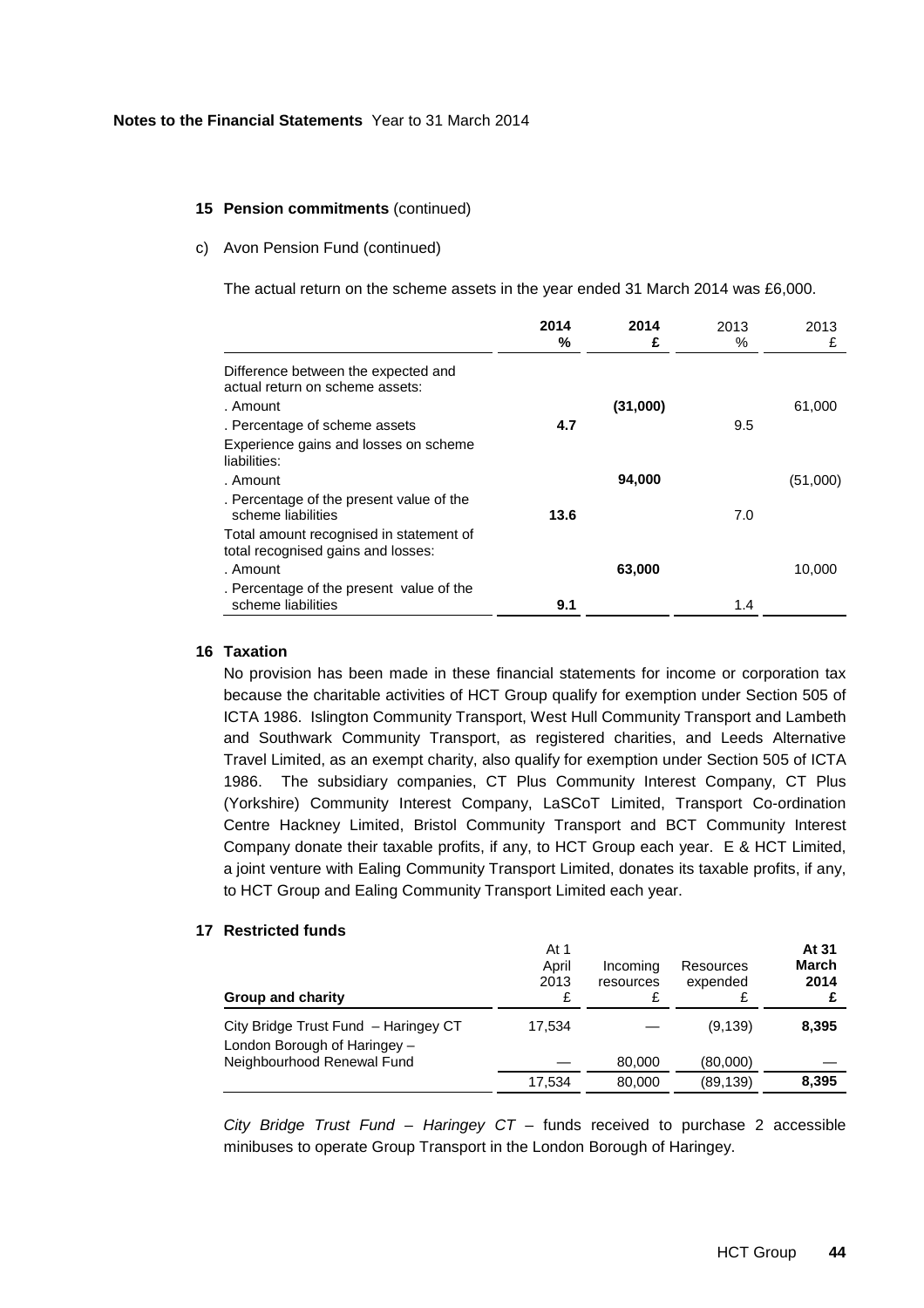**Notes to the Financial Statements** Year to 31 March 2014

## 15 Pension commitments (continued)

c) Avon Pension Fund (continued)

The actual return on the scheme assets in the year ended 31 March 2014 was £6,000.

| | **2014 %** | **2014 £** | 2013 % | 2013 £ |
|---|---|---|---|---|
| Difference between the expected and actual return on scheme assets: | | | | |
| . Amount | | **(31,000)** | | 61,000 |
| . Percentage of scheme assets | **4.7** | | 9.5 | |
| Experience gains and losses on scheme liabilities: | | | | |
| . Amount | | **94,000** | | (51,000) |
| . Percentage of the present value of the scheme liabilities | **13.6** | | 7.0 | |
| Total amount recognised in statement of total recognised gains and losses: | | | | |
| . Amount | | **63,000** | | 10,000 |
| . Percentage of the present value of the scheme liabilities | **9.1** | | 1.4 | |

## 16 Taxation

No provision has been made in these financial statements for income or corporation tax because the charitable activities of HCT Group qualify for exemption under Section 505 of ICTA 1986. Islington Community Transport, West Hull Community Transport and Lambeth and Southwark Community Transport, as registered charities, and Leeds Alternative Travel Limited, as an exempt charity, also qualify for exemption under Section 505 of ICTA 1986. The subsidiary companies, CT Plus Community Interest Company, CT Plus (Yorkshire) Community Interest Company, LaSCoT Limited, Transport Co-ordination Centre Hackney Limited, Bristol Community Transport and BCT Community Interest Company donate their taxable profits, if any, to HCT Group each year. E & HCT Limited, a joint venture with Ealing Community Transport Limited, donates its taxable profits, if any, to HCT Group and Ealing Community Transport Limited each year.

## 17 Restricted funds

| **Group and charity** | At 1 April 2013 £ | Incoming resources £ | Resources expended £ | **At 31 March 2014 £** |
|---|---|---|---|---|
| City Bridge Trust Fund – Haringey CT | 17,534 | — | (9,139) | **8,395** |
| London Borough of Haringey – Neighbourhood Renewal Fund | — | 80,000 | (80,000) | **—** |
| | 17,534 | 80,000 | (89,139) | **8,395** |

*City Bridge Trust Fund – Haringey CT* – funds received to purchase 2 accessible minibuses to operate Group Transport in the London Borough of Haringey.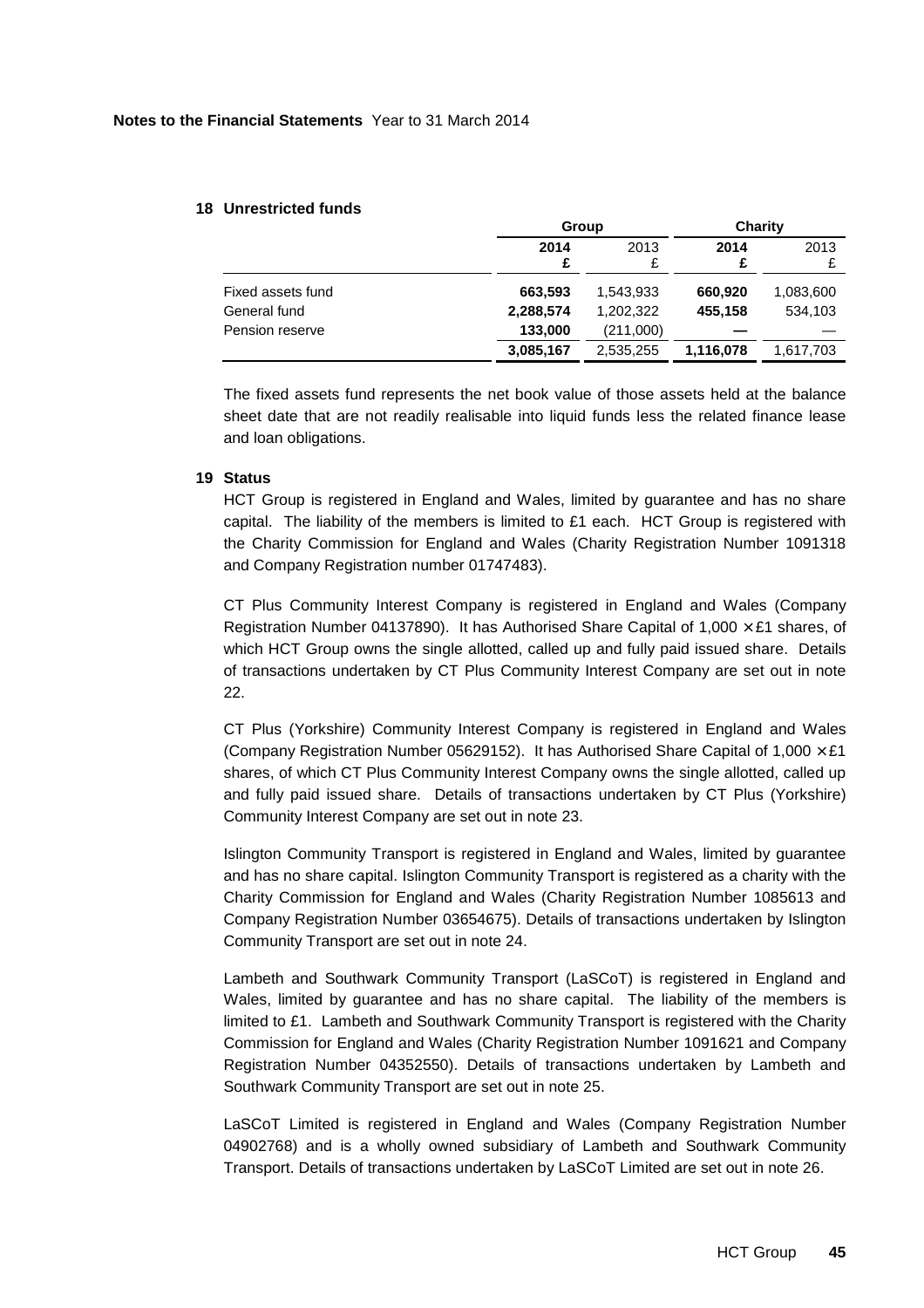## 18 Unrestricted funds

| | Group | | Charity | |
|---|---|---|---|---|
| | **2014** | 2013 | **2014** | 2013 |
| | **£** | £ | **£** | £ |
| Fixed assets fund | **663,593** | 1,543,933 | **660,920** | 1,083,600 |
| General fund | **2,288,574** | 1,202,322 | **455,158** | 534,103 |
| Pension reserve | **133,000** | (211,000) | **—** | — |
| | **3,085,167** | 2,535,255 | **1,116,078** | 1,617,703 |

The fixed assets fund represents the net book value of those assets held at the balance sheet date that are not readily realisable into liquid funds less the related finance lease and loan obligations.

## 19 Status

HCT Group is registered in England and Wales, limited by guarantee and has no share capital. The liability of the members is limited to £1 each. HCT Group is registered with the Charity Commission for England and Wales (Charity Registration Number 1091318 and Company Registration number 01747483).

CT Plus Community Interest Company is registered in England and Wales (Company Registration Number 04137890). It has Authorised Share Capital of 1,000 × £1 shares, of which HCT Group owns the single allotted, called up and fully paid issued share. Details of transactions undertaken by CT Plus Community Interest Company are set out in note 22.

CT Plus (Yorkshire) Community Interest Company is registered in England and Wales (Company Registration Number 05629152). It has Authorised Share Capital of 1,000 × £1 shares, of which CT Plus Community Interest Company owns the single allotted, called up and fully paid issued share. Details of transactions undertaken by CT Plus (Yorkshire) Community Interest Company are set out in note 23.

Islington Community Transport is registered in England and Wales, limited by guarantee and has no share capital. Islington Community Transport is registered as a charity with the Charity Commission for England and Wales (Charity Registration Number 1085613 and Company Registration Number 03654675). Details of transactions undertaken by Islington Community Transport are set out in note 24.

Lambeth and Southwark Community Transport (LaSCoT) is registered in England and Wales, limited by guarantee and has no share capital. The liability of the members is limited to £1. Lambeth and Southwark Community Transport is registered with the Charity Commission for England and Wales (Charity Registration Number 1091621 and Company Registration Number 04352550). Details of transactions undertaken by Lambeth and Southwark Community Transport are set out in note 25.

LaSCoT Limited is registered in England and Wales (Company Registration Number 04902768) and is a wholly owned subsidiary of Lambeth and Southwark Community Transport. Details of transactions undertaken by LaSCoT Limited are set out in note 26.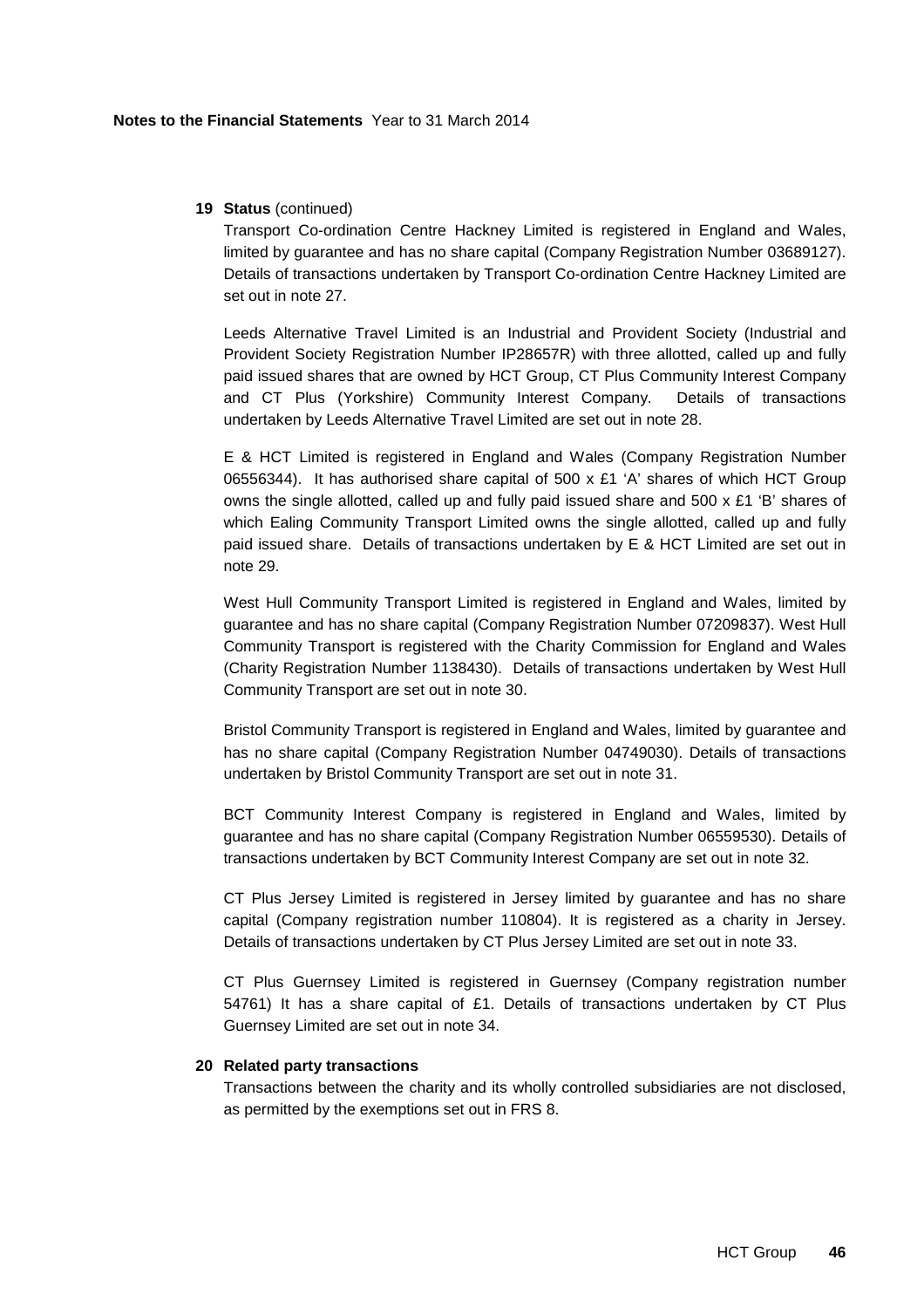**Notes to the Financial Statements** Year to 31 March 2014

**19 Status** (continued)

Transport Co-ordination Centre Hackney Limited is registered in England and Wales, limited by guarantee and has no share capital (Company Registration Number 03689127). Details of transactions undertaken by Transport Co-ordination Centre Hackney Limited are set out in note 27.

Leeds Alternative Travel Limited is an Industrial and Provident Society (Industrial and Provident Society Registration Number IP28657R) with three allotted, called up and fully paid issued shares that are owned by HCT Group, CT Plus Community Interest Company and CT Plus (Yorkshire) Community Interest Company. Details of transactions undertaken by Leeds Alternative Travel Limited are set out in note 28.

E & HCT Limited is registered in England and Wales (Company Registration Number 06556344). It has authorised share capital of 500 x £1 'A' shares of which HCT Group owns the single allotted, called up and fully paid issued share and 500 x £1 'B' shares of which Ealing Community Transport Limited owns the single allotted, called up and fully paid issued share. Details of transactions undertaken by E & HCT Limited are set out in note 29.

West Hull Community Transport Limited is registered in England and Wales, limited by guarantee and has no share capital (Company Registration Number 07209837). West Hull Community Transport is registered with the Charity Commission for England and Wales (Charity Registration Number 1138430). Details of transactions undertaken by West Hull Community Transport are set out in note 30.

Bristol Community Transport is registered in England and Wales, limited by guarantee and has no share capital (Company Registration Number 04749030). Details of transactions undertaken by Bristol Community Transport are set out in note 31.

BCT Community Interest Company is registered in England and Wales, limited by guarantee and has no share capital (Company Registration Number 06559530). Details of transactions undertaken by BCT Community Interest Company are set out in note 32.

CT Plus Jersey Limited is registered in Jersey limited by guarantee and has no share capital (Company registration number 110804). It is registered as a charity in Jersey. Details of transactions undertaken by CT Plus Jersey Limited are set out in note 33.

CT Plus Guernsey Limited is registered in Guernsey (Company registration number 54761) It has a share capital of £1. Details of transactions undertaken by CT Plus Guernsey Limited are set out in note 34.

**20 Related party transactions**

Transactions between the charity and its wholly controlled subsidiaries are not disclosed, as permitted by the exemptions set out in FRS 8.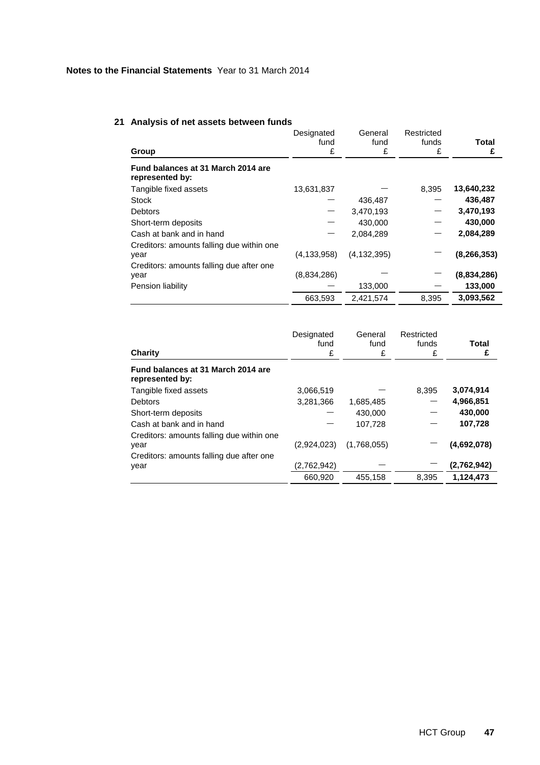## 21 Analysis of net assets between funds

| Group | Designated fund £ | General fund £ | Restricted funds £ | **Total £** |
|---|---|---|---|---|
| **Fund balances at 31 March 2014 are represented by:** | | | | |
| Tangible fixed assets | 13,631,837 | — | 8,395 | **13,640,232** |
| Stock | — | 436,487 | — | **436,487** |
| Debtors | — | 3,470,193 | — | **3,470,193** |
| Short-term deposits | — | 430,000 | — | **430,000** |
| Cash at bank and in hand | — | 2,084,289 | — | **2,084,289** |
| Creditors: amounts falling due within one year | (4,133,958) | (4,132,395) | — | **(8,266,353)** |
| Creditors: amounts falling due after one year | (8,834,286) | — | — | **(8,834,286)** |
| Pension liability | — | 133,000 | — | **133,000** |
| | 663,593 | 2,421,574 | 8,395 | **3,093,562** |

| Charity | Designated fund £ | General fund £ | Restricted funds £ | **Total £** |
|---|---|---|---|---|
| **Fund balances at 31 March 2014 are represented by:** | | | | |
| Tangible fixed assets | 3,066,519 | — | 8,395 | **3,074,914** |
| Debtors | 3,281,366 | 1,685,485 | — | **4,966,851** |
| Short-term deposits | — | 430,000 | — | **430,000** |
| Cash at bank and in hand | — | 107,728 | — | **107,728** |
| Creditors: amounts falling due within one year | (2,924,023) | (1,768,055) | — | **(4,692,078)** |
| Creditors: amounts falling due after one year | (2,762,942) | — | — | **(2,762,942)** |
| | 660,920 | 455,158 | 8,395 | **1,124,473** |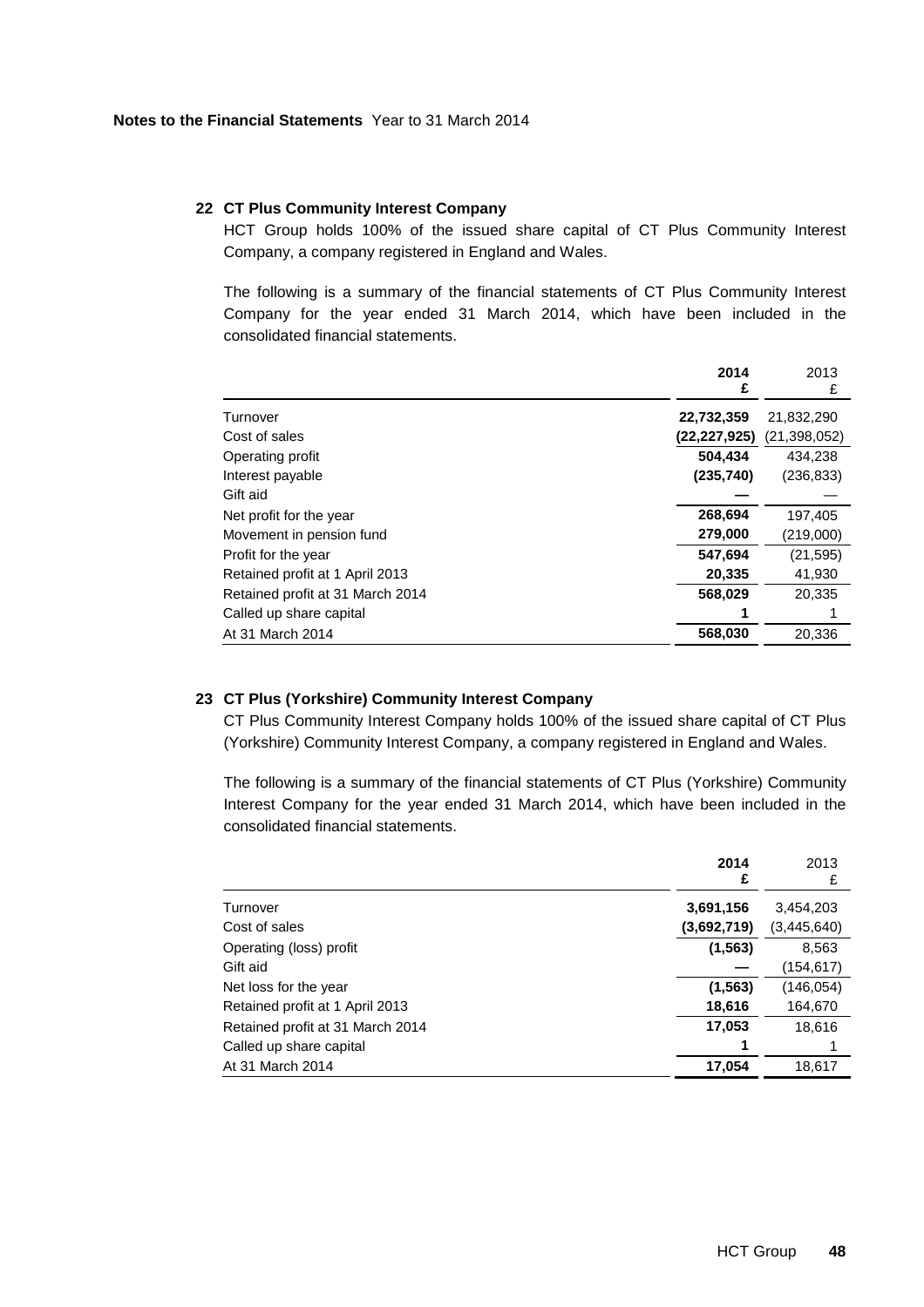**Notes to the Financial Statements** Year to 31 March 2014

### 22 CT Plus Community Interest Company

HCT Group holds 100% of the issued share capital of CT Plus Community Interest Company, a company registered in England and Wales.

The following is a summary of the financial statements of CT Plus Community Interest Company for the year ended 31 March 2014, which have been included in the consolidated financial statements.

| | **2014** **£** | 2013 £ |
|---|---|---|
| Turnover | **22,732,359** | 21,832,290 |
| Cost of sales | **(22,227,925)** | (21,398,052) |
| Operating profit | **504,434** | 434,238 |
| Interest payable | **(235,740)** | (236,833) |
| Gift aid | **—** | — |
| Net profit for the year | **268,694** | 197,405 |
| Movement in pension fund | **279,000** | (219,000) |
| Profit for the year | **547,694** | (21,595) |
| Retained profit at 1 April 2013 | **20,335** | 41,930 |
| Retained profit at 31 March 2014 | **568,029** | 20,335 |
| Called up share capital | **1** | 1 |
| At 31 March 2014 | **568,030** | 20,336 |

### 23 CT Plus (Yorkshire) Community Interest Company

CT Plus Community Interest Company holds 100% of the issued share capital of CT Plus (Yorkshire) Community Interest Company, a company registered in England and Wales.

The following is a summary of the financial statements of CT Plus (Yorkshire) Community Interest Company for the year ended 31 March 2014, which have been included in the consolidated financial statements.

| | **2014** **£** | 2013 £ |
|---|---|---|
| Turnover | **3,691,156** | 3,454,203 |
| Cost of sales | **(3,692,719)** | (3,445,640) |
| Operating (loss) profit | **(1,563)** | 8,563 |
| Gift aid | **—** | (154,617) |
| Net loss for the year | **(1,563)** | (146,054) |
| Retained profit at 1 April 2013 | **18,616** | 164,670 |
| Retained profit at 31 March 2014 | **17,053** | 18,616 |
| Called up share capital | **1** | 1 |
| At 31 March 2014 | **17,054** | 18,617 |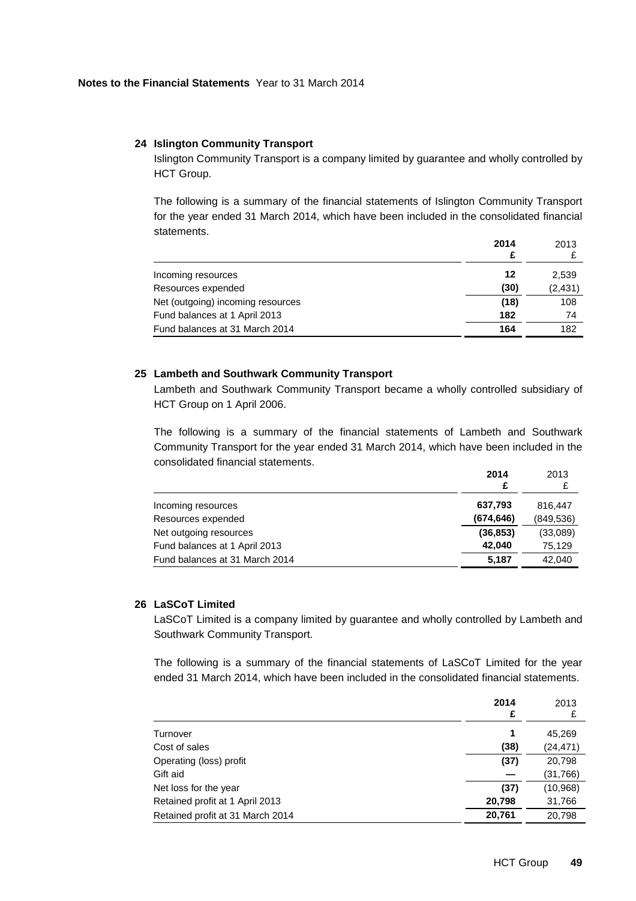**Notes to the Financial Statements** Year to 31 March 2014

## 24 Islington Community Transport

Islington Community Transport is a company limited by guarantee and wholly controlled by HCT Group.

The following is a summary of the financial statements of Islington Community Transport for the year ended 31 March 2014, which have been included in the consolidated financial statements.

| | **2014** **£** | 2013 £ |
|---|---|---|
| Incoming resources | **12** | 2,539 |
| Resources expended | **(30)** | (2,431) |
| Net (outgoing) incoming resources | **(18)** | 108 |
| Fund balances at 1 April 2013 | **182** | 74 |
| Fund balances at 31 March 2014 | **164** | 182 |

## 25 Lambeth and Southwark Community Transport

Lambeth and Southwark Community Transport became a wholly controlled subsidiary of HCT Group on 1 April 2006.

The following is a summary of the financial statements of Lambeth and Southwark Community Transport for the year ended 31 March 2014, which have been included in the consolidated financial statements.

| | **2014** **£** | 2013 £ |
|---|---|---|
| Incoming resources | **637,793** | 816,447 |
| Resources expended | **(674,646)** | (849,536) |
| Net outgoing resources | **(36,853)** | (33,089) |
| Fund balances at 1 April 2013 | **42,040** | 75,129 |
| Fund balances at 31 March 2014 | **5,187** | 42,040 |

## 26 LaSCoT Limited

LaSCoT Limited is a company limited by guarantee and wholly controlled by Lambeth and Southwark Community Transport.

The following is a summary of the financial statements of LaSCoT Limited for the year ended 31 March 2014, which have been included in the consolidated financial statements.

| | **2014** **£** | 2013 £ |
|---|---|---|
| Turnover | **1** | 45,269 |
| Cost of sales | **(38)** | (24,471) |
| Operating (loss) profit | **(37)** | 20,798 |
| Gift aid | **—** | (31,766) |
| Net loss for the year | **(37)** | (10,968) |
| Retained profit at 1 April 2013 | **20,798** | 31,766 |
| Retained profit at 31 March 2014 | **20,761** | 20,798 |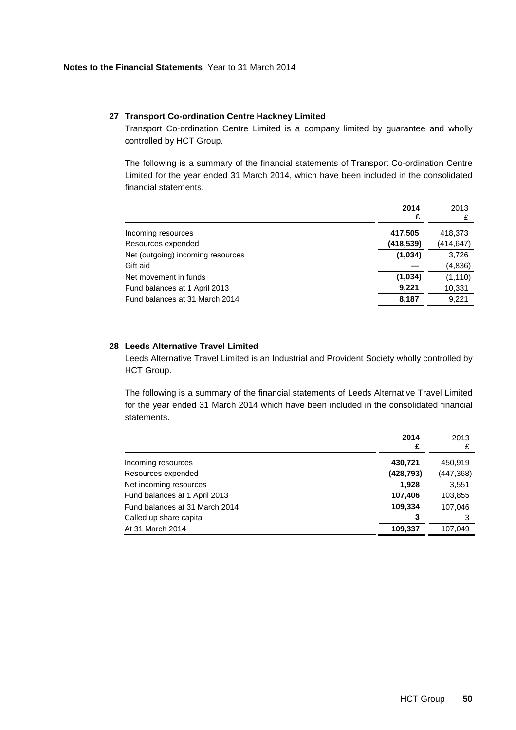## 27 Transport Co-ordination Centre Hackney Limited

Transport Co-ordination Centre Limited is a company limited by guarantee and wholly controlled by HCT Group.

The following is a summary of the financial statements of Transport Co-ordination Centre Limited for the year ended 31 March 2014, which have been included in the consolidated financial statements.

| | **2014 £** | 2013 £ |
|---|---|---|
| Incoming resources | **417,505** | 418,373 |
| Resources expended | **(418,539)** | (414,647) |
| Net (outgoing) incoming resources | **(1,034)** | 3,726 |
| Gift aid | **—** | (4,836) |
| Net movement in funds | **(1,034)** | (1,110) |
| Fund balances at 1 April 2013 | **9,221** | 10,331 |
| Fund balances at 31 March 2014 | **8,187** | 9,221 |

## 28 Leeds Alternative Travel Limited

Leeds Alternative Travel Limited is an Industrial and Provident Society wholly controlled by HCT Group.

The following is a summary of the financial statements of Leeds Alternative Travel Limited for the year ended 31 March 2014 which have been included in the consolidated financial statements.

| | **2014 £** | 2013 £ |
|---|---|---|
| Incoming resources | **430,721** | 450,919 |
| Resources expended | **(428,793)** | (447,368) |
| Net incoming resources | **1,928** | 3,551 |
| Fund balances at 1 April 2013 | **107,406** | 103,855 |
| Fund balances at 31 March 2014 | **109,334** | 107,046 |
| Called up share capital | **3** | 3 |
| At 31 March 2014 | **109,337** | 107,049 |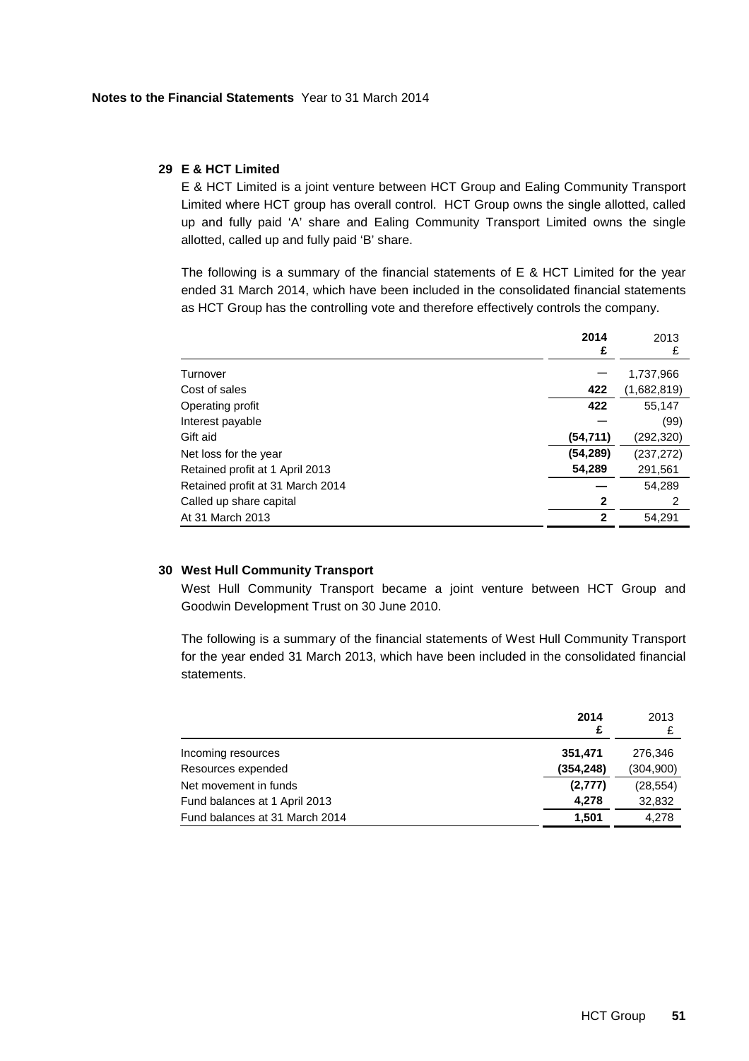**Notes to the Financial Statements** Year to 31 March 2014

## 29 E & HCT Limited

E & HCT Limited is a joint venture between HCT Group and Ealing Community Transport Limited where HCT group has overall control. HCT Group owns the single allotted, called up and fully paid 'A' share and Ealing Community Transport Limited owns the single allotted, called up and fully paid 'B' share.

The following is a summary of the financial statements of E & HCT Limited for the year ended 31 March 2014, which have been included in the consolidated financial statements as HCT Group has the controlling vote and therefore effectively controls the company.

| | **2014 £** | 2013 £ |
|---|---|---|
| Turnover | — | 1,737,966 |
| Cost of sales | **422** | (1,682,819) |
| Operating profit | **422** | 55,147 |
| Interest payable | — | (99) |
| Gift aid | **(54,711)** | (292,320) |
| Net loss for the year | **(54,289)** | (237,272) |
| Retained profit at 1 April 2013 | **54,289** | 291,561 |
| Retained profit at 31 March 2014 | **—** | 54,289 |
| Called up share capital | **2** | 2 |
| At 31 March 2013 | **2** | 54,291 |

## 30 West Hull Community Transport

West Hull Community Transport became a joint venture between HCT Group and Goodwin Development Trust on 30 June 2010.

The following is a summary of the financial statements of West Hull Community Transport for the year ended 31 March 2013, which have been included in the consolidated financial statements.

| | **2014 £** | 2013 £ |
|---|---|---|
| Incoming resources | **351,471** | 276,346 |
| Resources expended | **(354,248)** | (304,900) |
| Net movement in funds | **(2,777)** | (28,554) |
| Fund balances at 1 April 2013 | **4,278** | 32,832 |
| Fund balances at 31 March 2014 | **1,501** | 4,278 |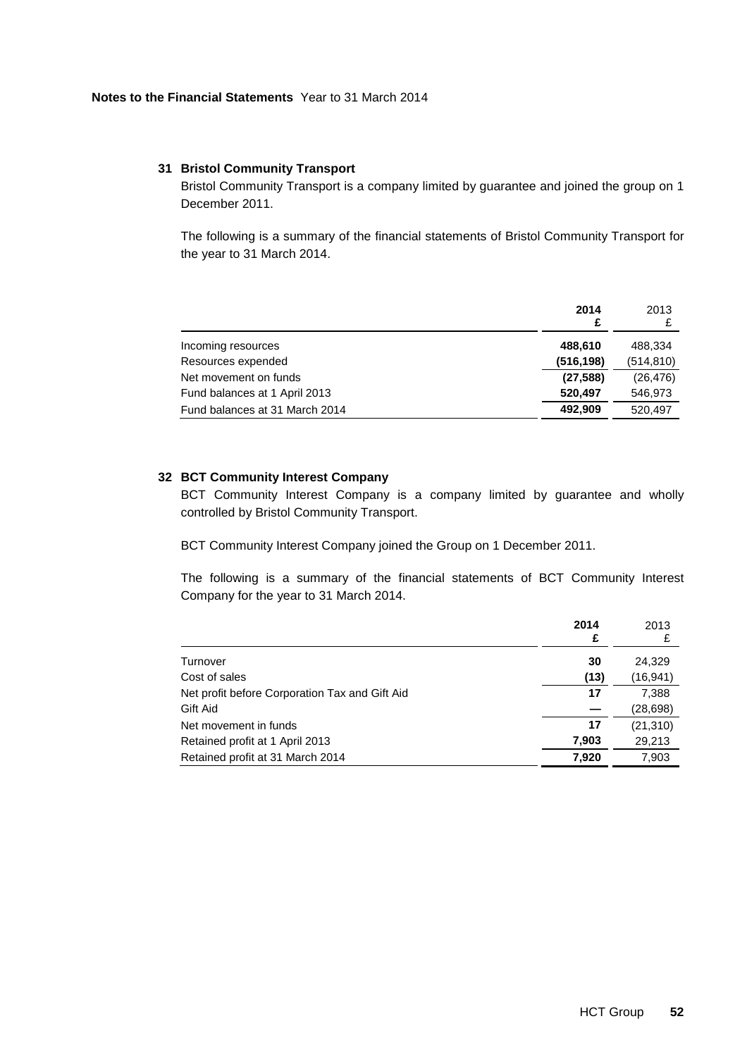**Notes to the Financial Statements** Year to 31 March 2014

### 31 Bristol Community Transport

Bristol Community Transport is a company limited by guarantee and joined the group on 1 December 2011.

The following is a summary of the financial statements of Bristol Community Transport for the year to 31 March 2014.

| | **2014** **£** | 2013 £ |
|---|---|---|
| Incoming resources | **488,610** | 488,334 |
| Resources expended | **(516,198)** | (514,810) |
| Net movement on funds | **(27,588)** | (26,476) |
| Fund balances at 1 April 2013 | **520,497** | 546,973 |
| Fund balances at 31 March 2014 | **492,909** | 520,497 |

### 32 BCT Community Interest Company

BCT Community Interest Company is a company limited by guarantee and wholly controlled by Bristol Community Transport.

BCT Community Interest Company joined the Group on 1 December 2011.

The following is a summary of the financial statements of BCT Community Interest Company for the year to 31 March 2014.

| | **2014** **£** | 2013 £ |
|---|---|---|
| Turnover | **30** | 24,329 |
| Cost of sales | **(13)** | (16,941) |
| Net profit before Corporation Tax and Gift Aid | **17** | 7,388 |
| Gift Aid | **—** | (28,698) |
| Net movement in funds | **17** | (21,310) |
| Retained profit at 1 April 2013 | **7,903** | 29,213 |
| Retained profit at 31 March 2014 | **7,920** | 7,903 |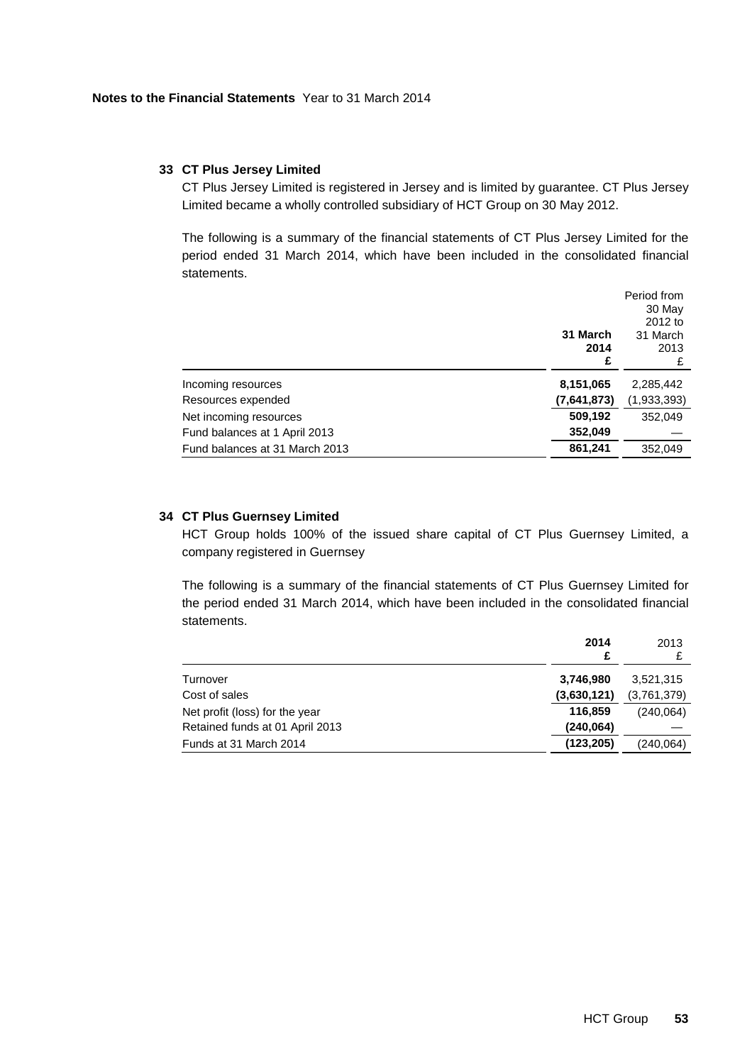**Notes to the Financial Statements** Year to 31 March 2014

## 33 CT Plus Jersey Limited

CT Plus Jersey Limited is registered in Jersey and is limited by guarantee. CT Plus Jersey Limited became a wholly controlled subsidiary of HCT Group on 30 May 2012.

The following is a summary of the financial statements of CT Plus Jersey Limited for the period ended 31 March 2014, which have been included in the consolidated financial statements.

| | **31 March 2014 £** | Period from 30 May 2012 to 31 March 2013 £ |
|---|---|---|
| Incoming resources | **8,151,065** | 2,285,442 |
| Resources expended | **(7,641,873)** | (1,933,393) |
| Net incoming resources | **509,192** | 352,049 |
| Fund balances at 1 April 2013 | **352,049** | — |
| Fund balances at 31 March 2013 | **861,241** | 352,049 |

## 34 CT Plus Guernsey Limited

HCT Group holds 100% of the issued share capital of CT Plus Guernsey Limited, a company registered in Guernsey

The following is a summary of the financial statements of CT Plus Guernsey Limited for the period ended 31 March 2014, which have been included in the consolidated financial statements.

| | **2014 £** | 2013 £ |
|---|---|---|
| Turnover | **3,746,980** | 3,521,315 |
| Cost of sales | **(3,630,121)** | (3,761,379) |
| Net profit (loss) for the year | **116,859** | (240,064) |
| Retained funds at 01 April 2013 | **(240,064)** | — |
| Funds at 31 March 2014 | **(123,205)** | (240,064) |